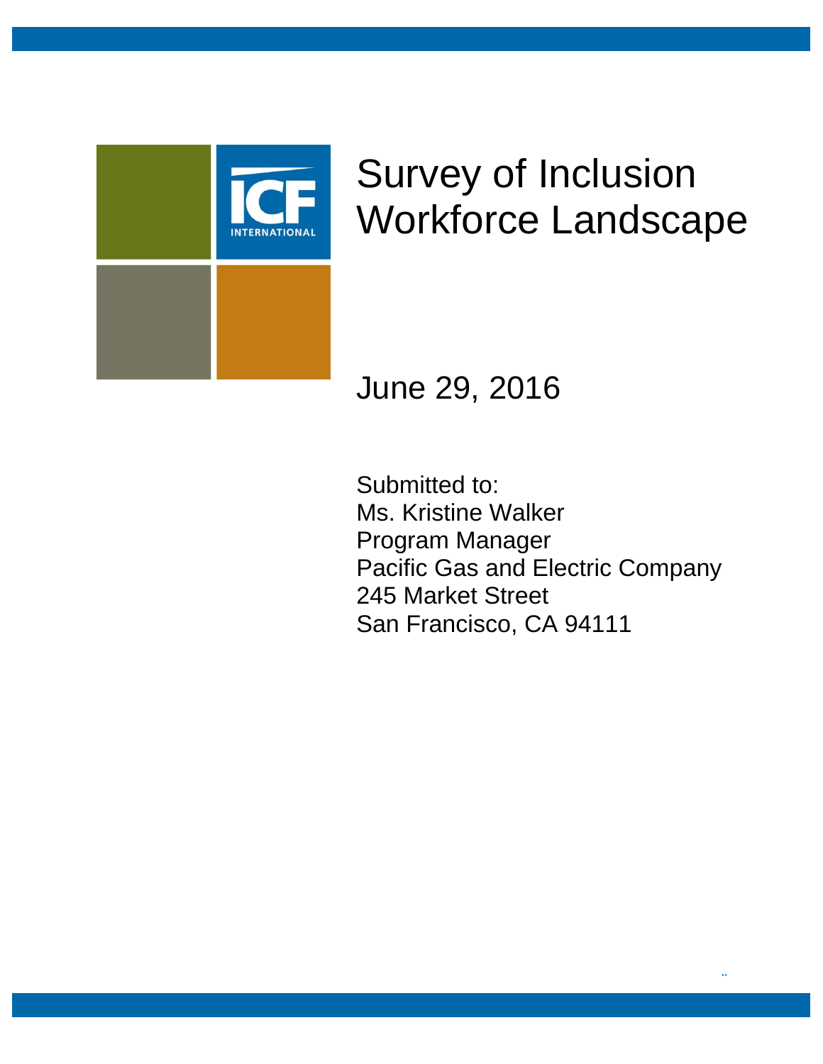# Survey of Inclusion Workforce Landscape

June 29, 2016

Submitted to:
Ms. Kristine Walker
Program Manager
Pacific Gas and Electric Company
245 Market Street
San Francisco, CA 94111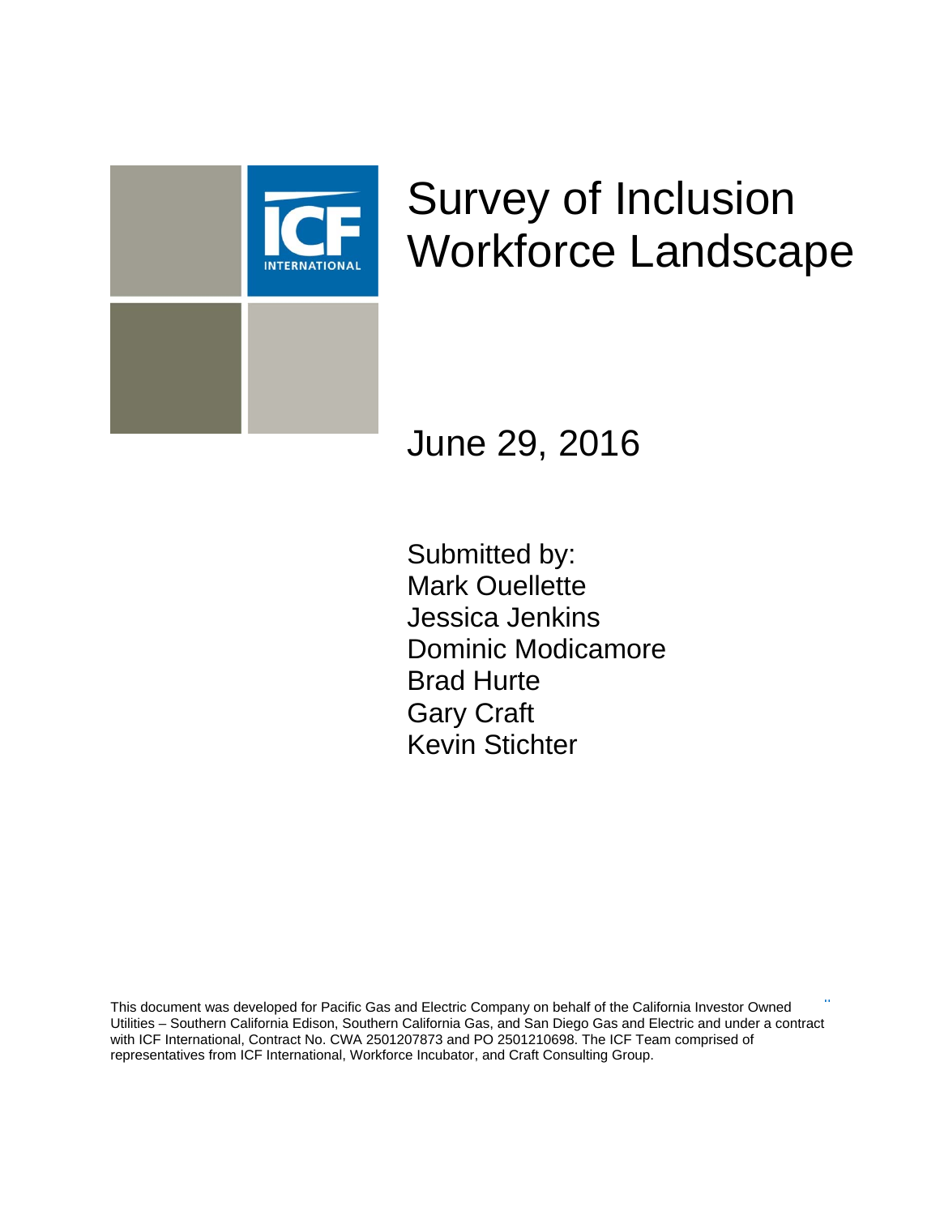# Survey of Inclusion Workforce Landscape

June 29, 2016

Submitted by:
Mark Ouellette
Jessica Jenkins
Dominic Modicamore
Brad Hurte
Gary Craft
Kevin Stichter

This document was developed for Pacific Gas and Electric Company on behalf of the California Investor Owned Utilities – Southern California Edison, Southern California Gas, and San Diego Gas and Electric and under a contract with ICF International, Contract No. CWA 2501207873 and PO 2501210698. The ICF Team comprised of representatives from ICF International, Workforce Incubator, and Craft Consulting Group.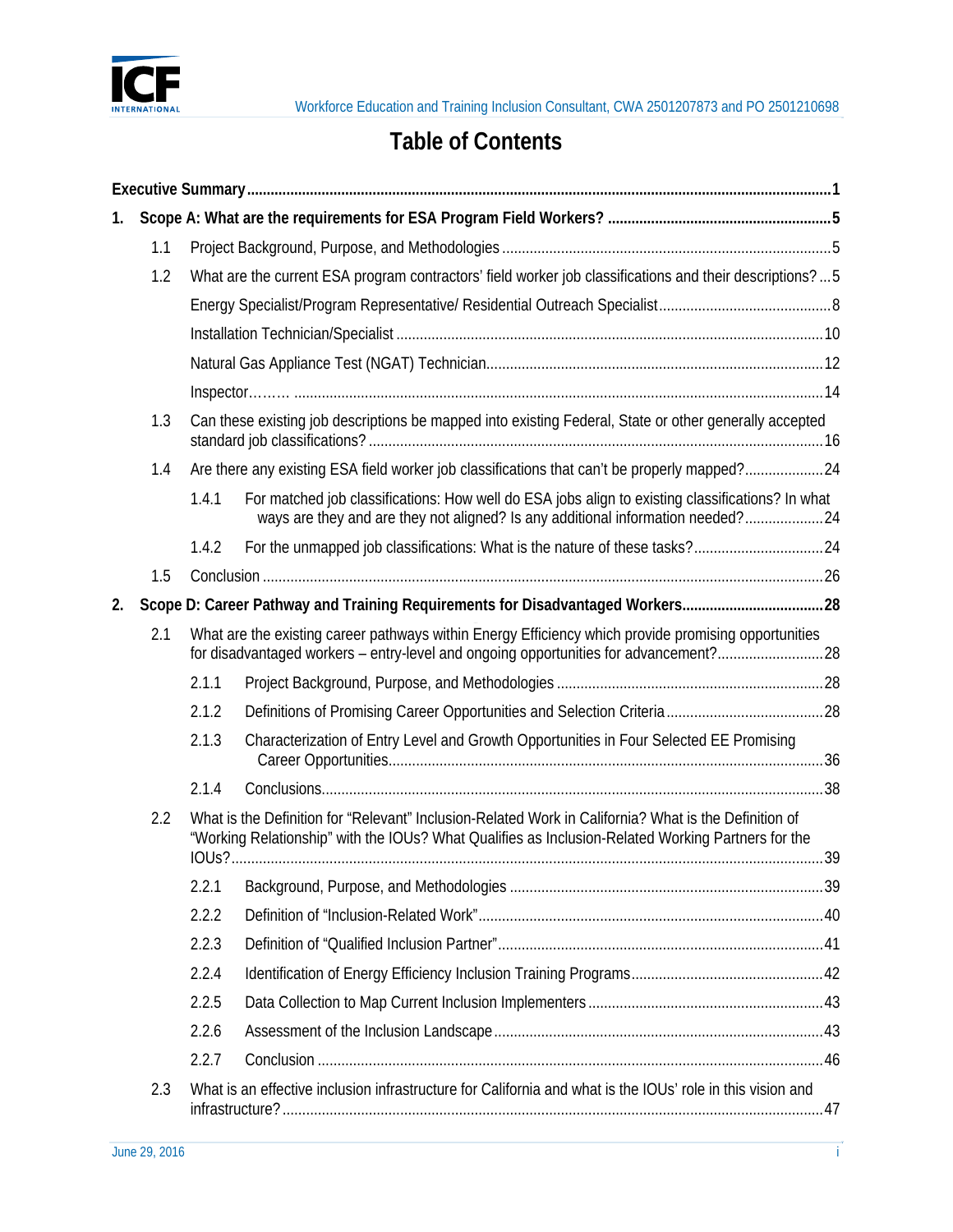# Table of Contents

**Executive Summary** .......... **1**

**1. Scope A: What are the requirements for ESA Program Field Workers?** .......... **5**

- 1.1 Project Background, Purpose, and Methodologies .......... 5
- 1.2 What are the current ESA program contractors' field worker job classifications and their descriptions? .......... 5
  - Energy Specialist/Program Representative/ Residential Outreach Specialist .......... 8
  - Installation Technician/Specialist .......... 10
  - Natural Gas Appliance Test (NGAT) Technician .......... 12
  - Inspector……… .......... 14
- 1.3 Can these existing job descriptions be mapped into existing Federal, State or other generally accepted standard job classifications? .......... 16
- 1.4 Are there any existing ESA field worker job classifications that can't be properly mapped? .......... 24
  - 1.4.1 For matched job classifications: How well do ESA jobs align to existing classifications? In what ways are they and are they not aligned? Is any additional information needed? .......... 24
  - 1.4.2 For the unmapped job classifications: What is the nature of these tasks? .......... 24
- 1.5 Conclusion .......... 26

**2. Scope D: Career Pathway and Training Requirements for Disadvantaged Workers** .......... **28**

- 2.1 What are the existing career pathways within Energy Efficiency which provide promising opportunities for disadvantaged workers – entry-level and ongoing opportunities for advancement? .......... 28
  - 2.1.1 Project Background, Purpose, and Methodologies .......... 28
  - 2.1.2 Definitions of Promising Career Opportunities and Selection Criteria .......... 28
  - 2.1.3 Characterization of Entry Level and Growth Opportunities in Four Selected EE Promising Career Opportunities .......... 36
  - 2.1.4 Conclusions .......... 38
- 2.2 What is the Definition for "Relevant" Inclusion-Related Work in California? What is the Definition of "Working Relationship" with the IOUs? What Qualifies as Inclusion-Related Working Partners for the IOUs? .......... 39
  - 2.2.1 Background, Purpose, and Methodologies .......... 39
  - 2.2.2 Definition of "Inclusion-Related Work" .......... 40
  - 2.2.3 Definition of "Qualified Inclusion Partner" .......... 41
  - 2.2.4 Identification of Energy Efficiency Inclusion Training Programs .......... 42
  - 2.2.5 Data Collection to Map Current Inclusion Implementers .......... 43
  - 2.2.6 Assessment of the Inclusion Landscape .......... 43
  - 2.2.7 Conclusion .......... 46
- 2.3 What is an effective inclusion infrastructure for California and what is the IOUs' role in this vision and infrastructure? .......... 47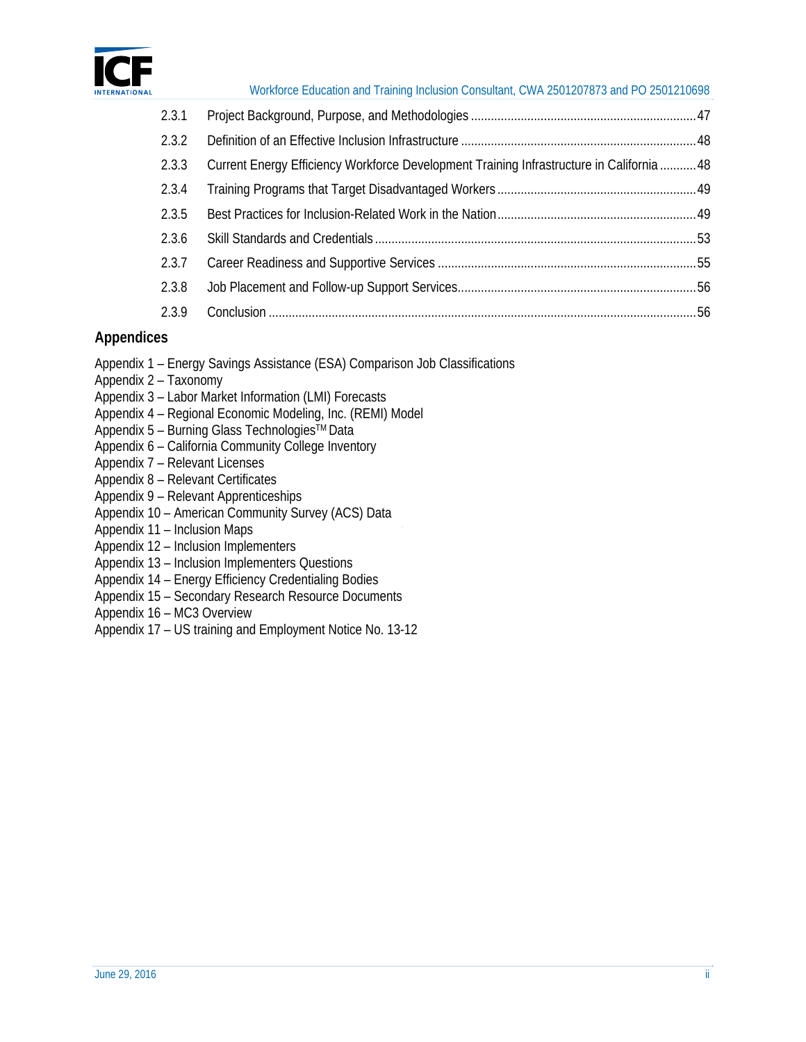2.3.1 Project Background, Purpose, and Methodologies ....................................................................47

2.3.2 Definition of an Effective Inclusion Infrastructure .......................................................................48

2.3.3 Current Energy Efficiency Workforce Development Training Infrastructure in California ...........48

2.3.4 Training Programs that Target Disadvantaged Workers ............................................................49

2.3.5 Best Practices for Inclusion-Related Work in the Nation............................................................49

2.3.6 Skill Standards and Credentials .................................................................................................53

2.3.7 Career Readiness and Supportive Services .............................................................................55

2.3.8 Job Placement and Follow-up Support Services........................................................................56

2.3.9 Conclusion .................................................................................................................................56

**Appendices**

Appendix 1 – Energy Savings Assistance (ESA) Comparison Job Classifications
Appendix 2 – Taxonomy
Appendix 3 – Labor Market Information (LMI) Forecasts
Appendix 4 – Regional Economic Modeling, Inc. (REMI) Model
Appendix 5 – Burning Glass Technologies™ Data
Appendix 6 – California Community College Inventory
Appendix 7 – Relevant Licenses
Appendix 8 – Relevant Certificates
Appendix 9 – Relevant Apprenticeships
Appendix 10 – American Community Survey (ACS) Data
Appendix 11 – Inclusion Maps
Appendix 12 – Inclusion Implementers
Appendix 13 – Inclusion Implementers Questions
Appendix 14 – Energy Efficiency Credentialing Bodies
Appendix 15 – Secondary Research Resource Documents
Appendix 16 – MC3 Overview
Appendix 17 – US training and Employment Notice No. 13-12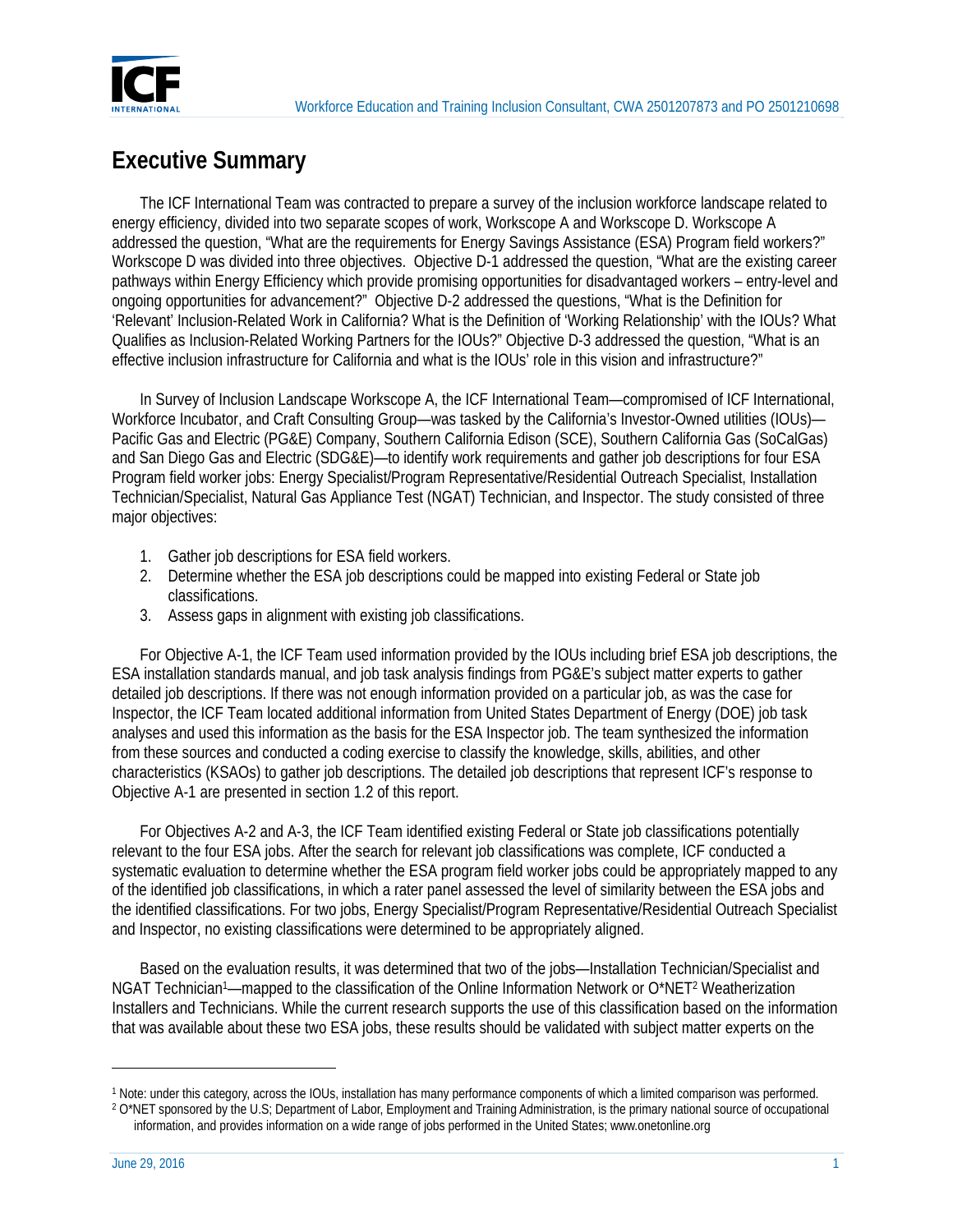# Executive Summary

The ICF International Team was contracted to prepare a survey of the inclusion workforce landscape related to energy efficiency, divided into two separate scopes of work, Workscope A and Workscope D. Workscope A addressed the question, "What are the requirements for Energy Savings Assistance (ESA) Program field workers?" Workscope D was divided into three objectives. Objective D-1 addressed the question, "What are the existing career pathways within Energy Efficiency which provide promising opportunities for disadvantaged workers – entry-level and ongoing opportunities for advancement?" Objective D-2 addressed the questions, "What is the Definition for 'Relevant' Inclusion-Related Work in California? What is the Definition of 'Working Relationship' with the IOUs? What Qualifies as Inclusion-Related Working Partners for the IOUs?" Objective D-3 addressed the question, "What is an effective inclusion infrastructure for California and what is the IOUs' role in this vision and infrastructure?"

In Survey of Inclusion Landscape Workscope A, the ICF International Team—compromised of ICF International, Workforce Incubator, and Craft Consulting Group—was tasked by the California's Investor-Owned utilities (IOUs)—Pacific Gas and Electric (PG&E) Company, Southern California Edison (SCE), Southern California Gas (SoCalGas) and San Diego Gas and Electric (SDG&E)—to identify work requirements and gather job descriptions for four ESA Program field worker jobs: Energy Specialist/Program Representative/Residential Outreach Specialist, Installation Technician/Specialist, Natural Gas Appliance Test (NGAT) Technician, and Inspector. The study consisted of three major objectives:

1. Gather job descriptions for ESA field workers.
2. Determine whether the ESA job descriptions could be mapped into existing Federal or State job classifications.
3. Assess gaps in alignment with existing job classifications.

For Objective A-1, the ICF Team used information provided by the IOUs including brief ESA job descriptions, the ESA installation standards manual, and job task analysis findings from PG&E's subject matter experts to gather detailed job descriptions. If there was not enough information provided on a particular job, as was the case for Inspector, the ICF Team located additional information from United States Department of Energy (DOE) job task analyses and used this information as the basis for the ESA Inspector job. The team synthesized the information from these sources and conducted a coding exercise to classify the knowledge, skills, abilities, and other characteristics (KSAOs) to gather job descriptions. The detailed job descriptions that represent ICF's response to Objective A-1 are presented in section 1.2 of this report.

For Objectives A-2 and A-3, the ICF Team identified existing Federal or State job classifications potentially relevant to the four ESA jobs. After the search for relevant job classifications was complete, ICF conducted a systematic evaluation to determine whether the ESA program field worker jobs could be appropriately mapped to any of the identified job classifications, in which a rater panel assessed the level of similarity between the ESA jobs and the identified classifications. For two jobs, Energy Specialist/Program Representative/Residential Outreach Specialist and Inspector, no existing classifications were determined to be appropriately aligned.

Based on the evaluation results, it was determined that two of the jobs—Installation Technician/Specialist and NGAT Technician[1]—mapped to the classification of the Online Information Network or O*NET[2] Weatherization Installers and Technicians. While the current research supports the use of this classification based on the information that was available about these two ESA jobs, these results should be validated with subject matter experts on the

---

[1] Note: under this category, across the IOUs, installation has many performance components of which a limited comparison was performed.

[2] O*NET sponsored by the U.S; Department of Labor, Employment and Training Administration, is the primary national source of occupational information, and provides information on a wide range of jobs performed in the United States; www.onetonline.org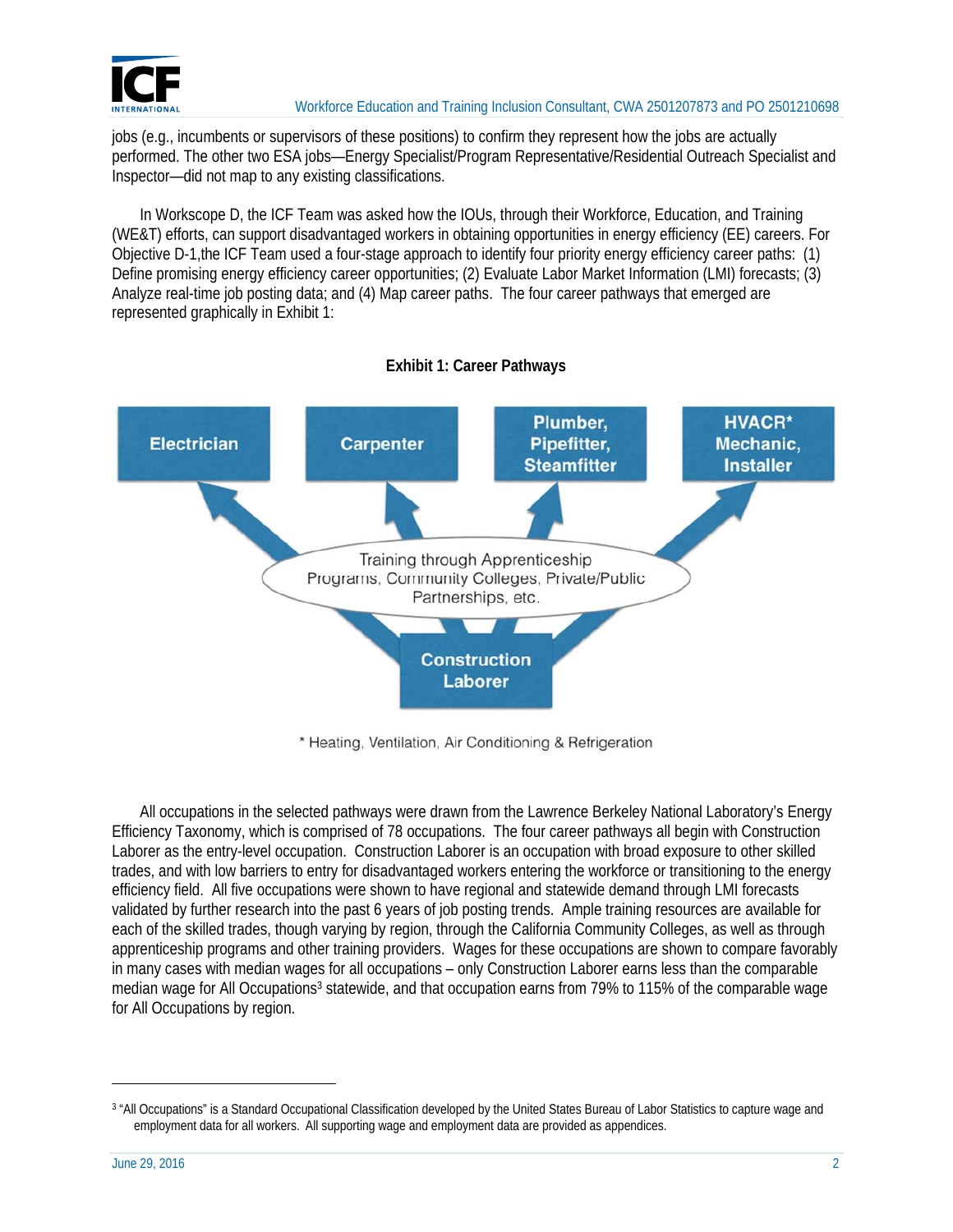jobs (e.g., incumbents or supervisors of these positions) to confirm they represent how the jobs are actually performed. The other two ESA jobs—Energy Specialist/Program Representative/Residential Outreach Specialist and Inspector—did not map to any existing classifications.

In Workscope D, the ICF Team was asked how the IOUs, through their Workforce, Education, and Training (WE&T) efforts, can support disadvantaged workers in obtaining opportunities in energy efficiency (EE) careers. For Objective D-1,the ICF Team used a four-stage approach to identify four priority energy efficiency career paths: (1) Define promising energy efficiency career opportunities; (2) Evaluate Labor Market Information (LMI) forecasts; (3) Analyze real-time job posting data; and (4) Map career paths. The four career pathways that emerged are represented graphically in Exhibit 1:

**Exhibit 1: Career Pathways**

Electrician

Carpenter

Plumber, Pipefitter, Steamfitter

HVACR* Mechanic, Installer

Training through Apprenticeship Programs, Community Colleges, Private/Public Partnerships, etc.

Construction Laborer

\* Heating, Ventilation, Air Conditioning & Refrigeration

All occupations in the selected pathways were drawn from the Lawrence Berkeley National Laboratory's Energy Efficiency Taxonomy, which is comprised of 78 occupations. The four career pathways all begin with Construction Laborer as the entry-level occupation. Construction Laborer is an occupation with broad exposure to other skilled trades, and with low barriers to entry for disadvantaged workers entering the workforce or transitioning to the energy efficiency field. All five occupations were shown to have regional and statewide demand through LMI forecasts validated by further research into the past 6 years of job posting trends. Ample training resources are available for each of the skilled trades, though varying by region, through the California Community Colleges, as well as through apprenticeship programs and other training providers. Wages for these occupations are shown to compare favorably in many cases with median wages for all occupations – only Construction Laborer earns less than the comparable median wage for All Occupations[3] statewide, and that occupation earns from 79% to 115% of the comparable wage for All Occupations by region.

[3] "All Occupations" is a Standard Occupational Classification developed by the United States Bureau of Labor Statistics to capture wage and employment data for all workers. All supporting wage and employment data are provided as appendices.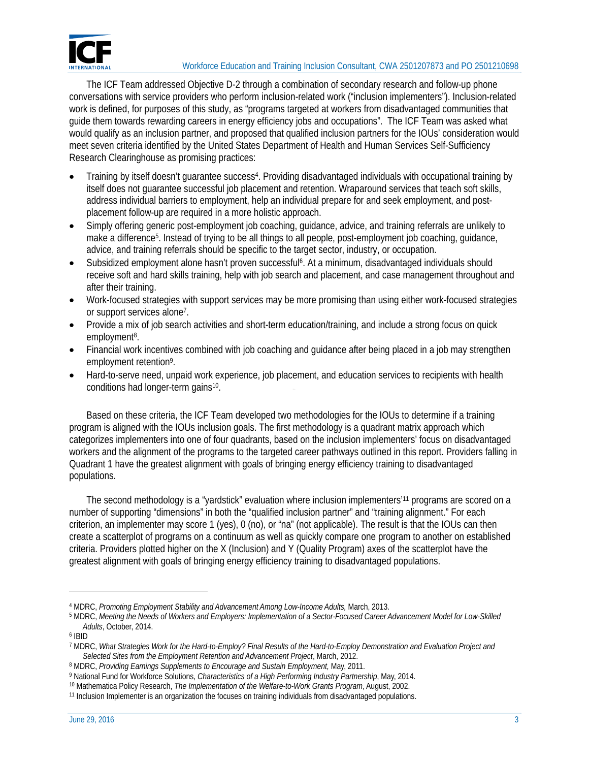The ICF Team addressed Objective D-2 through a combination of secondary research and follow-up phone conversations with service providers who perform inclusion-related work ("inclusion implementers"). Inclusion-related work is defined, for purposes of this study, as "programs targeted at workers from disadvantaged communities that guide them towards rewarding careers in energy efficiency jobs and occupations". The ICF Team was asked what would qualify as an inclusion partner, and proposed that qualified inclusion partners for the IOUs' consideration would meet seven criteria identified by the United States Department of Health and Human Services Self-Sufficiency Research Clearinghouse as promising practices:

- Training by itself doesn't guarantee success[4]. Providing disadvantaged individuals with occupational training by itself does not guarantee successful job placement and retention. Wraparound services that teach soft skills, address individual barriers to employment, help an individual prepare for and seek employment, and post-placement follow-up are required in a more holistic approach.
- Simply offering generic post-employment job coaching, guidance, advice, and training referrals are unlikely to make a difference[5]. Instead of trying to be all things to all people, post-employment job coaching, guidance, advice, and training referrals should be specific to the target sector, industry, or occupation.
- Subsidized employment alone hasn't proven successful[6]. At a minimum, disadvantaged individuals should receive soft and hard skills training, help with job search and placement, and case management throughout and after their training.
- Work-focused strategies with support services may be more promising than using either work-focused strategies or support services alone[7].
- Provide a mix of job search activities and short-term education/training, and include a strong focus on quick employment[8].
- Financial work incentives combined with job coaching and guidance after being placed in a job may strengthen employment retention[9].
- Hard-to-serve need, unpaid work experience, job placement, and education services to recipients with health conditions had longer-term gains[10].

Based on these criteria, the ICF Team developed two methodologies for the IOUs to determine if a training program is aligned with the IOUs inclusion goals. The first methodology is a quadrant matrix approach which categorizes implementers into one of four quadrants, based on the inclusion implementers' focus on disadvantaged workers and the alignment of the programs to the targeted career pathways outlined in this report. Providers falling in Quadrant 1 have the greatest alignment with goals of bringing energy efficiency training to disadvantaged populations.

The second methodology is a "yardstick" evaluation where inclusion implementers'[11] programs are scored on a number of supporting "dimensions" in both the "qualified inclusion partner" and "training alignment." For each criterion, an implementer may score 1 (yes), 0 (no), or "na" (not applicable). The result is that the IOUs can then create a scatterplot of programs on a continuum as well as quickly compare one program to another on established criteria. Providers plotted higher on the X (Inclusion) and Y (Quality Program) axes of the scatterplot have the greatest alignment with goals of bringing energy efficiency training to disadvantaged populations.

---

[4] MDRC, *Promoting Employment Stability and Advancement Among Low-Income Adults,* March, 2013.

[5] MDRC, *Meeting the Needs of Workers and Employers: Implementation of a Sector-Focused Career Advancement Model for Low-Skilled Adults*, October, 2014.

[6] IBID

[7] MDRC, *What Strategies Work for the Hard-to-Employ? Final Results of the Hard-to-Employ Demonstration and Evaluation Project and Selected Sites from the Employment Retention and Advancement Project*, March, 2012.

[8] MDRC, *Providing Earnings Supplements to Encourage and Sustain Employment,* May, 2011.

[9] National Fund for Workforce Solutions, *Characteristics of a High Performing Industry Partnership*, May, 2014.

[10] Mathematica Policy Research, *The Implementation of the Welfare-to-Work Grants Program*, August, 2002.

[11] Inclusion Implementer is an organization the focuses on training individuals from disadvantaged populations.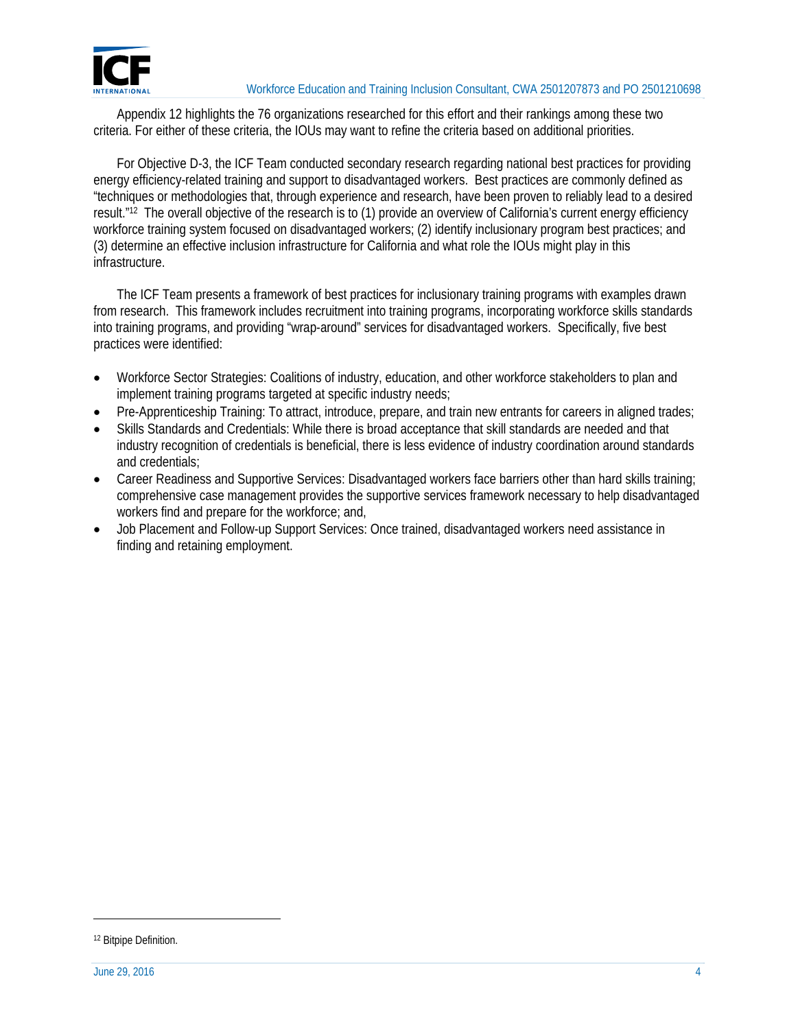Appendix 12 highlights the 76 organizations researched for this effort and their rankings among these two criteria. For either of these criteria, the IOUs may want to refine the criteria based on additional priorities.

For Objective D-3, the ICF Team conducted secondary research regarding national best practices for providing energy efficiency-related training and support to disadvantaged workers. Best practices are commonly defined as "techniques or methodologies that, through experience and research, have been proven to reliably lead to a desired result."[12] The overall objective of the research is to (1) provide an overview of California's current energy efficiency workforce training system focused on disadvantaged workers; (2) identify inclusionary program best practices; and (3) determine an effective inclusion infrastructure for California and what role the IOUs might play in this infrastructure.

The ICF Team presents a framework of best practices for inclusionary training programs with examples drawn from research. This framework includes recruitment into training programs, incorporating workforce skills standards into training programs, and providing "wrap-around" services for disadvantaged workers. Specifically, five best practices were identified:

- Workforce Sector Strategies: Coalitions of industry, education, and other workforce stakeholders to plan and implement training programs targeted at specific industry needs;
- Pre-Apprenticeship Training: To attract, introduce, prepare, and train new entrants for careers in aligned trades;
- Skills Standards and Credentials: While there is broad acceptance that skill standards are needed and that industry recognition of credentials is beneficial, there is less evidence of industry coordination around standards and credentials;
- Career Readiness and Supportive Services: Disadvantaged workers face barriers other than hard skills training; comprehensive case management provides the supportive services framework necessary to help disadvantaged workers find and prepare for the workforce; and,
- Job Placement and Follow-up Support Services: Once trained, disadvantaged workers need assistance in finding and retaining employment.

[12] Bitpipe Definition.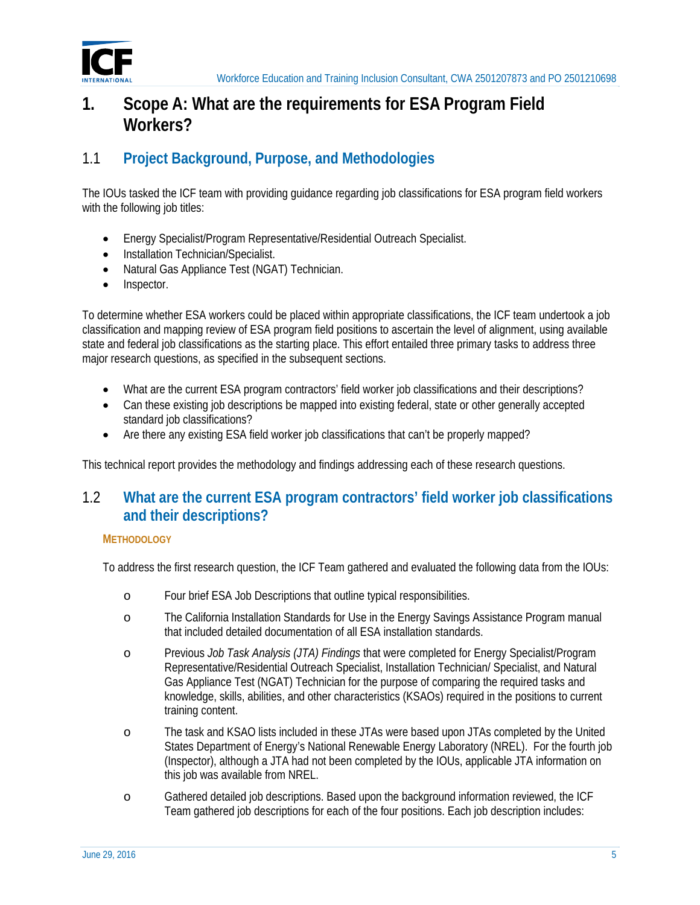# 1. Scope A: What are the requirements for ESA Program Field Workers?

## 1.1 Project Background, Purpose, and Methodologies

The IOUs tasked the ICF team with providing guidance regarding job classifications for ESA program field workers with the following job titles:

- Energy Specialist/Program Representative/Residential Outreach Specialist.
- Installation Technician/Specialist.
- Natural Gas Appliance Test (NGAT) Technician.
- Inspector.

To determine whether ESA workers could be placed within appropriate classifications, the ICF team undertook a job classification and mapping review of ESA program field positions to ascertain the level of alignment, using available state and federal job classifications as the starting place. This effort entailed three primary tasks to address three major research questions, as specified in the subsequent sections.

- What are the current ESA program contractors' field worker job classifications and their descriptions?
- Can these existing job descriptions be mapped into existing federal, state or other generally accepted standard job classifications?
- Are there any existing ESA field worker job classifications that can't be properly mapped?

This technical report provides the methodology and findings addressing each of these research questions.

## 1.2 What are the current ESA program contractors' field worker job classifications and their descriptions?

#### METHODOLOGY

To address the first research question, the ICF Team gathered and evaluated the following data from the IOUs:

- Four brief ESA Job Descriptions that outline typical responsibilities.
- The California Installation Standards for Use in the Energy Savings Assistance Program manual that included detailed documentation of all ESA installation standards.
- Previous *Job Task Analysis (JTA) Findings* that were completed for Energy Specialist/Program Representative/Residential Outreach Specialist, Installation Technician/ Specialist, and Natural Gas Appliance Test (NGAT) Technician for the purpose of comparing the required tasks and knowledge, skills, abilities, and other characteristics (KSAOs) required in the positions to current training content.
- The task and KSAO lists included in these JTAs were based upon JTAs completed by the United States Department of Energy's National Renewable Energy Laboratory (NREL). For the fourth job (Inspector), although a JTA had not been completed by the IOUs, applicable JTA information on this job was available from NREL.
- Gathered detailed job descriptions. Based upon the background information reviewed, the ICF Team gathered job descriptions for each of the four positions. Each job description includes: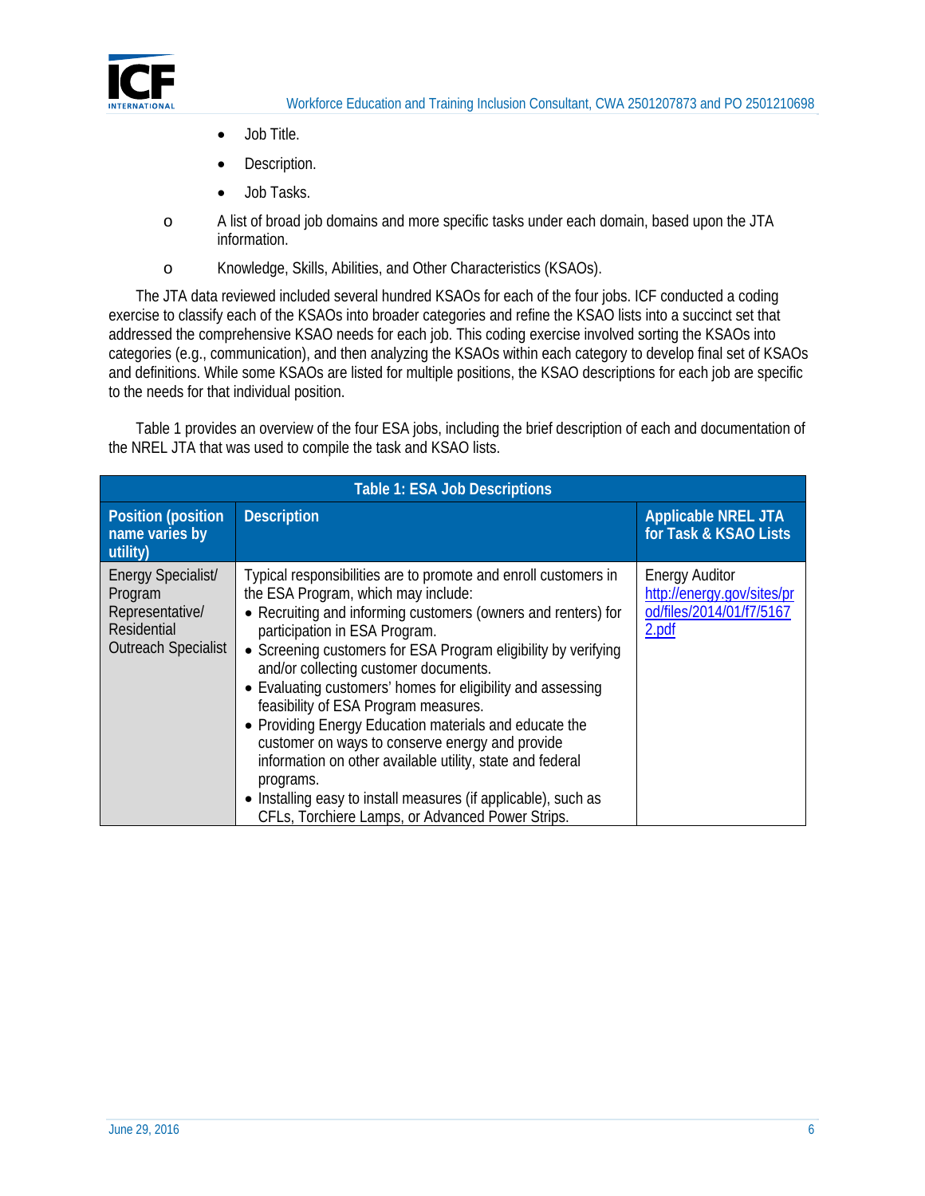- Job Title.
- Description.
- Job Tasks.

o A list of broad job domains and more specific tasks under each domain, based upon the JTA information.

o Knowledge, Skills, Abilities, and Other Characteristics (KSAOs).

The JTA data reviewed included several hundred KSAOs for each of the four jobs. ICF conducted a coding exercise to classify each of the KSAOs into broader categories and refine the KSAO lists into a succinct set that addressed the comprehensive KSAO needs for each job. This coding exercise involved sorting the KSAOs into categories (e.g., communication), and then analyzing the KSAOs within each category to develop final set of KSAOs and definitions. While some KSAOs are listed for multiple positions, the KSAO descriptions for each job are specific to the needs for that individual position.

Table 1 provides an overview of the four ESA jobs, including the brief description of each and documentation of the NREL JTA that was used to compile the task and KSAO lists.

**Table 1: ESA Job Descriptions**

| Position (position name varies by utility) | Description | Applicable NREL JTA for Task & KSAO Lists |
|---|---|---|
| Energy Specialist/ Program Representative/ Residential Outreach Specialist | Typical responsibilities are to promote and enroll customers in the ESA Program, which may include: • Recruiting and informing customers (owners and renters) for participation in ESA Program. • Screening customers for ESA Program eligibility by verifying and/or collecting customer documents. • Evaluating customers' homes for eligibility and assessing feasibility of ESA Program measures. • Providing Energy Education materials and educate the customer on ways to conserve energy and provide information on other available utility, state and federal programs. • Installing easy to install measures (if applicable), such as CFLs, Torchiere Lamps, or Advanced Power Strips. | Energy Auditor http://energy.gov/sites/prod/files/2014/01/f7/51672.pdf |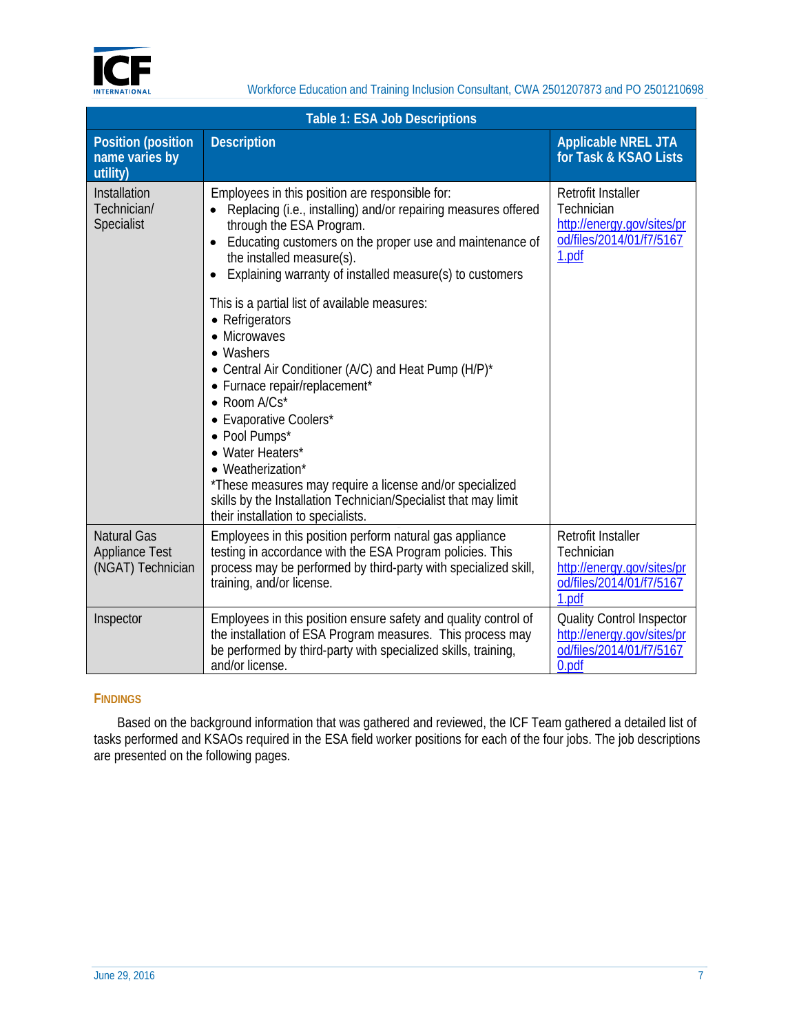**Table 1: ESA Job Descriptions**

| Position (position name varies by utility) | Description | Applicable NREL JTA for Task & KSAO Lists |
|---|---|---|
| Installation Technician/ Specialist | Employees in this position are responsible for:<br>• Replacing (i.e., installing) and/or repairing measures offered through the ESA Program.<br>• Educating customers on the proper use and maintenance of the installed measure(s).<br>• Explaining warranty of installed measure(s) to customers<br><br>This is a partial list of available measures:<br>• Refrigerators<br>• Microwaves<br>• Washers<br>• Central Air Conditioner (A/C) and Heat Pump (H/P)*<br>• Furnace repair/replacement*<br>• Room A/Cs*<br>• Evaporative Coolers*<br>• Pool Pumps*<br>• Water Heaters*<br>• Weatherization*<br>*These measures may require a license and/or specialized skills by the Installation Technician/Specialist that may limit their installation to specialists. | Retrofit Installer Technician http://energy.gov/sites/prod/files/2014/01/f7/51671.pdf |
| Natural Gas Appliance Test (NGAT) Technician | Employees in this position perform natural gas appliance testing in accordance with the ESA Program policies. This process may be performed by third-party with specialized skill, training, and/or license. | Retrofit Installer Technician http://energy.gov/sites/prod/files/2014/01/f7/51671.pdf |
| Inspector | Employees in this position ensure safety and quality control of the installation of ESA Program measures. This process may be performed by third-party with specialized skills, training, and/or license. | Quality Control Inspector http://energy.gov/sites/prod/files/2014/01/f7/51670.pdf |

## Findings

Based on the background information that was gathered and reviewed, the ICF Team gathered a detailed list of tasks performed and KSAOs required in the ESA field worker positions for each of the four jobs. The job descriptions are presented on the following pages.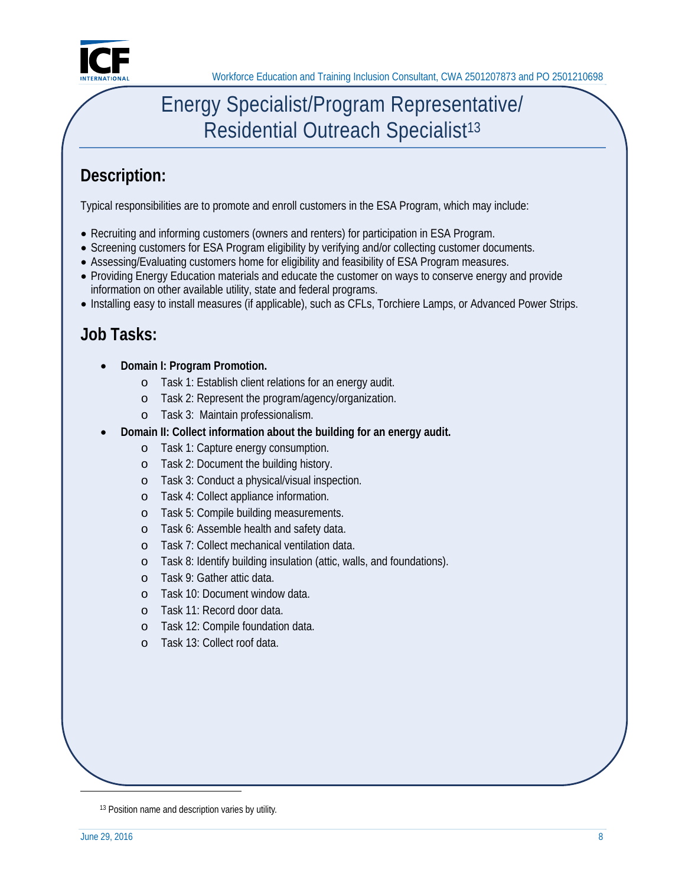# Energy Specialist/Program Representative/ Residential Outreach Specialist[13]

## Description:

Typical responsibilities are to promote and enroll customers in the ESA Program, which may include:

- Recruiting and informing customers (owners and renters) for participation in ESA Program.
- Screening customers for ESA Program eligibility by verifying and/or collecting customer documents.
- Assessing/Evaluating customers home for eligibility and feasibility of ESA Program measures.
- Providing Energy Education materials and educate the customer on ways to conserve energy and provide information on other available utility, state and federal programs.
- Installing easy to install measures (if applicable), such as CFLs, Torchiere Lamps, or Advanced Power Strips.

## Job Tasks:

- **Domain I: Program Promotion.**
  - Task 1: Establish client relations for an energy audit.
  - Task 2: Represent the program/agency/organization.
  - Task 3: Maintain professionalism.
- **Domain II: Collect information about the building for an energy audit.**
  - Task 1: Capture energy consumption.
  - Task 2: Document the building history.
  - Task 3: Conduct a physical/visual inspection.
  - Task 4: Collect appliance information.
  - Task 5: Compile building measurements.
  - Task 6: Assemble health and safety data.
  - Task 7: Collect mechanical ventilation data.
  - Task 8: Identify building insulation (attic, walls, and foundations).
  - Task 9: Gather attic data.
  - Task 10: Document window data.
  - Task 11: Record door data.
  - Task 12: Compile foundation data.
  - Task 13: Collect roof data.

[13] Position name and description varies by utility.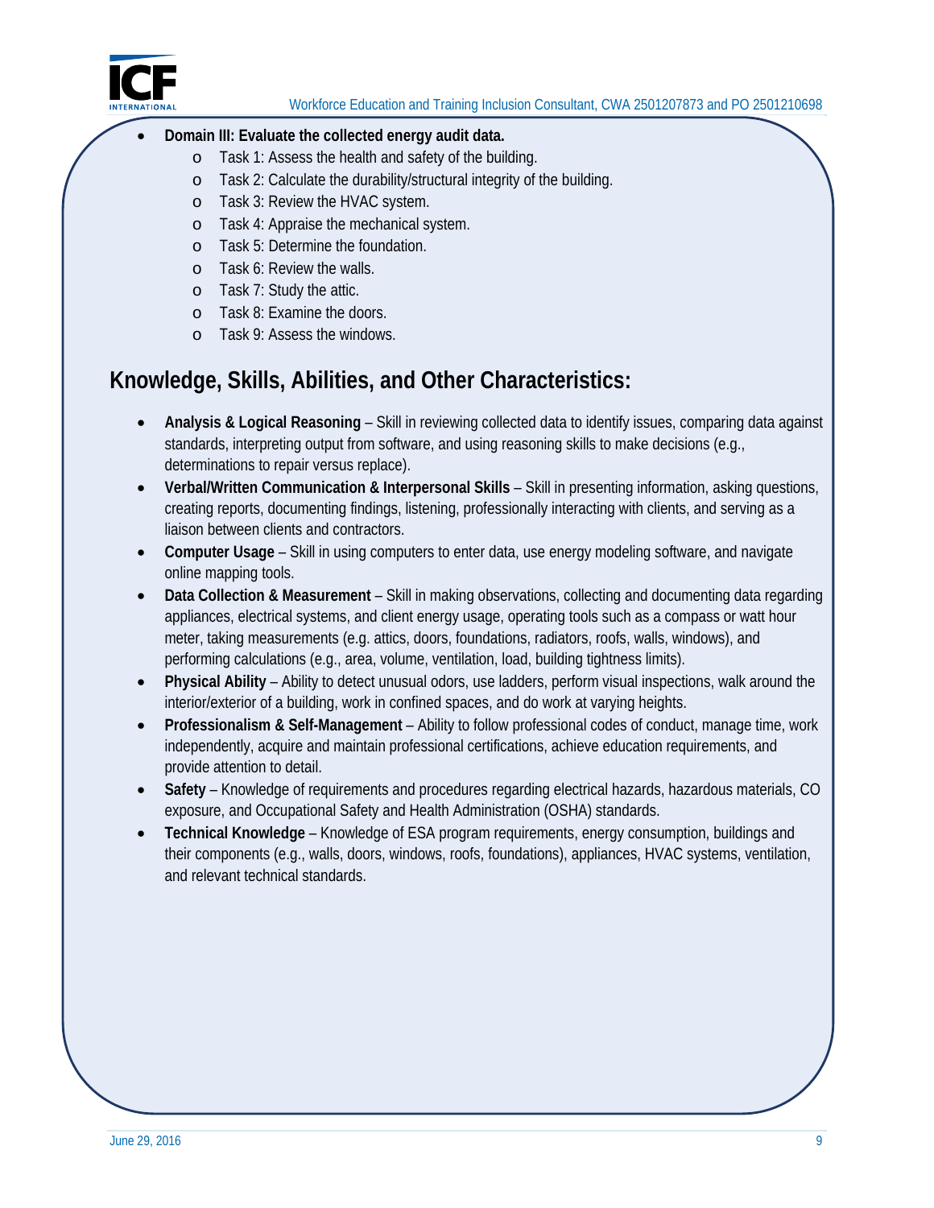- **Domain III: Evaluate the collected energy audit data.**
  - Task 1: Assess the health and safety of the building.
  - Task 2: Calculate the durability/structural integrity of the building.
  - Task 3: Review the HVAC system.
  - Task 4: Appraise the mechanical system.
  - Task 5: Determine the foundation.
  - Task 6: Review the walls.
  - Task 7: Study the attic.
  - Task 8: Examine the doors.
  - Task 9: Assess the windows.

## Knowledge, Skills, Abilities, and Other Characteristics:

- **Analysis & Logical Reasoning** – Skill in reviewing collected data to identify issues, comparing data against standards, interpreting output from software, and using reasoning skills to make decisions (e.g., determinations to repair versus replace).
- **Verbal/Written Communication & Interpersonal Skills** – Skill in presenting information, asking questions, creating reports, documenting findings, listening, professionally interacting with clients, and serving as a liaison between clients and contractors.
- **Computer Usage** – Skill in using computers to enter data, use energy modeling software, and navigate online mapping tools.
- **Data Collection & Measurement** – Skill in making observations, collecting and documenting data regarding appliances, electrical systems, and client energy usage, operating tools such as a compass or watt hour meter, taking measurements (e.g. attics, doors, foundations, radiators, roofs, walls, windows), and performing calculations (e.g., area, volume, ventilation, load, building tightness limits).
- **Physical Ability** – Ability to detect unusual odors, use ladders, perform visual inspections, walk around the interior/exterior of a building, work in confined spaces, and do work at varying heights.
- **Professionalism & Self-Management** – Ability to follow professional codes of conduct, manage time, work independently, acquire and maintain professional certifications, achieve education requirements, and provide attention to detail.
- **Safety** – Knowledge of requirements and procedures regarding electrical hazards, hazardous materials, CO exposure, and Occupational Safety and Health Administration (OSHA) standards.
- **Technical Knowledge** – Knowledge of ESA program requirements, energy consumption, buildings and their components (e.g., walls, doors, windows, roofs, foundations), appliances, HVAC systems, ventilation, and relevant technical standards.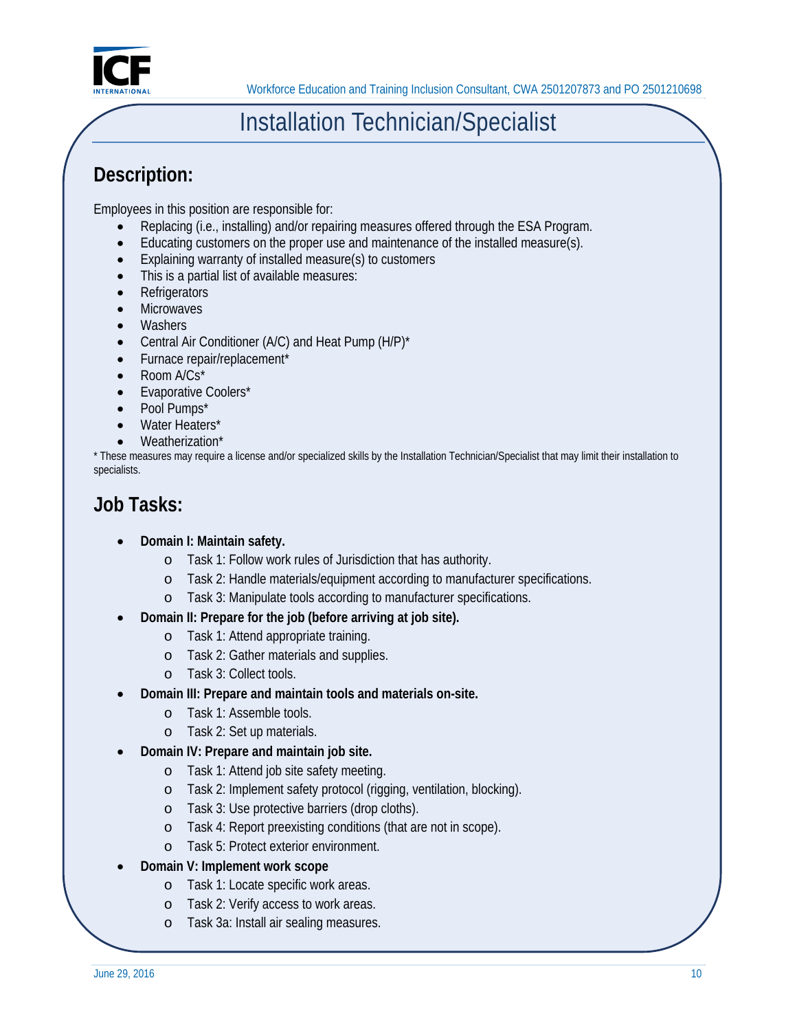# Installation Technician/Specialist

## Description:

Employees in this position are responsible for:

- Replacing (i.e., installing) and/or repairing measures offered through the ESA Program.
- Educating customers on the proper use and maintenance of the installed measure(s).
- Explaining warranty of installed measure(s) to customers
- This is a partial list of available measures:
- Refrigerators
- Microwaves
- Washers
- Central Air Conditioner (A/C) and Heat Pump (H/P)*
- Furnace repair/replacement*
- Room A/Cs*
- Evaporative Coolers*
- Pool Pumps*
- Water Heaters*
- Weatherization*

* These measures may require a license and/or specialized skills by the Installation Technician/Specialist that may limit their installation to specialists.

## Job Tasks:

- **Domain I: Maintain safety.**
  - Task 1: Follow work rules of Jurisdiction that has authority.
  - Task 2: Handle materials/equipment according to manufacturer specifications.
  - Task 3: Manipulate tools according to manufacturer specifications.
- **Domain II: Prepare for the job (before arriving at job site).**
  - Task 1: Attend appropriate training.
  - Task 2: Gather materials and supplies.
  - Task 3: Collect tools.
- **Domain III: Prepare and maintain tools and materials on-site.**
  - Task 1: Assemble tools.
  - Task 2: Set up materials.
- **Domain IV: Prepare and maintain job site.**
  - Task 1: Attend job site safety meeting.
  - Task 2: Implement safety protocol (rigging, ventilation, blocking).
  - Task 3: Use protective barriers (drop cloths).
  - Task 4: Report preexisting conditions (that are not in scope).
  - Task 5: Protect exterior environment.
- **Domain V: Implement work scope**
  - Task 1: Locate specific work areas.
  - Task 2: Verify access to work areas.
  - Task 3a: Install air sealing measures.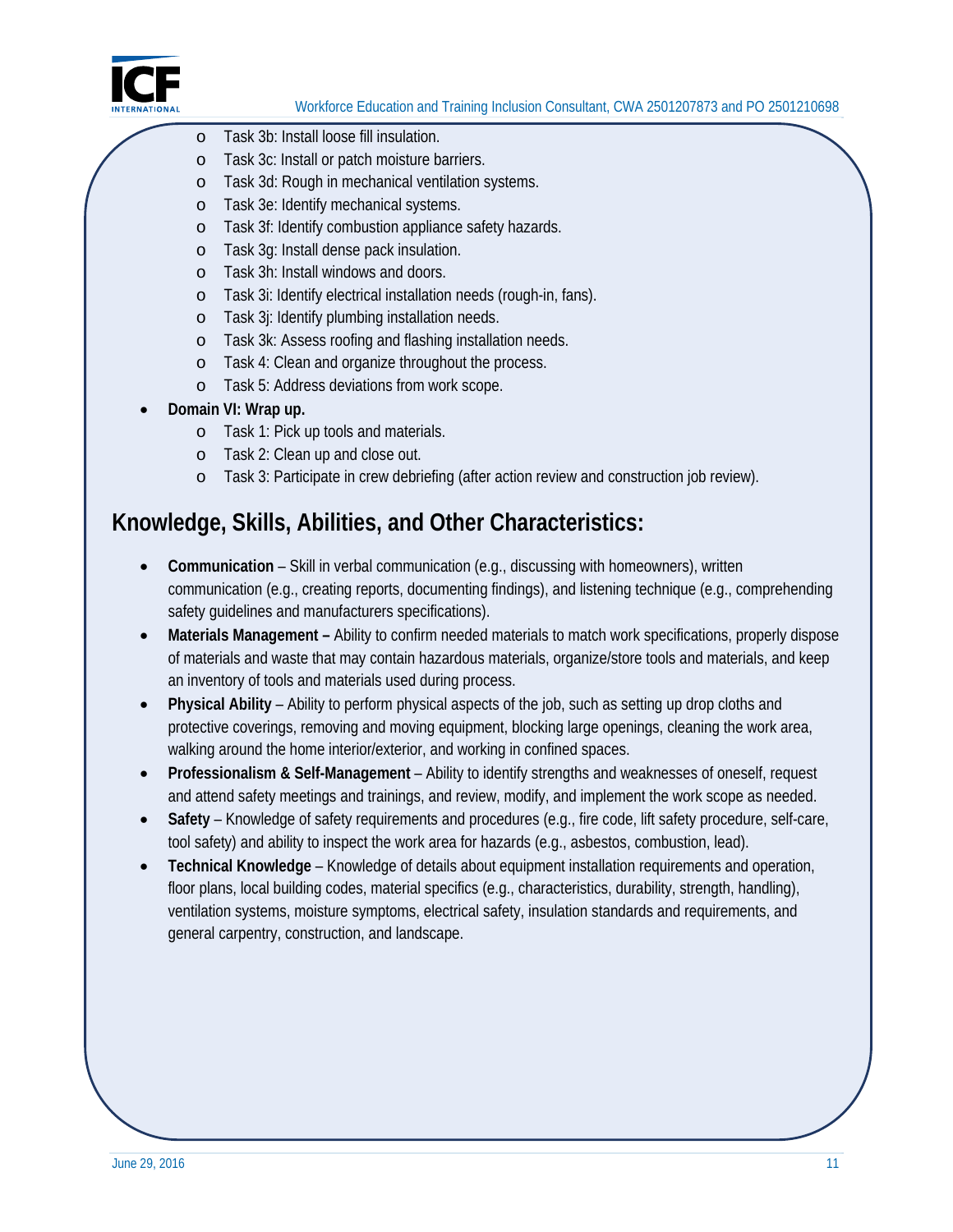- Task 3b: Install loose fill insulation.
  - Task 3c: Install or patch moisture barriers.
  - Task 3d: Rough in mechanical ventilation systems.
  - Task 3e: Identify mechanical systems.
  - Task 3f: Identify combustion appliance safety hazards.
  - Task 3g: Install dense pack insulation.
  - Task 3h: Install windows and doors.
  - Task 3i: Identify electrical installation needs (rough-in, fans).
  - Task 3j: Identify plumbing installation needs.
  - Task 3k: Assess roofing and flashing installation needs.
  - Task 4: Clean and organize throughout the process.
  - Task 5: Address deviations from work scope.
- **Domain VI: Wrap up.**
  - Task 1: Pick up tools and materials.
  - Task 2: Clean up and close out.
  - Task 3: Participate in crew debriefing (after action review and construction job review).

## Knowledge, Skills, Abilities, and Other Characteristics:

- **Communication** – Skill in verbal communication (e.g., discussing with homeowners), written communication (e.g., creating reports, documenting findings), and listening technique (e.g., comprehending safety guidelines and manufacturers specifications).
- **Materials Management –** Ability to confirm needed materials to match work specifications, properly dispose of materials and waste that may contain hazardous materials, organize/store tools and materials, and keep an inventory of tools and materials used during process.
- **Physical Ability** – Ability to perform physical aspects of the job, such as setting up drop cloths and protective coverings, removing and moving equipment, blocking large openings, cleaning the work area, walking around the home interior/exterior, and working in confined spaces.
- **Professionalism & Self-Management** – Ability to identify strengths and weaknesses of oneself, request and attend safety meetings and trainings, and review, modify, and implement the work scope as needed.
- **Safety** – Knowledge of safety requirements and procedures (e.g., fire code, lift safety procedure, self-care, tool safety) and ability to inspect the work area for hazards (e.g., asbestos, combustion, lead).
- **Technical Knowledge** – Knowledge of details about equipment installation requirements and operation, floor plans, local building codes, material specifics (e.g., characteristics, durability, strength, handling), ventilation systems, moisture symptoms, electrical safety, insulation standards and requirements, and general carpentry, construction, and landscape.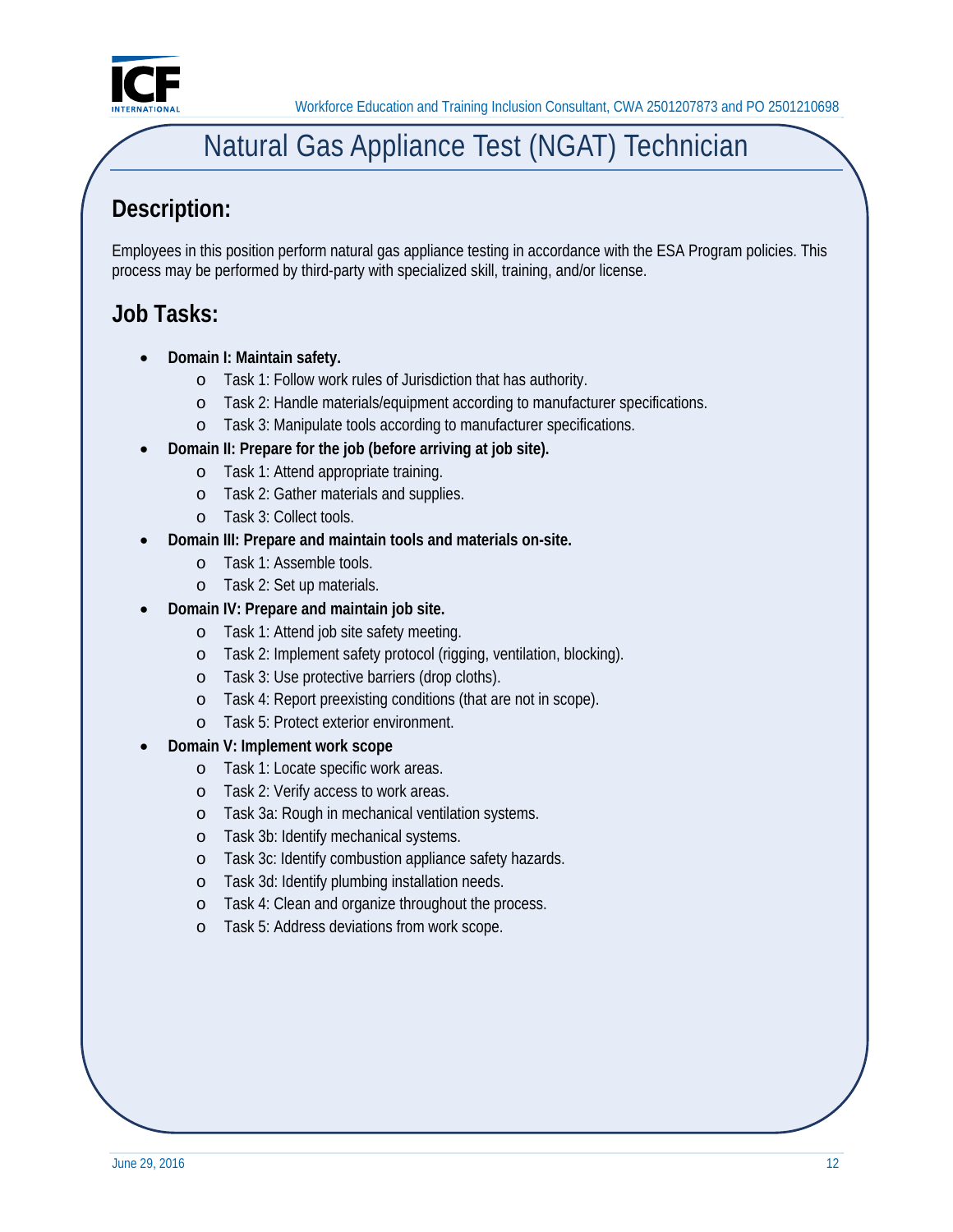# Natural Gas Appliance Test (NGAT) Technician

## Description:

Employees in this position perform natural gas appliance testing in accordance with the ESA Program policies. This process may be performed by third-party with specialized skill, training, and/or license.

## Job Tasks:

- **Domain I: Maintain safety.**
  - Task 1: Follow work rules of Jurisdiction that has authority.
  - Task 2: Handle materials/equipment according to manufacturer specifications.
  - Task 3: Manipulate tools according to manufacturer specifications.
- **Domain II: Prepare for the job (before arriving at job site).**
  - Task 1: Attend appropriate training.
  - Task 2: Gather materials and supplies.
  - Task 3: Collect tools.
- **Domain III: Prepare and maintain tools and materials on-site.**
  - Task 1: Assemble tools.
  - Task 2: Set up materials.
- **Domain IV: Prepare and maintain job site.**
  - Task 1: Attend job site safety meeting.
  - Task 2: Implement safety protocol (rigging, ventilation, blocking).
  - Task 3: Use protective barriers (drop cloths).
  - Task 4: Report preexisting conditions (that are not in scope).
  - Task 5: Protect exterior environment.
- **Domain V: Implement work scope**
  - Task 1: Locate specific work areas.
  - Task 2: Verify access to work areas.
  - Task 3a: Rough in mechanical ventilation systems.
  - Task 3b: Identify mechanical systems.
  - Task 3c: Identify combustion appliance safety hazards.
  - Task 3d: Identify plumbing installation needs.
  - Task 4: Clean and organize throughout the process.
  - Task 5: Address deviations from work scope.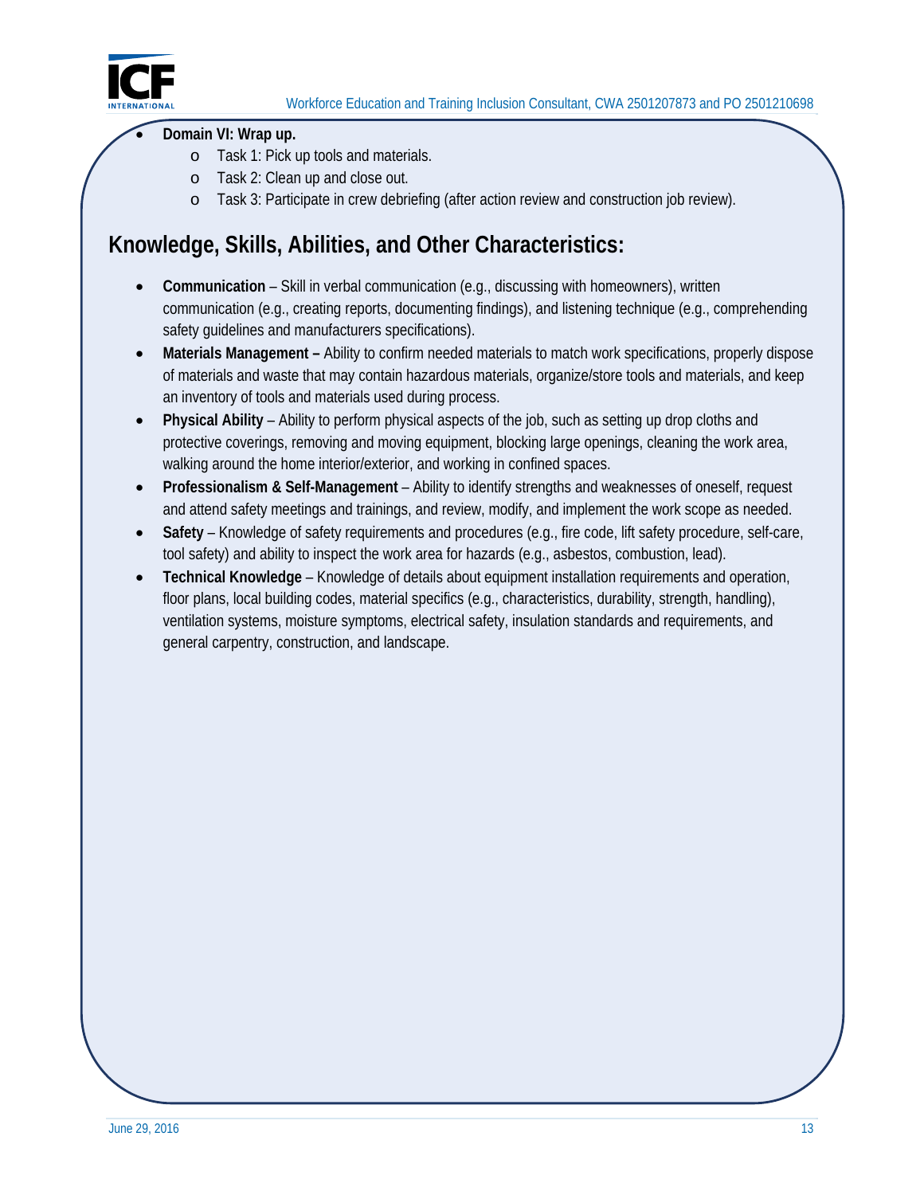- **Domain VI: Wrap up.**
  - Task 1: Pick up tools and materials.
  - Task 2: Clean up and close out.
  - Task 3: Participate in crew debriefing (after action review and construction job review).

## Knowledge, Skills, Abilities, and Other Characteristics:

- **Communication** – Skill in verbal communication (e.g., discussing with homeowners), written communication (e.g., creating reports, documenting findings), and listening technique (e.g., comprehending safety guidelines and manufacturers specifications).
- **Materials Management –** Ability to confirm needed materials to match work specifications, properly dispose of materials and waste that may contain hazardous materials, organize/store tools and materials, and keep an inventory of tools and materials used during process.
- **Physical Ability** – Ability to perform physical aspects of the job, such as setting up drop cloths and protective coverings, removing and moving equipment, blocking large openings, cleaning the work area, walking around the home interior/exterior, and working in confined spaces.
- **Professionalism & Self-Management** – Ability to identify strengths and weaknesses of oneself, request and attend safety meetings and trainings, and review, modify, and implement the work scope as needed.
- **Safety** – Knowledge of safety requirements and procedures (e.g., fire code, lift safety procedure, self-care, tool safety) and ability to inspect the work area for hazards (e.g., asbestos, combustion, lead).
- **Technical Knowledge** – Knowledge of details about equipment installation requirements and operation, floor plans, local building codes, material specifics (e.g., characteristics, durability, strength, handling), ventilation systems, moisture symptoms, electrical safety, insulation standards and requirements, and general carpentry, construction, and landscape.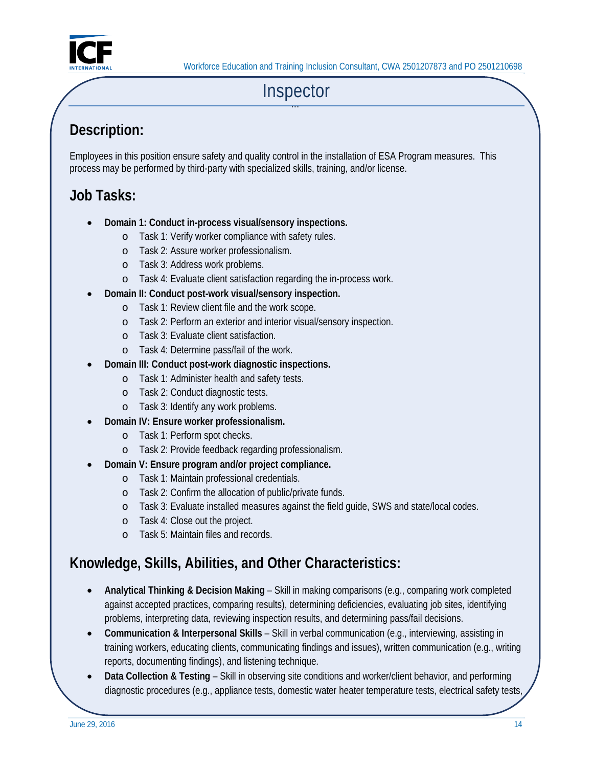# Inspector

## Description:

Employees in this position ensure safety and quality control in the installation of ESA Program measures. This process may be performed by third-party with specialized skills, training, and/or license.

## Job Tasks:

- **Domain 1: Conduct in-process visual/sensory inspections.**
  - Task 1: Verify worker compliance with safety rules.
  - Task 2: Assure worker professionalism.
  - Task 3: Address work problems.
  - Task 4: Evaluate client satisfaction regarding the in-process work.
- **Domain II: Conduct post-work visual/sensory inspection.**
  - Task 1: Review client file and the work scope.
  - Task 2: Perform an exterior and interior visual/sensory inspection.
  - Task 3: Evaluate client satisfaction.
  - Task 4: Determine pass/fail of the work.
- **Domain III: Conduct post-work diagnostic inspections.**
  - Task 1: Administer health and safety tests.
  - Task 2: Conduct diagnostic tests.
  - Task 3: Identify any work problems.
- **Domain IV: Ensure worker professionalism.**
  - Task 1: Perform spot checks.
  - Task 2: Provide feedback regarding professionalism.
- **Domain V: Ensure program and/or project compliance.**
  - Task 1: Maintain professional credentials.
  - Task 2: Confirm the allocation of public/private funds.
  - Task 3: Evaluate installed measures against the field guide, SWS and state/local codes.
  - Task 4: Close out the project.
  - Task 5: Maintain files and records.

## Knowledge, Skills, Abilities, and Other Characteristics:

- **Analytical Thinking & Decision Making** – Skill in making comparisons (e.g., comparing work completed against accepted practices, comparing results), determining deficiencies, evaluating job sites, identifying problems, interpreting data, reviewing inspection results, and determining pass/fail decisions.
- **Communication & Interpersonal Skills** – Skill in verbal communication (e.g., interviewing, assisting in training workers, educating clients, communicating findings and issues), written communication (e.g., writing reports, documenting findings), and listening technique.
- **Data Collection & Testing** – Skill in observing site conditions and worker/client behavior, and performing diagnostic procedures (e.g., appliance tests, domestic water heater temperature tests, electrical safety tests,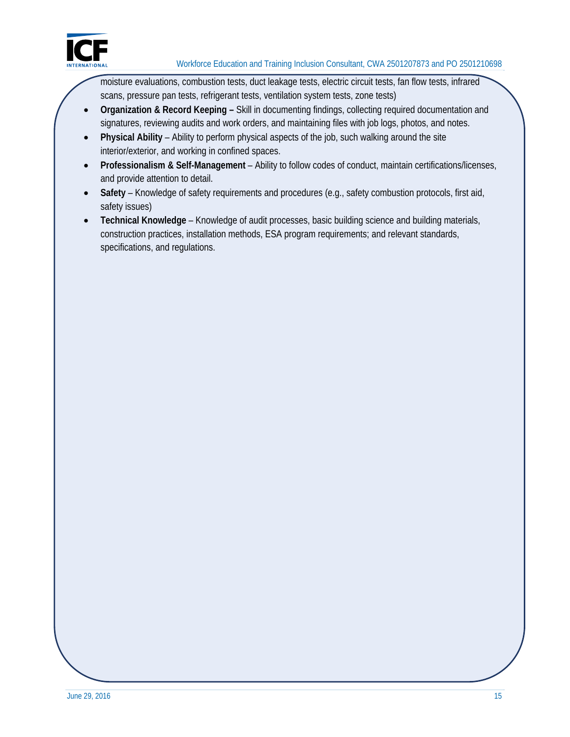moisture evaluations, combustion tests, duct leakage tests, electric circuit tests, fan flow tests, infrared scans, pressure pan tests, refrigerant tests, ventilation system tests, zone tests)

- **Organization & Record Keeping –** Skill in documenting findings, collecting required documentation and signatures, reviewing audits and work orders, and maintaining files with job logs, photos, and notes.
- **Physical Ability** – Ability to perform physical aspects of the job, such walking around the site interior/exterior, and working in confined spaces.
- **Professionalism & Self-Management** – Ability to follow codes of conduct, maintain certifications/licenses, and provide attention to detail.
- **Safety** – Knowledge of safety requirements and procedures (e.g., safety combustion protocols, first aid, safety issues)
- **Technical Knowledge** – Knowledge of audit processes, basic building science and building materials, construction practices, installation methods, ESA program requirements; and relevant standards, specifications, and regulations.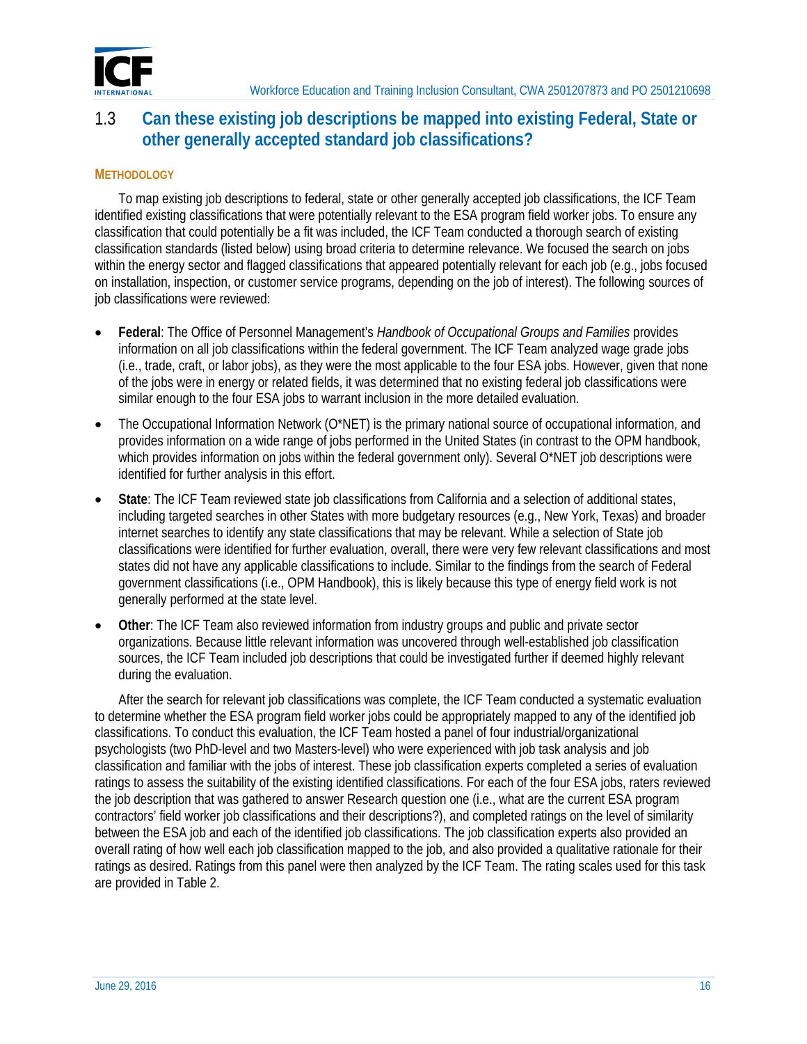## 1.3 Can these existing job descriptions be mapped into existing Federal, State or other generally accepted standard job classifications?

### METHODOLOGY

To map existing job descriptions to federal, state or other generally accepted job classifications, the ICF Team identified existing classifications that were potentially relevant to the ESA program field worker jobs. To ensure any classification that could potentially be a fit was included, the ICF Team conducted a thorough search of existing classification standards (listed below) using broad criteria to determine relevance. We focused the search on jobs within the energy sector and flagged classifications that appeared potentially relevant for each job (e.g., jobs focused on installation, inspection, or customer service programs, depending on the job of interest). The following sources of job classifications were reviewed:

- **Federal**: The Office of Personnel Management's *Handbook of Occupational Groups and Families* provides information on all job classifications within the federal government. The ICF Team analyzed wage grade jobs (i.e., trade, craft, or labor jobs), as they were the most applicable to the four ESA jobs. However, given that none of the jobs were in energy or related fields, it was determined that no existing federal job classifications were similar enough to the four ESA jobs to warrant inclusion in the more detailed evaluation.
- The Occupational Information Network (O*NET) is the primary national source of occupational information, and provides information on a wide range of jobs performed in the United States (in contrast to the OPM handbook, which provides information on jobs within the federal government only). Several O*NET job descriptions were identified for further analysis in this effort.
- **State**: The ICF Team reviewed state job classifications from California and a selection of additional states, including targeted searches in other States with more budgetary resources (e.g., New York, Texas) and broader internet searches to identify any state classifications that may be relevant. While a selection of State job classifications were identified for further evaluation, overall, there were very few relevant classifications and most states did not have any applicable classifications to include. Similar to the findings from the search of Federal government classifications (i.e., OPM Handbook), this is likely because this type of energy field work is not generally performed at the state level.
- **Other**: The ICF Team also reviewed information from industry groups and public and private sector organizations. Because little relevant information was uncovered through well-established job classification sources, the ICF Team included job descriptions that could be investigated further if deemed highly relevant during the evaluation.

After the search for relevant job classifications was complete, the ICF Team conducted a systematic evaluation to determine whether the ESA program field worker jobs could be appropriately mapped to any of the identified job classifications. To conduct this evaluation, the ICF Team hosted a panel of four industrial/organizational psychologists (two PhD-level and two Masters-level) who were experienced with job task analysis and job classification and familiar with the jobs of interest. These job classification experts completed a series of evaluation ratings to assess the suitability of the existing identified classifications. For each of the four ESA jobs, raters reviewed the job description that was gathered to answer Research question one (i.e., what are the current ESA program contractors' field worker job classifications and their descriptions?), and completed ratings on the level of similarity between the ESA job and each of the identified job classifications. The job classification experts also provided an overall rating of how well each job classification mapped to the job, and also provided a qualitative rationale for their ratings as desired. Ratings from this panel were then analyzed by the ICF Team. The rating scales used for this task are provided in Table 2.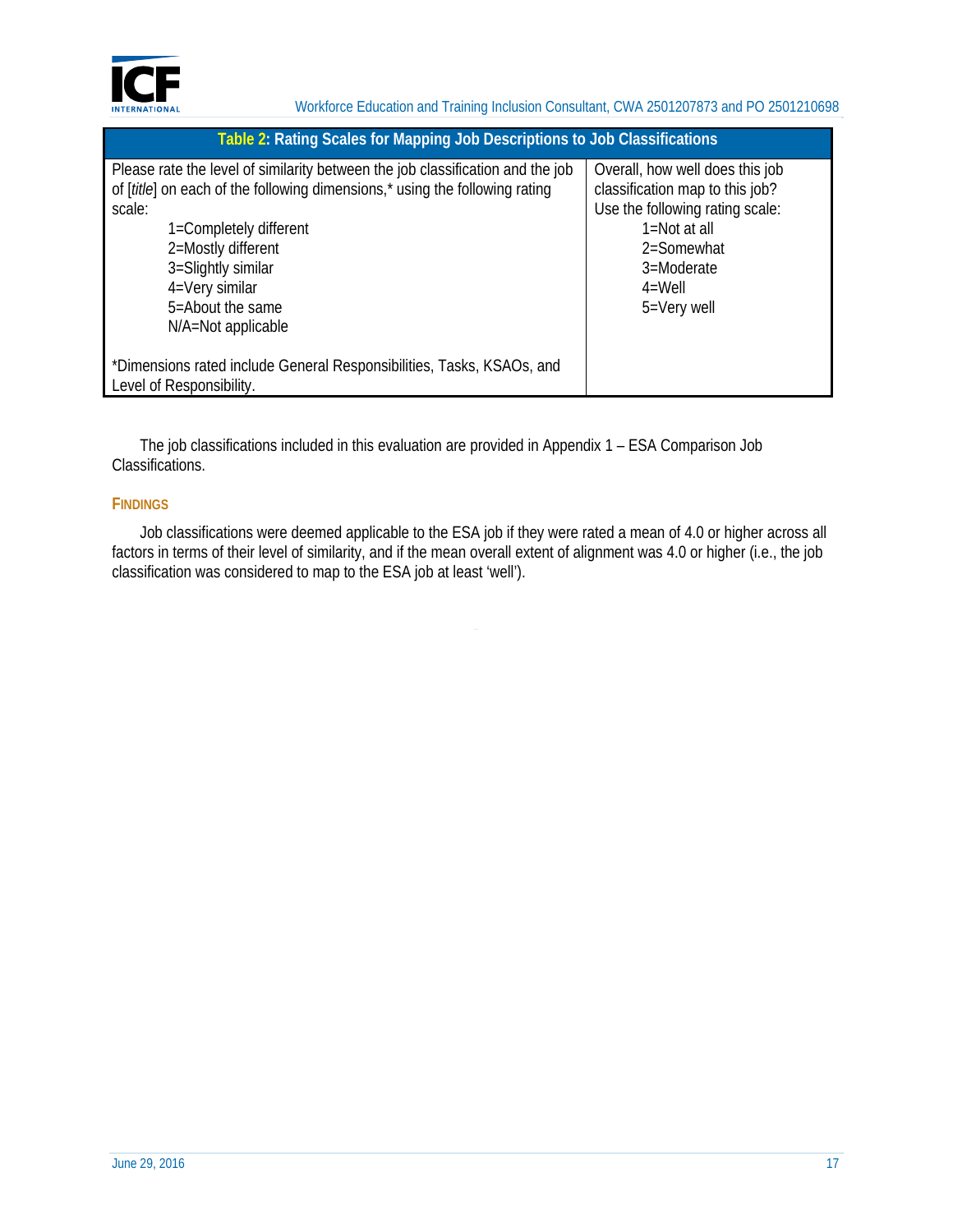**Table 2: Rating Scales for Mapping Job Descriptions to Job Classifications**

| | |
|---|---|
| Please rate the level of similarity between the job classification and the job of [*title*] on each of the following dimensions,* using the following rating scale:<br>1=Completely different<br>2=Mostly different<br>3=Slightly similar<br>4=Very similar<br>5=About the same<br>N/A=Not applicable<br><br>*Dimensions rated include General Responsibilities, Tasks, KSAOs, and Level of Responsibility. | Overall, how well does this job classification map to this job? Use the following rating scale:<br>1=Not at all<br>2=Somewhat<br>3=Moderate<br>4=Well<br>5=Very well |

The job classifications included in this evaluation are provided in Appendix 1 – ESA Comparison Job Classifications.

### FINDINGS

Job classifications were deemed applicable to the ESA job if they were rated a mean of 4.0 or higher across all factors in terms of their level of similarity, and if the mean overall extent of alignment was 4.0 or higher (i.e., the job classification was considered to map to the ESA job at least 'well').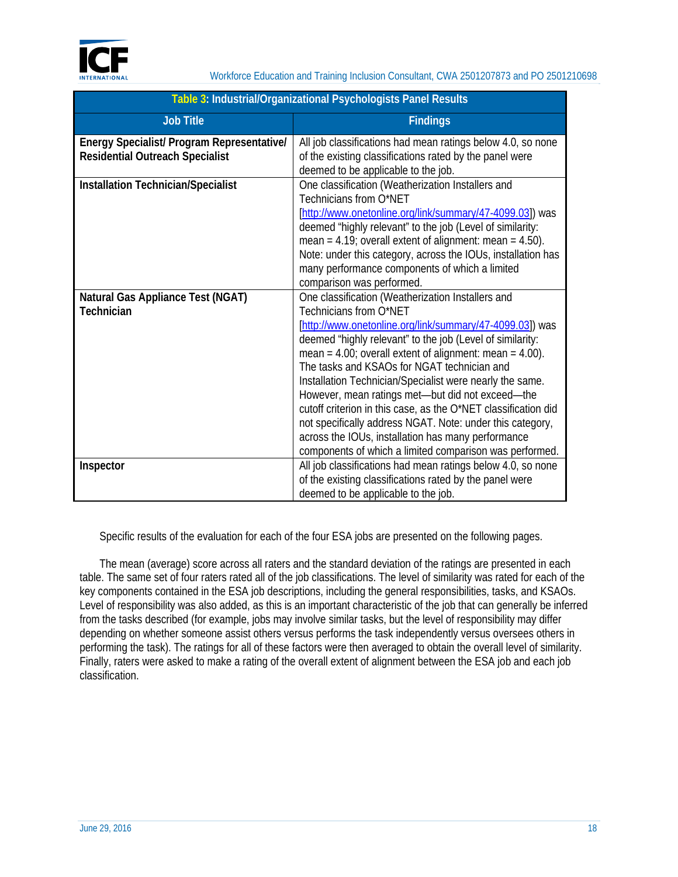**Table 3: Industrial/Organizational Psychologists Panel Results**

| Job Title | Findings |
|---|---|
| **Energy Specialist/ Program Representative/ Residential Outreach Specialist** | All job classifications had mean ratings below 4.0, so none of the existing classifications rated by the panel were deemed to be applicable to the job. |
| **Installation Technician/Specialist** | One classification (Weatherization Installers and Technicians from O*NET [http://www.onetonline.org/link/summary/47-4099.03]) was deemed "highly relevant" to the job (Level of similarity: mean = 4.19; overall extent of alignment: mean = 4.50). Note: under this category, across the IOUs, installation has many performance components of which a limited comparison was performed. |
| **Natural Gas Appliance Test (NGAT) Technician** | One classification (Weatherization Installers and Technicians from O*NET [http://www.onetonline.org/link/summary/47-4099.03]) was deemed "highly relevant" to the job (Level of similarity: mean = 4.00; overall extent of alignment: mean = 4.00). The tasks and KSAOs for NGAT technician and Installation Technician/Specialist were nearly the same. However, mean ratings met—but did not exceed—the cutoff criterion in this case, as the O*NET classification did not specifically address NGAT. Note: under this category, across the IOUs, installation has many performance components of which a limited comparison was performed. |
| **Inspector** | All job classifications had mean ratings below 4.0, so none of the existing classifications rated by the panel were deemed to be applicable to the job. |

Specific results of the evaluation for each of the four ESA jobs are presented on the following pages.

The mean (average) score across all raters and the standard deviation of the ratings are presented in each table. The same set of four raters rated all of the job classifications. The level of similarity was rated for each of the key components contained in the ESA job descriptions, including the general responsibilities, tasks, and KSAOs. Level of responsibility was also added, as this is an important characteristic of the job that can generally be inferred from the tasks described (for example, jobs may involve similar tasks, but the level of responsibility may differ depending on whether someone assist others versus performs the task independently versus oversees others in performing the task). The ratings for all of these factors were then averaged to obtain the overall level of similarity. Finally, raters were asked to make a rating of the overall extent of alignment between the ESA job and each job classification.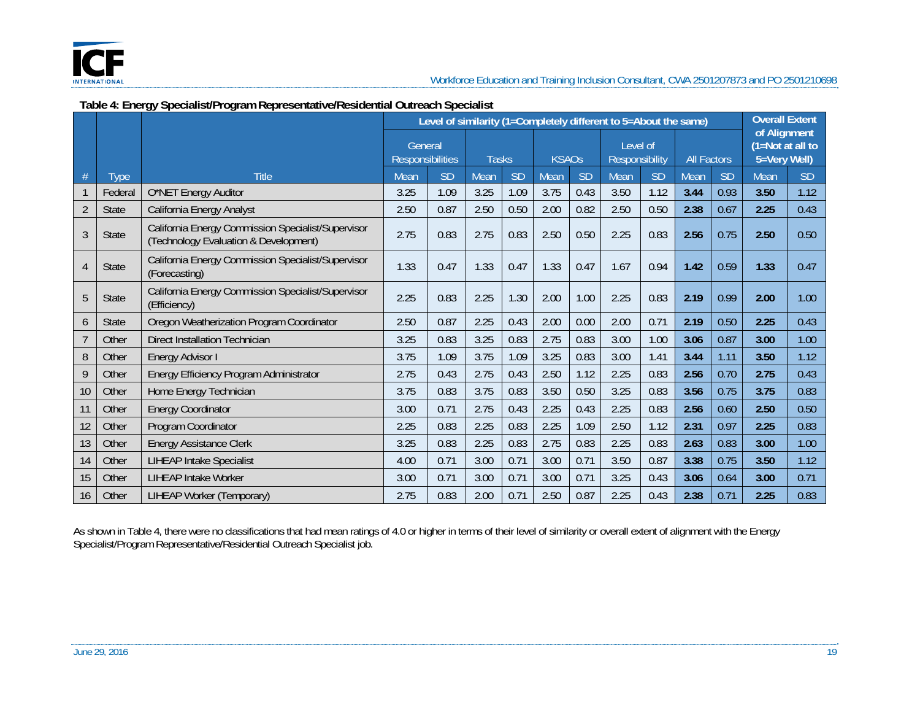**Table 4: Energy Specialist/Program Representative/Residential Outreach Specialist**

| # | Type | Title | Level of similarity (1=Completely different to 5=About the same) | | | | | | | | | | Overall Extent of Alignment (1=Not at all to 5=Very Well) | |
|---|---|---|---|---|---|---|---|---|---|---|---|---|---|---|
| | | | General Responsibilities | | Tasks | | KSAOs | | Level of Responsibility | | All Factors | | | |
| | | | Mean | SD | Mean | SD | Mean | SD | Mean | SD | Mean | SD | Mean | SD |
| 1 | Federal | O*NET Energy Auditor | 3.25 | 1.09 | 3.25 | 1.09 | 3.75 | 0.43 | 3.50 | 1.12 | **3.44** | 0.93 | **3.50** | 1.12 |
| 2 | State | California Energy Analyst | 2.50 | 0.87 | 2.50 | 0.50 | 2.00 | 0.82 | 2.50 | 0.50 | **2.38** | 0.67 | **2.25** | 0.43 |
| 3 | State | California Energy Commission Specialist/Supervisor (Technology Evaluation & Development) | 2.75 | 0.83 | 2.75 | 0.83 | 2.50 | 0.50 | 2.25 | 0.83 | **2.56** | 0.75 | **2.50** | 0.50 |
| 4 | State | California Energy Commission Specialist/Supervisor (Forecasting) | 1.33 | 0.47 | 1.33 | 0.47 | 1.33 | 0.47 | 1.67 | 0.94 | **1.42** | 0.59 | **1.33** | 0.47 |
| 5 | State | California Energy Commission Specialist/Supervisor (Efficiency) | 2.25 | 0.83 | 2.25 | 1.30 | 2.00 | 1.00 | 2.25 | 0.83 | **2.19** | 0.99 | **2.00** | 1.00 |
| 6 | State | Oregon Weatherization Program Coordinator | 2.50 | 0.87 | 2.25 | 0.43 | 2.00 | 0.00 | 2.00 | 0.71 | **2.19** | 0.50 | **2.25** | 0.43 |
| 7 | Other | Direct Installation Technician | 3.25 | 0.83 | 3.25 | 0.83 | 2.75 | 0.83 | 3.00 | 1.00 | **3.06** | 0.87 | **3.00** | 1.00 |
| 8 | Other | Energy Advisor I | 3.75 | 1.09 | 3.75 | 1.09 | 3.25 | 0.83 | 3.00 | 1.41 | **3.44** | 1.11 | **3.50** | 1.12 |
| 9 | Other | Energy Efficiency Program Administrator | 2.75 | 0.43 | 2.75 | 0.43 | 2.50 | 1.12 | 2.25 | 0.83 | **2.56** | 0.70 | **2.75** | 0.43 |
| 10 | Other | Home Energy Technician | 3.75 | 0.83 | 3.75 | 0.83 | 3.50 | 0.50 | 3.25 | 0.83 | **3.56** | 0.75 | **3.75** | 0.83 |
| 11 | Other | Energy Coordinator | 3.00 | 0.71 | 2.75 | 0.43 | 2.25 | 0.43 | 2.25 | 0.83 | **2.56** | 0.60 | **2.50** | 0.50 |
| 12 | Other | Program Coordinator | 2.25 | 0.83 | 2.25 | 0.83 | 2.25 | 1.09 | 2.50 | 1.12 | **2.31** | 0.97 | **2.25** | 0.83 |
| 13 | Other | Energy Assistance Clerk | 3.25 | 0.83 | 2.25 | 0.83 | 2.75 | 0.83 | 2.25 | 0.83 | **2.63** | 0.83 | **3.00** | 1.00 |
| 14 | Other | LIHEAP Intake Specialist | 4.00 | 0.71 | 3.00 | 0.71 | 3.00 | 0.71 | 3.50 | 0.87 | **3.38** | 0.75 | **3.50** | 1.12 |
| 15 | Other | LIHEAP Intake Worker | 3.00 | 0.71 | 3.00 | 0.71 | 3.00 | 0.71 | 3.25 | 0.43 | **3.06** | 0.64 | **3.00** | 0.71 |
| 16 | Other | LIHEAP Worker (Temporary) | 2.75 | 0.83 | 2.00 | 0.71 | 2.50 | 0.87 | 2.25 | 0.43 | **2.38** | 0.71 | **2.25** | 0.83 |

As shown in Table 4, there were no classifications that had mean ratings of 4.0 or higher in terms of their level of similarity or overall extent of alignment with the Energy Specialist/Program Representative/Residential Outreach Specialist job.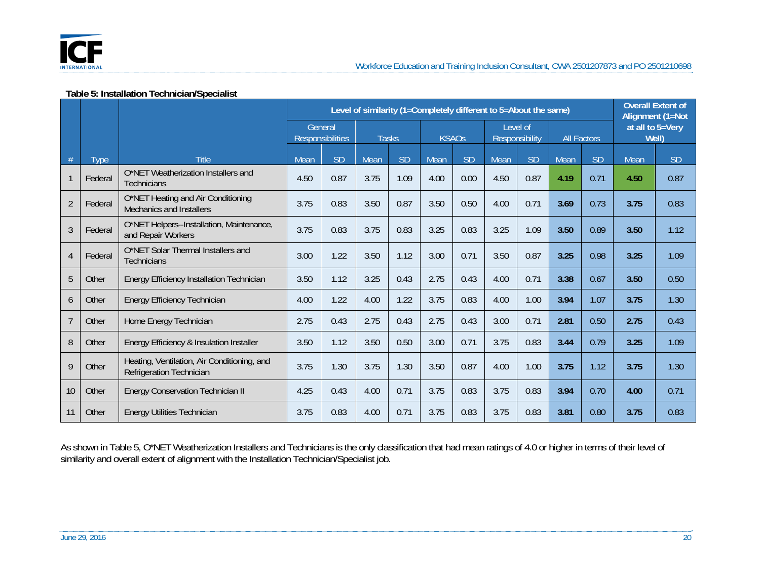**Table 5: Installation Technician/Specialist**

| # | Type | Title | Level of similarity (1=Completely different to 5=About the same) | | | | | | | | | | Overall Extent of Alignment (1=Not at all to 5=Very Well) | |
|---|---|---|---|---|---|---|---|---|---|---|---|---|---|---|
| | | | General Responsibilities | | Tasks | | KSAOs | | Level of Responsibility | | All Factors | | | |
| | | | Mean | SD | Mean | SD | Mean | SD | Mean | SD | Mean | SD | Mean | SD |
| 1 | Federal | O*NET Weatherization Installers and Technicians | 4.50 | 0.87 | 3.75 | 1.09 | 4.00 | 0.00 | 4.50 | 0.87 | **4.19** | 0.71 | **4.50** | 0.87 |
| 2 | Federal | O*NET Heating and Air Conditioning Mechanics and Installers | 3.75 | 0.83 | 3.50 | 0.87 | 3.50 | 0.50 | 4.00 | 0.71 | **3.69** | 0.73 | **3.75** | 0.83 |
| 3 | Federal | O*NET Helpers--Installation, Maintenance, and Repair Workers | 3.75 | 0.83 | 3.75 | 0.83 | 3.25 | 0.83 | 3.25 | 1.09 | **3.50** | 0.89 | **3.50** | 1.12 |
| 4 | Federal | O*NET Solar Thermal Installers and Technicians | 3.00 | 1.22 | 3.50 | 1.12 | 3.00 | 0.71 | 3.50 | 0.87 | **3.25** | 0.98 | **3.25** | 1.09 |
| 5 | Other | Energy Efficiency Installation Technician | 3.50 | 1.12 | 3.25 | 0.43 | 2.75 | 0.43 | 4.00 | 0.71 | **3.38** | 0.67 | **3.50** | 0.50 |
| 6 | Other | Energy Efficiency Technician | 4.00 | 1.22 | 4.00 | 1.22 | 3.75 | 0.83 | 4.00 | 1.00 | **3.94** | 1.07 | **3.75** | 1.30 |
| 7 | Other | Home Energy Technician | 2.75 | 0.43 | 2.75 | 0.43 | 2.75 | 0.43 | 3.00 | 0.71 | **2.81** | 0.50 | **2.75** | 0.43 |
| 8 | Other | Energy Efficiency & Insulation Installer | 3.50 | 1.12 | 3.50 | 0.50 | 3.00 | 0.71 | 3.75 | 0.83 | **3.44** | 0.79 | **3.25** | 1.09 |
| 9 | Other | Heating, Ventilation, Air Conditioning, and Refrigeration Technician | 3.75 | 1.30 | 3.75 | 1.30 | 3.50 | 0.87 | 4.00 | 1.00 | **3.75** | 1.12 | **3.75** | 1.30 |
| 10 | Other | Energy Conservation Technician II | 4.25 | 0.43 | 4.00 | 0.71 | 3.75 | 0.83 | 3.75 | 0.83 | **3.94** | 0.70 | **4.00** | 0.71 |
| 11 | Other | Energy Utilities Technician | 3.75 | 0.83 | 4.00 | 0.71 | 3.75 | 0.83 | 3.75 | 0.83 | **3.81** | 0.80 | **3.75** | 0.83 |

As shown in Table 5, O*NET Weatherization Installers and Technicians is the only classification that had mean ratings of 4.0 or higher in terms of their level of similarity and overall extent of alignment with the Installation Technician/Specialist job.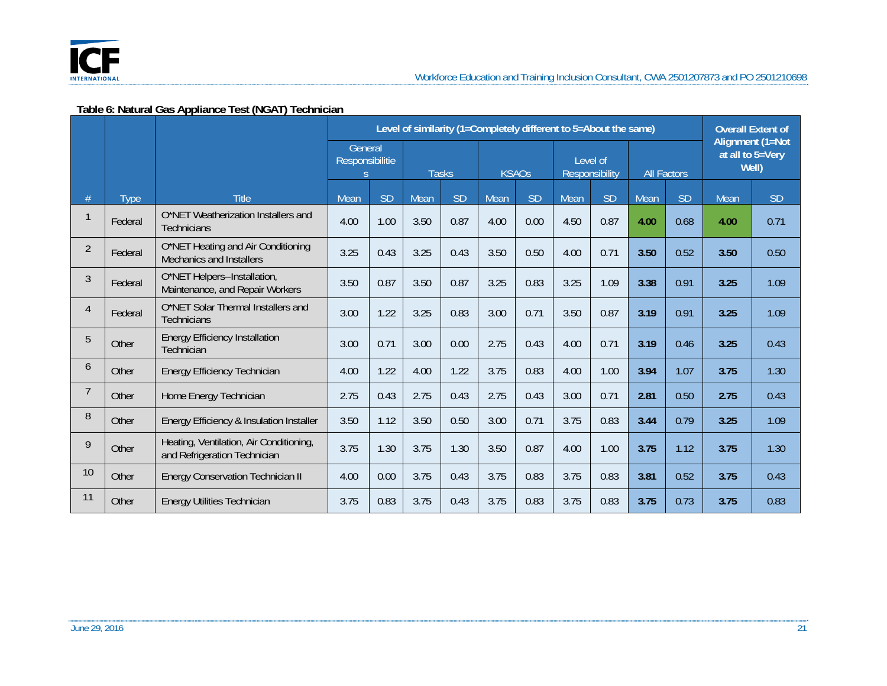**Table 6: Natural Gas Appliance Test (NGAT) Technician**

| # | Type | Title | Level of similarity (1=Completely different to 5=About the same) | | | | | | | | | | Overall Extent of Alignment (1=Not at all to 5=Very Well) | |
|---|---|---|---|---|---|---|---|---|---|---|---|---|---|---|
| | | | General Responsibilities | | Tasks | | KSAOs | | Level of Responsibility | | All Factors | | | |
| | | | Mean | SD | Mean | SD | Mean | SD | Mean | SD | Mean | SD | Mean | SD |
| 1 | Federal | O*NET Weatherization Installers and Technicians | 4.00 | 1.00 | 3.50 | 0.87 | 4.00 | 0.00 | 4.50 | 0.87 | **4.00** | 0.68 | **4.00** | 0.71 |
| 2 | Federal | O*NET Heating and Air Conditioning Mechanics and Installers | 3.25 | 0.43 | 3.25 | 0.43 | 3.50 | 0.50 | 4.00 | 0.71 | **3.50** | 0.52 | **3.50** | 0.50 |
| 3 | Federal | O*NET Helpers--Installation, Maintenance, and Repair Workers | 3.50 | 0.87 | 3.50 | 0.87 | 3.25 | 0.83 | 3.25 | 1.09 | **3.38** | 0.91 | **3.25** | 1.09 |
| 4 | Federal | O*NET Solar Thermal Installers and Technicians | 3.00 | 1.22 | 3.25 | 0.83 | 3.00 | 0.71 | 3.50 | 0.87 | **3.19** | 0.91 | **3.25** | 1.09 |
| 5 | Other | Energy Efficiency Installation Technician | 3.00 | 0.71 | 3.00 | 0.00 | 2.75 | 0.43 | 4.00 | 0.71 | **3.19** | 0.46 | **3.25** | 0.43 |
| 6 | Other | Energy Efficiency Technician | 4.00 | 1.22 | 4.00 | 1.22 | 3.75 | 0.83 | 4.00 | 1.00 | **3.94** | 1.07 | **3.75** | 1.30 |
| 7 | Other | Home Energy Technician | 2.75 | 0.43 | 2.75 | 0.43 | 2.75 | 0.43 | 3.00 | 0.71 | **2.81** | 0.50 | **2.75** | 0.43 |
| 8 | Other | Energy Efficiency & Insulation Installer | 3.50 | 1.12 | 3.50 | 0.50 | 3.00 | 0.71 | 3.75 | 0.83 | **3.44** | 0.79 | **3.25** | 1.09 |
| 9 | Other | Heating, Ventilation, Air Conditioning, and Refrigeration Technician | 3.75 | 1.30 | 3.75 | 1.30 | 3.50 | 0.87 | 4.00 | 1.00 | **3.75** | 1.12 | **3.75** | 1.30 |
| 10 | Other | Energy Conservation Technician II | 4.00 | 0.00 | 3.75 | 0.43 | 3.75 | 0.83 | 3.75 | 0.83 | **3.81** | 0.52 | **3.75** | 0.43 |
| 11 | Other | Energy Utilities Technician | 3.75 | 0.83 | 3.75 | 0.43 | 3.75 | 0.83 | 3.75 | 0.83 | **3.75** | 0.73 | **3.75** | 0.83 |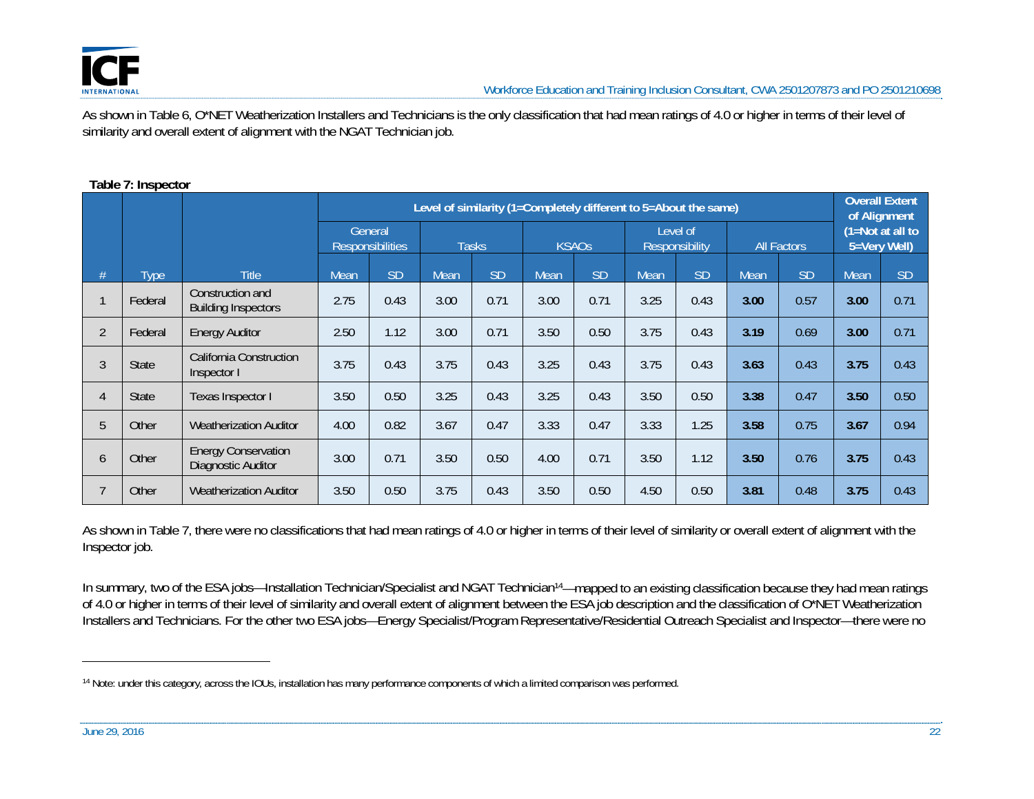As shown in Table 6, O*NET Weatherization Installers and Technicians is the only classification that had mean ratings of 4.0 or higher in terms of their level of similarity and overall extent of alignment with the NGAT Technician job.

**Table 7: Inspector**

| # | Type | Title | Level of similarity (1=Completely different to 5=About the same) | | | | | | | | | | Overall Extent of Alignment (1=Not at all to 5=Very Well) | |
|---|---|---|---|---|---|---|---|---|---|---|---|---|---|---|
| | | | General Responsibilities | | Tasks | | KSAOs | | Level of Responsibility | | All Factors | | | |
| | | | Mean | SD | Mean | SD | Mean | SD | Mean | SD | Mean | SD | Mean | SD |
| 1 | Federal | Construction and Building Inspectors | 2.75 | 0.43 | 3.00 | 0.71 | 3.00 | 0.71 | 3.25 | 0.43 | **3.00** | 0.57 | **3.00** | 0.71 |
| 2 | Federal | Energy Auditor | 2.50 | 1.12 | 3.00 | 0.71 | 3.50 | 0.50 | 3.75 | 0.43 | **3.19** | 0.69 | **3.00** | 0.71 |
| 3 | State | California Construction Inspector I | 3.75 | 0.43 | 3.75 | 0.43 | 3.25 | 0.43 | 3.75 | 0.43 | **3.63** | 0.43 | **3.75** | 0.43 |
| 4 | State | Texas Inspector I | 3.50 | 0.50 | 3.25 | 0.43 | 3.25 | 0.43 | 3.50 | 0.50 | **3.38** | 0.47 | **3.50** | 0.50 |
| 5 | Other | Weatherization Auditor | 4.00 | 0.82 | 3.67 | 0.47 | 3.33 | 0.47 | 3.33 | 1.25 | **3.58** | 0.75 | **3.67** | 0.94 |
| 6 | Other | Energy Conservation Diagnostic Auditor | 3.00 | 0.71 | 3.50 | 0.50 | 4.00 | 0.71 | 3.50 | 1.12 | **3.50** | 0.76 | **3.75** | 0.43 |
| 7 | Other | Weatherization Auditor | 3.50 | 0.50 | 3.75 | 0.43 | 3.50 | 0.50 | 4.50 | 0.50 | **3.81** | 0.48 | **3.75** | 0.43 |

As shown in Table 7, there were no classifications that had mean ratings of 4.0 or higher in terms of their level of similarity or overall extent of alignment with the Inspector job.

In summary, two of the ESA jobs—Installation Technician/Specialist and NGAT Technician[14]—mapped to an existing classification because they had mean ratings of 4.0 or higher in terms of their level of similarity and overall extent of alignment between the ESA job description and the classification of O*NET Weatherization Installers and Technicians. For the other two ESA jobs—Energy Specialist/Program Representative/Residential Outreach Specialist and Inspector—there were no

[14] Note: under this category, across the IOUs, installation has many performance components of which a limited comparison was performed.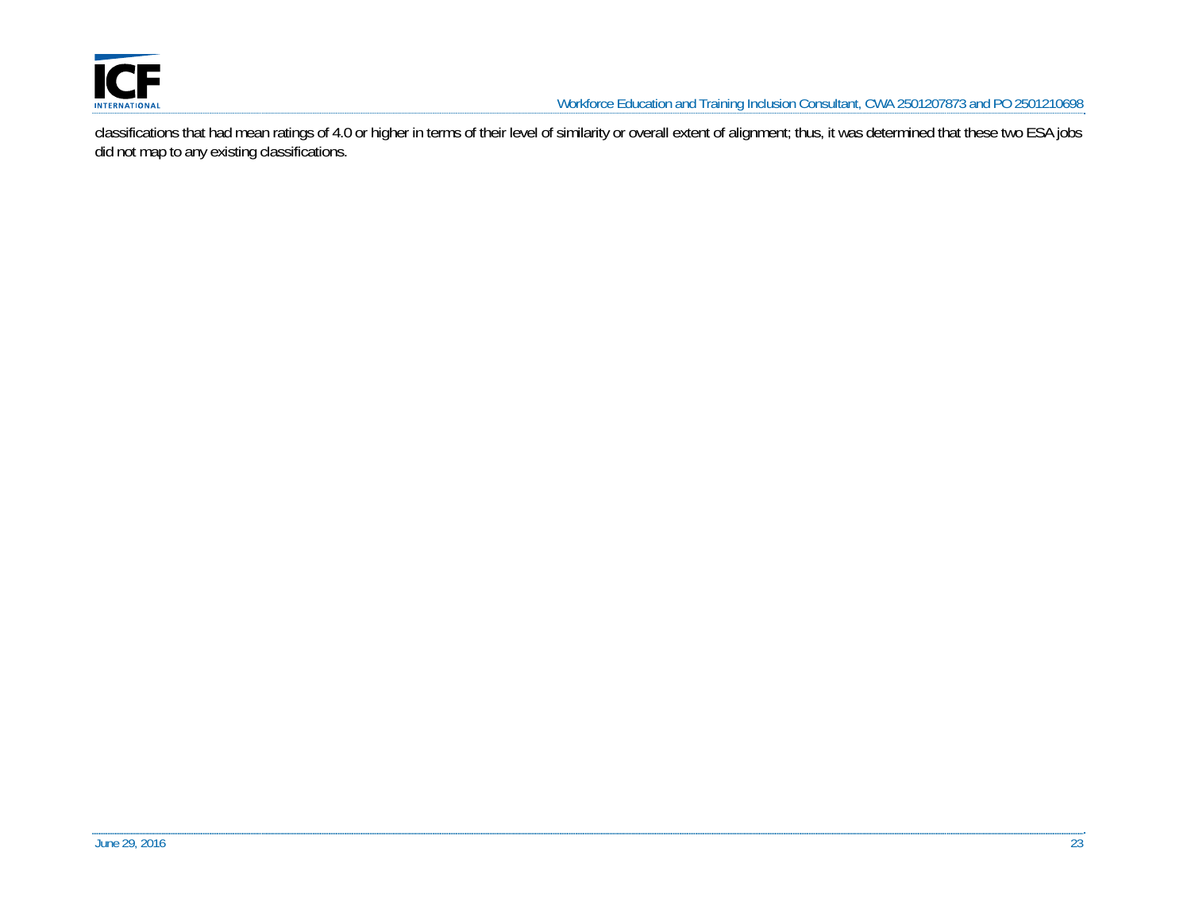classifications that had mean ratings of 4.0 or higher in terms of their level of similarity or overall extent of alignment; thus, it was determined that these two ESA jobs did not map to any existing classifications.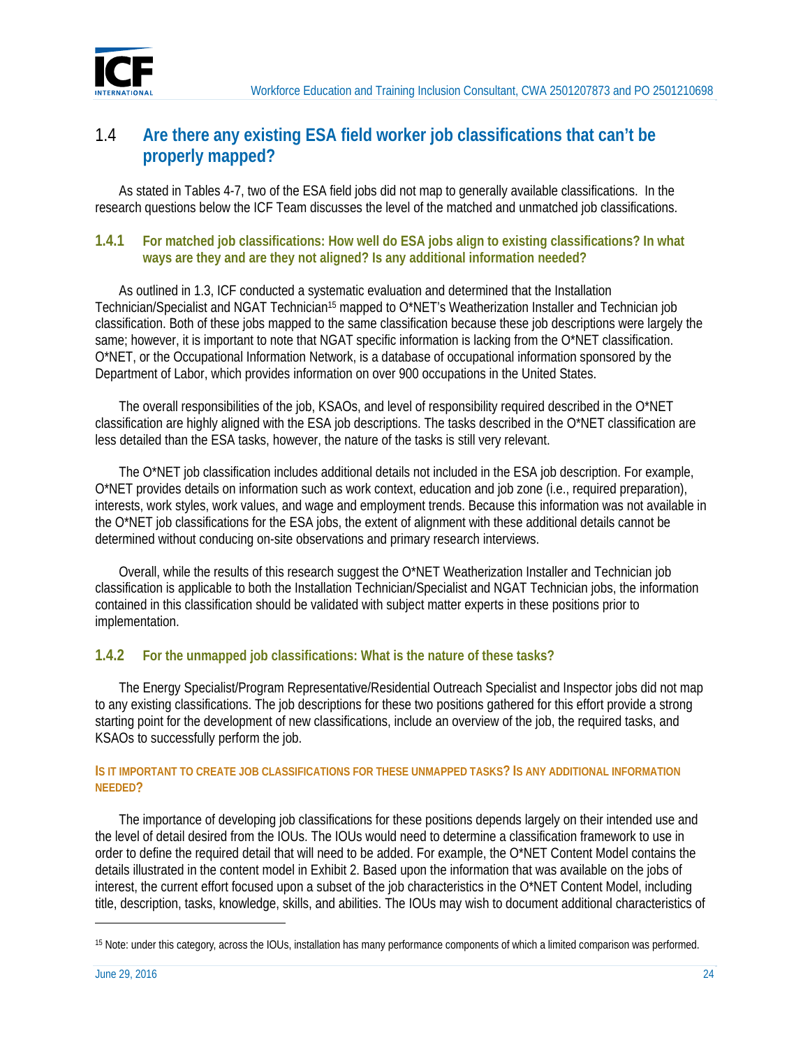## 1.4 Are there any existing ESA field worker job classifications that can't be properly mapped?

As stated in Tables 4-7, two of the ESA field jobs did not map to generally available classifications. In the research questions below the ICF Team discusses the level of the matched and unmatched job classifications.

### 1.4.1 For matched job classifications: How well do ESA jobs align to existing classifications? In what ways are they and are they not aligned? Is any additional information needed?

As outlined in 1.3, ICF conducted a systematic evaluation and determined that the Installation Technician/Specialist and NGAT Technician[15] mapped to O*NET's Weatherization Installer and Technician job classification. Both of these jobs mapped to the same classification because these job descriptions were largely the same; however, it is important to note that NGAT specific information is lacking from the O*NET classification. O*NET, or the Occupational Information Network, is a database of occupational information sponsored by the Department of Labor, which provides information on over 900 occupations in the United States.

The overall responsibilities of the job, KSAOs, and level of responsibility required described in the O*NET classification are highly aligned with the ESA job descriptions. The tasks described in the O*NET classification are less detailed than the ESA tasks, however, the nature of the tasks is still very relevant.

The O*NET job classification includes additional details not included in the ESA job description. For example, O*NET provides details on information such as work context, education and job zone (i.e., required preparation), interests, work styles, work values, and wage and employment trends. Because this information was not available in the O*NET job classifications for the ESA jobs, the extent of alignment with these additional details cannot be determined without conducing on-site observations and primary research interviews.

Overall, while the results of this research suggest the O*NET Weatherization Installer and Technician job classification is applicable to both the Installation Technician/Specialist and NGAT Technician jobs, the information contained in this classification should be validated with subject matter experts in these positions prior to implementation.

### 1.4.2 For the unmapped job classifications: What is the nature of these tasks?

The Energy Specialist/Program Representative/Residential Outreach Specialist and Inspector jobs did not map to any existing classifications. The job descriptions for these two positions gathered for this effort provide a strong starting point for the development of new classifications, include an overview of the job, the required tasks, and KSAOs to successfully perform the job.

#### Is it important to create job classifications for these unmapped tasks? Is any additional information needed?

The importance of developing job classifications for these positions depends largely on their intended use and the level of detail desired from the IOUs. The IOUs would need to determine a classification framework to use in order to define the required detail that will need to be added. For example, the O*NET Content Model contains the details illustrated in the content model in Exhibit 2. Based upon the information that was available on the jobs of interest, the current effort focused upon a subset of the job characteristics in the O*NET Content Model, including title, description, tasks, knowledge, skills, and abilities. The IOUs may wish to document additional characteristics of

---

[15] Note: under this category, across the IOUs, installation has many performance components of which a limited comparison was performed.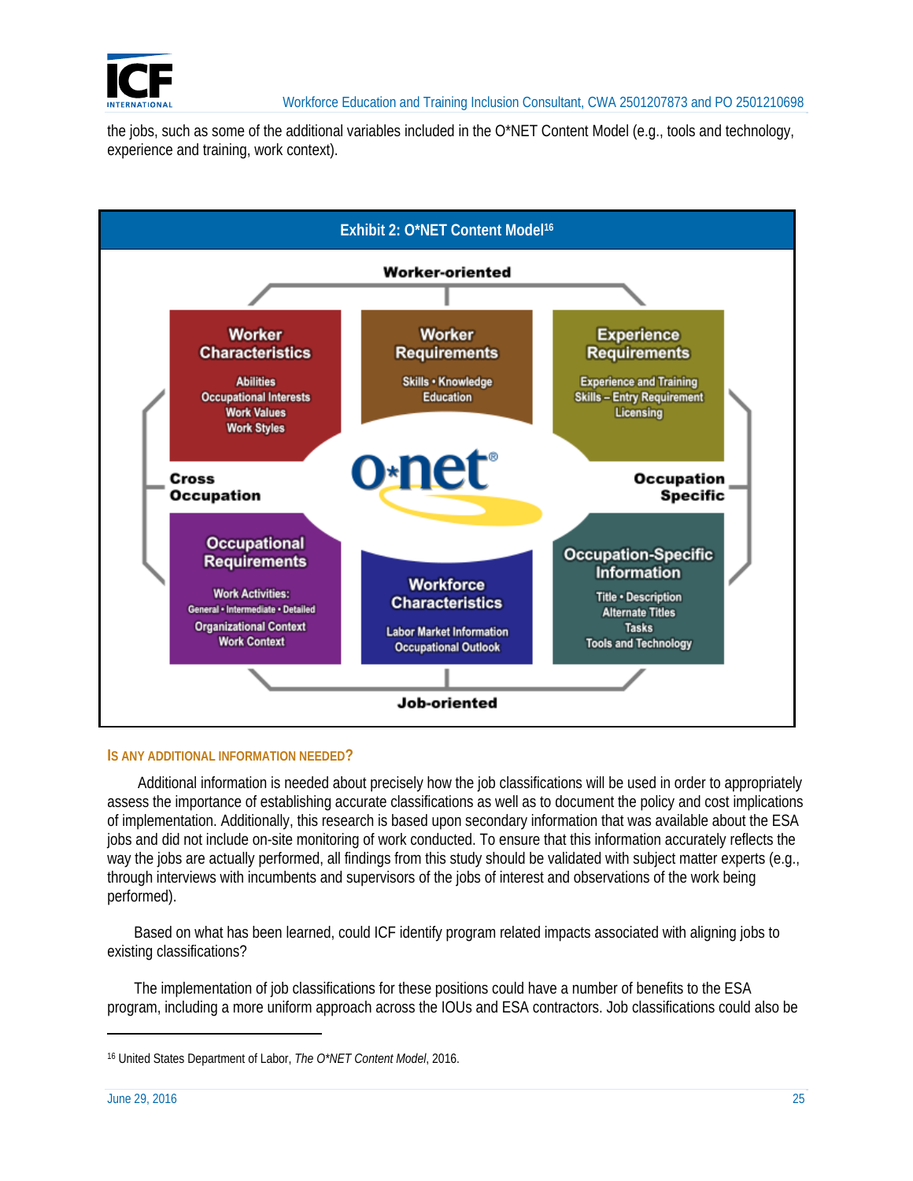the jobs, such as some of the additional variables included in the O*NET Content Model (e.g., tools and technology, experience and training, work context).

**Exhibit 2: O*NET Content Model[16]**

Worker-oriented

**Worker Characteristics**
Abilities
Occupational Interests
Work Values
Work Styles

**Worker Requirements**
Skills • Knowledge
Education

**Experience Requirements**
Experience and Training
Skills – Entry Requirement
Licensing

Cross Occupation

O*net®

Occupation Specific

**Occupational Requirements**
Work Activities:
General • Intermediate • Detailed
Organizational Context
Work Context

**Workforce Characteristics**
Labor Market Information
Occupational Outlook

**Occupation-Specific Information**
Title • Description
Alternate Titles
Tasks
Tools and Technology

Job-oriented

### IS ANY ADDITIONAL INFORMATION NEEDED?

Additional information is needed about precisely how the job classifications will be used in order to appropriately assess the importance of establishing accurate classifications as well as to document the policy and cost implications of implementation. Additionally, this research is based upon secondary information that was available about the ESA jobs and did not include on-site monitoring of work conducted. To ensure that this information accurately reflects the way the jobs are actually performed, all findings from this study should be validated with subject matter experts (e.g., through interviews with incumbents and supervisors of the jobs of interest and observations of the work being performed).

Based on what has been learned, could ICF identify program related impacts associated with aligning jobs to existing classifications?

The implementation of job classifications for these positions could have a number of benefits to the ESA program, including a more uniform approach across the IOUs and ESA contractors. Job classifications could also be

---

[16] United States Department of Labor, *The O*NET Content Model*, 2016.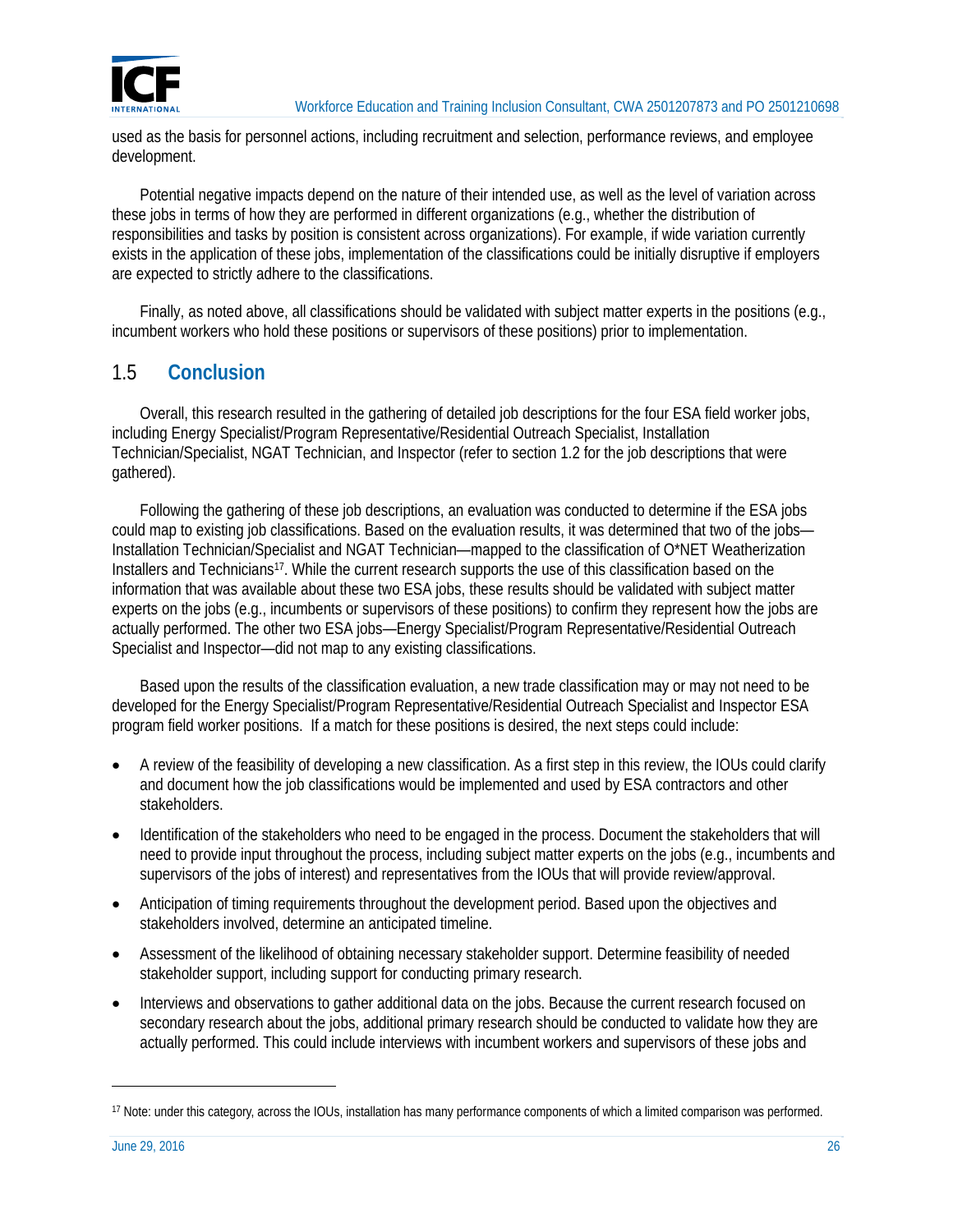used as the basis for personnel actions, including recruitment and selection, performance reviews, and employee development.

Potential negative impacts depend on the nature of their intended use, as well as the level of variation across these jobs in terms of how they are performed in different organizations (e.g., whether the distribution of responsibilities and tasks by position is consistent across organizations). For example, if wide variation currently exists in the application of these jobs, implementation of the classifications could be initially disruptive if employers are expected to strictly adhere to the classifications.

Finally, as noted above, all classifications should be validated with subject matter experts in the positions (e.g., incumbent workers who hold these positions or supervisors of these positions) prior to implementation.

## 1.5 Conclusion

Overall, this research resulted in the gathering of detailed job descriptions for the four ESA field worker jobs, including Energy Specialist/Program Representative/Residential Outreach Specialist, Installation Technician/Specialist, NGAT Technician, and Inspector (refer to section 1.2 for the job descriptions that were gathered).

Following the gathering of these job descriptions, an evaluation was conducted to determine if the ESA jobs could map to existing job classifications. Based on the evaluation results, it was determined that two of the jobs—Installation Technician/Specialist and NGAT Technician—mapped to the classification of O*NET Weatherization Installers and Technicians[17]. While the current research supports the use of this classification based on the information that was available about these two ESA jobs, these results should be validated with subject matter experts on the jobs (e.g., incumbents or supervisors of these positions) to confirm they represent how the jobs are actually performed. The other two ESA jobs—Energy Specialist/Program Representative/Residential Outreach Specialist and Inspector—did not map to any existing classifications.

Based upon the results of the classification evaluation, a new trade classification may or may not need to be developed for the Energy Specialist/Program Representative/Residential Outreach Specialist and Inspector ESA program field worker positions. If a match for these positions is desired, the next steps could include:

- A review of the feasibility of developing a new classification. As a first step in this review, the IOUs could clarify and document how the job classifications would be implemented and used by ESA contractors and other stakeholders.
- Identification of the stakeholders who need to be engaged in the process. Document the stakeholders that will need to provide input throughout the process, including subject matter experts on the jobs (e.g., incumbents and supervisors of the jobs of interest) and representatives from the IOUs that will provide review/approval.
- Anticipation of timing requirements throughout the development period. Based upon the objectives and stakeholders involved, determine an anticipated timeline.
- Assessment of the likelihood of obtaining necessary stakeholder support. Determine feasibility of needed stakeholder support, including support for conducting primary research.
- Interviews and observations to gather additional data on the jobs. Because the current research focused on secondary research about the jobs, additional primary research should be conducted to validate how they are actually performed. This could include interviews with incumbent workers and supervisors of these jobs and

[17] Note: under this category, across the IOUs, installation has many performance components of which a limited comparison was performed.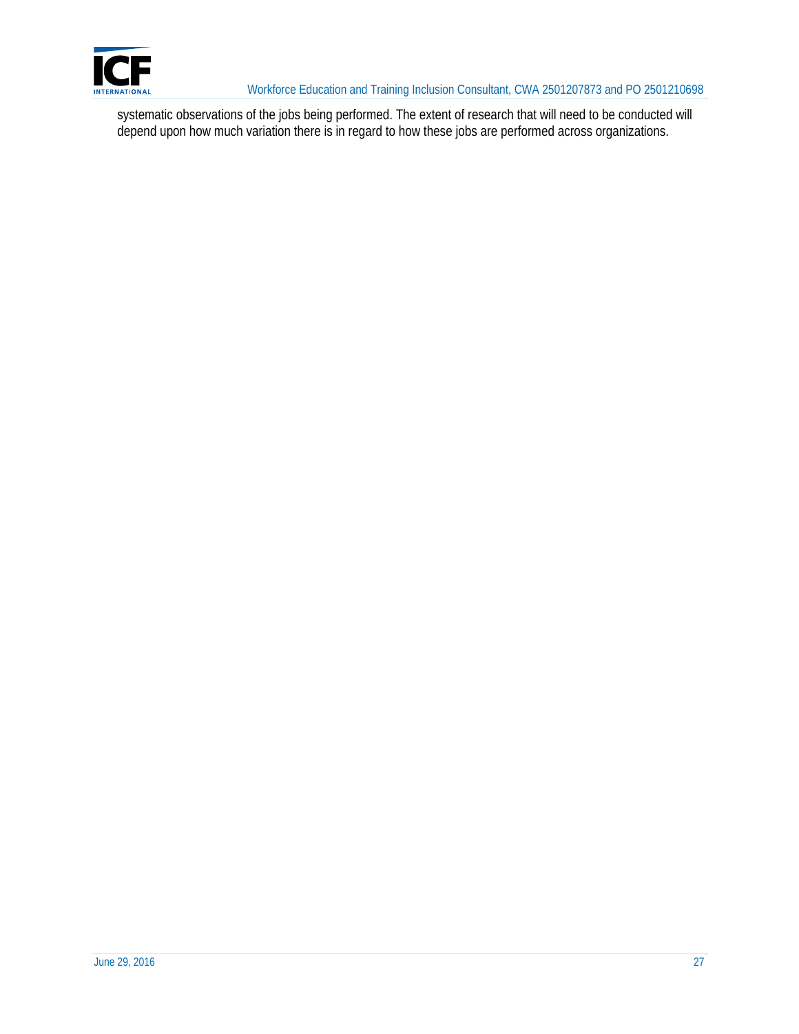systematic observations of the jobs being performed. The extent of research that will need to be conducted will depend upon how much variation there is in regard to how these jobs are performed across organizations.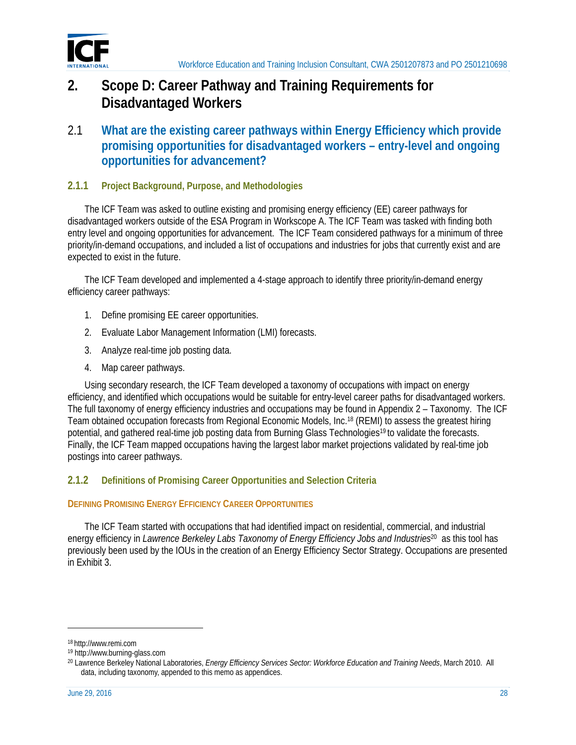# 2. Scope D: Career Pathway and Training Requirements for Disadvantaged Workers

## 2.1 What are the existing career pathways within Energy Efficiency which provide promising opportunities for disadvantaged workers – entry-level and ongoing opportunities for advancement?

### 2.1.1 Project Background, Purpose, and Methodologies

The ICF Team was asked to outline existing and promising energy efficiency (EE) career pathways for disadvantaged workers outside of the ESA Program in Workscope A. The ICF Team was tasked with finding both entry level and ongoing opportunities for advancement. The ICF Team considered pathways for a minimum of three priority/in-demand occupations, and included a list of occupations and industries for jobs that currently exist and are expected to exist in the future.

The ICF Team developed and implemented a 4-stage approach to identify three priority/in-demand energy efficiency career pathways:

1. Define promising EE career opportunities.
2. Evaluate Labor Management Information (LMI) forecasts.
3. Analyze real-time job posting data.
4. Map career pathways.

Using secondary research, the ICF Team developed a taxonomy of occupations with impact on energy efficiency, and identified which occupations would be suitable for entry-level career paths for disadvantaged workers. The full taxonomy of energy efficiency industries and occupations may be found in Appendix 2 – Taxonomy. The ICF Team obtained occupation forecasts from Regional Economic Models, Inc.[18] (REMI) to assess the greatest hiring potential, and gathered real-time job posting data from Burning Glass Technologies[19] to validate the forecasts. Finally, the ICF Team mapped occupations having the largest labor market projections validated by real-time job postings into career pathways.

### 2.1.2 Definitions of Promising Career Opportunities and Selection Criteria

#### Defining Promising Energy Efficiency Career Opportunities

The ICF Team started with occupations that had identified impact on residential, commercial, and industrial energy efficiency in *Lawrence Berkeley Labs Taxonomy of Energy Efficiency Jobs and Industries*[20] as this tool has previously been used by the IOUs in the creation of an Energy Efficiency Sector Strategy. Occupations are presented in Exhibit 3.

---

[18] http://www.remi.com

[19] http://www.burning-glass.com

[20] Lawrence Berkeley National Laboratories, *Energy Efficiency Services Sector: Workforce Education and Training Needs*, March 2010. All data, including taxonomy, appended to this memo as appendices.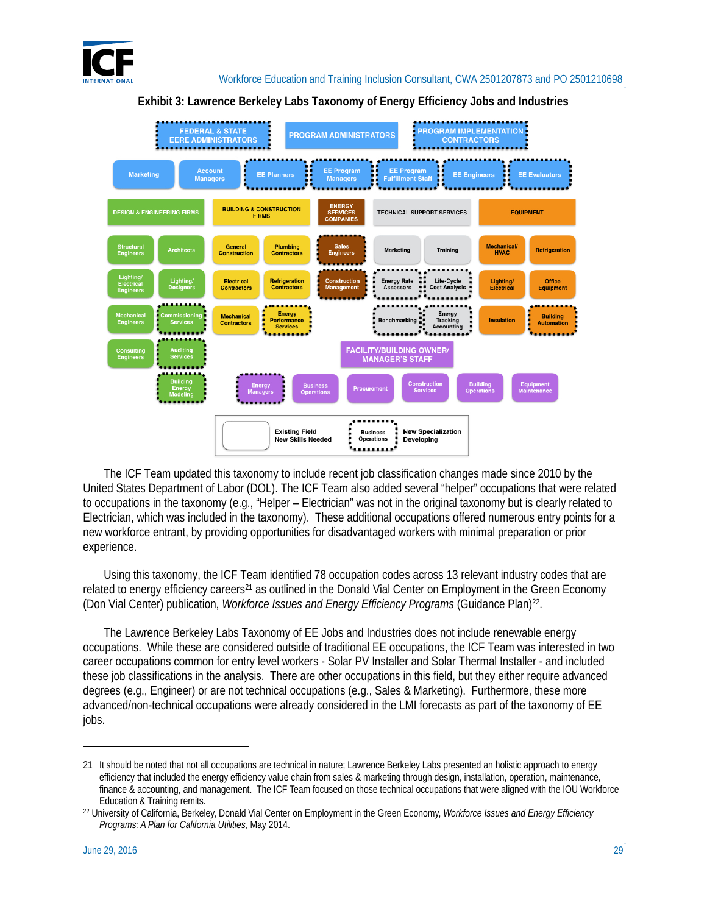**Exhibit 3: Lawrence Berkeley Labs Taxonomy of Energy Efficiency Jobs and Industries**

FEDERAL & STATE EERE ADMINISTRATORS
PROGRAM ADMINISTRATORS
PROGRAM IMPLEMENTATION CONTRACTORS
Marketing
Account Managers
EE Planners
EE Program Managers
EE Program Fulfillment Staff
EE Engineers
EE Evaluators
DESIGN & ENGINEERING FIRMS
BUILDING & CONSTRUCTION FIRMS
ENERGY SERVICES COMPANIES
TECHNICAL SUPPORT SERVICES
EQUIPMENT
Structural Engineers
Architects
General Construction
Plumbing Contractors
Sales Engineers
Marketing
Training
Mechanical/ HVAC
Refrigeration
Lighting/ Electrical Engineers
Lighting/ Designers
Electrical Contractors
Refrigeration Contractors
Construction Management
Energy Rate Assessors
Life-Cycle Cost Analysis
Lighting/ Electrical
Office Equipment
Mechanical Engineers
Commissioning Services
Mechanical Contractors
Energy Performance Services
Benchmarking
Energy Tracking Accounting
Insulation
Building Automation
Consulting Engineers
Auditing Services
FACILITY/BUILDING OWNER/ MANAGER'S STAFF
Building Energy Modeling
Energy Managers
Business Operations
Procurement
Construction Services
Building Operations
Equipment Maintenance

Existing Field New Skills Needed
Business Operations
New Specialization Developing

The ICF Team updated this taxonomy to include recent job classification changes made since 2010 by the United States Department of Labor (DOL). The ICF Team also added several "helper" occupations that were related to occupations in the taxonomy (e.g., "Helper – Electrician" was not in the original taxonomy but is clearly related to Electrician, which was included in the taxonomy). These additional occupations offered numerous entry points for a new workforce entrant, by providing opportunities for disadvantaged workers with minimal preparation or prior experience.

Using this taxonomy, the ICF Team identified 78 occupation codes across 13 relevant industry codes that are related to energy efficiency careers[21] as outlined in the Donald Vial Center on Employment in the Green Economy (Don Vial Center) publication, *Workforce Issues and Energy Efficiency Programs* (Guidance Plan)[22].

The Lawrence Berkeley Labs Taxonomy of EE Jobs and Industries does not include renewable energy occupations. While these are considered outside of traditional EE occupations, the ICF Team was interested in two career occupations common for entry level workers - Solar PV Installer and Solar Thermal Installer - and included these job classifications in the analysis. There are other occupations in this field, but they either require advanced degrees (e.g., Engineer) or are not technical occupations (e.g., Sales & Marketing). Furthermore, these more advanced/non-technical occupations were already considered in the LMI forecasts as part of the taxonomy of EE jobs.

---

21 It should be noted that not all occupations are technical in nature; Lawrence Berkeley Labs presented an holistic approach to energy efficiency that included the energy efficiency value chain from sales & marketing through design, installation, operation, maintenance, finance & accounting, and management. The ICF Team focused on those technical occupations that were aligned with the IOU Workforce Education & Training remits.

22 University of California, Berkeley, Donald Vial Center on Employment in the Green Economy, *Workforce Issues and Energy Efficiency Programs: A Plan for California Utilities,* May 2014.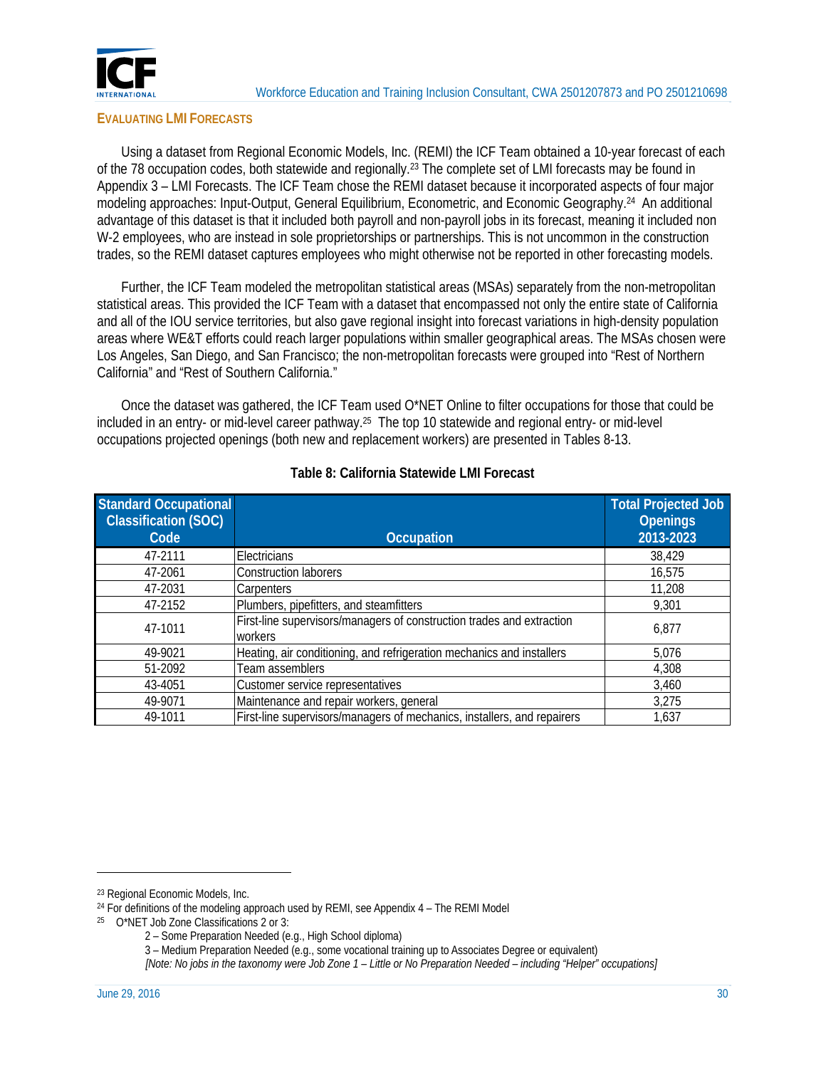### Evaluating LMI Forecasts

Using a dataset from Regional Economic Models, Inc. (REMI) the ICF Team obtained a 10-year forecast of each of the 78 occupation codes, both statewide and regionally.[23] The complete set of LMI forecasts may be found in Appendix 3 – LMI Forecasts. The ICF Team chose the REMI dataset because it incorporated aspects of four major modeling approaches: Input-Output, General Equilibrium, Econometric, and Economic Geography.[24] An additional advantage of this dataset is that it included both payroll and non-payroll jobs in its forecast, meaning it included non W-2 employees, who are instead in sole proprietorships or partnerships. This is not uncommon in the construction trades, so the REMI dataset captures employees who might otherwise not be reported in other forecasting models.

Further, the ICF Team modeled the metropolitan statistical areas (MSAs) separately from the non-metropolitan statistical areas. This provided the ICF Team with a dataset that encompassed not only the entire state of California and all of the IOU service territories, but also gave regional insight into forecast variations in high-density population areas where WE&T efforts could reach larger populations within smaller geographical areas. The MSAs chosen were Los Angeles, San Diego, and San Francisco; the non-metropolitan forecasts were grouped into "Rest of Northern California" and "Rest of Southern California."

Once the dataset was gathered, the ICF Team used O*NET Online to filter occupations for those that could be included in an entry- or mid-level career pathway.[25] The top 10 statewide and regional entry- or mid-level occupations projected openings (both new and replacement workers) are presented in Tables 8-13.

**Table 8: California Statewide LMI Forecast**

| Standard Occupational Classification (SOC) Code | Occupation | Total Projected Job Openings 2013-2023 |
|---|---|---|
| 47-2111 | Electricians | 38,429 |
| 47-2061 | Construction laborers | 16,575 |
| 47-2031 | Carpenters | 11,208 |
| 47-2152 | Plumbers, pipefitters, and steamfitters | 9,301 |
| 47-1011 | First-line supervisors/managers of construction trades and extraction workers | 6,877 |
| 49-9021 | Heating, air conditioning, and refrigeration mechanics and installers | 5,076 |
| 51-2092 | Team assemblers | 4,308 |
| 43-4051 | Customer service representatives | 3,460 |
| 49-9071 | Maintenance and repair workers, general | 3,275 |
| 49-1011 | First-line supervisors/managers of mechanics, installers, and repairers | 1,637 |

---

[23] Regional Economic Models, Inc.

[24] For definitions of the modeling approach used by REMI, see Appendix 4 – The REMI Model

[25] O*NET Job Zone Classifications 2 or 3:

2 – Some Preparation Needed (e.g., High School diploma)

3 – Medium Preparation Needed (e.g., some vocational training up to Associates Degree or equivalent)

*[Note: No jobs in the taxonomy were Job Zone 1 – Little or No Preparation Needed – including "Helper" occupations]*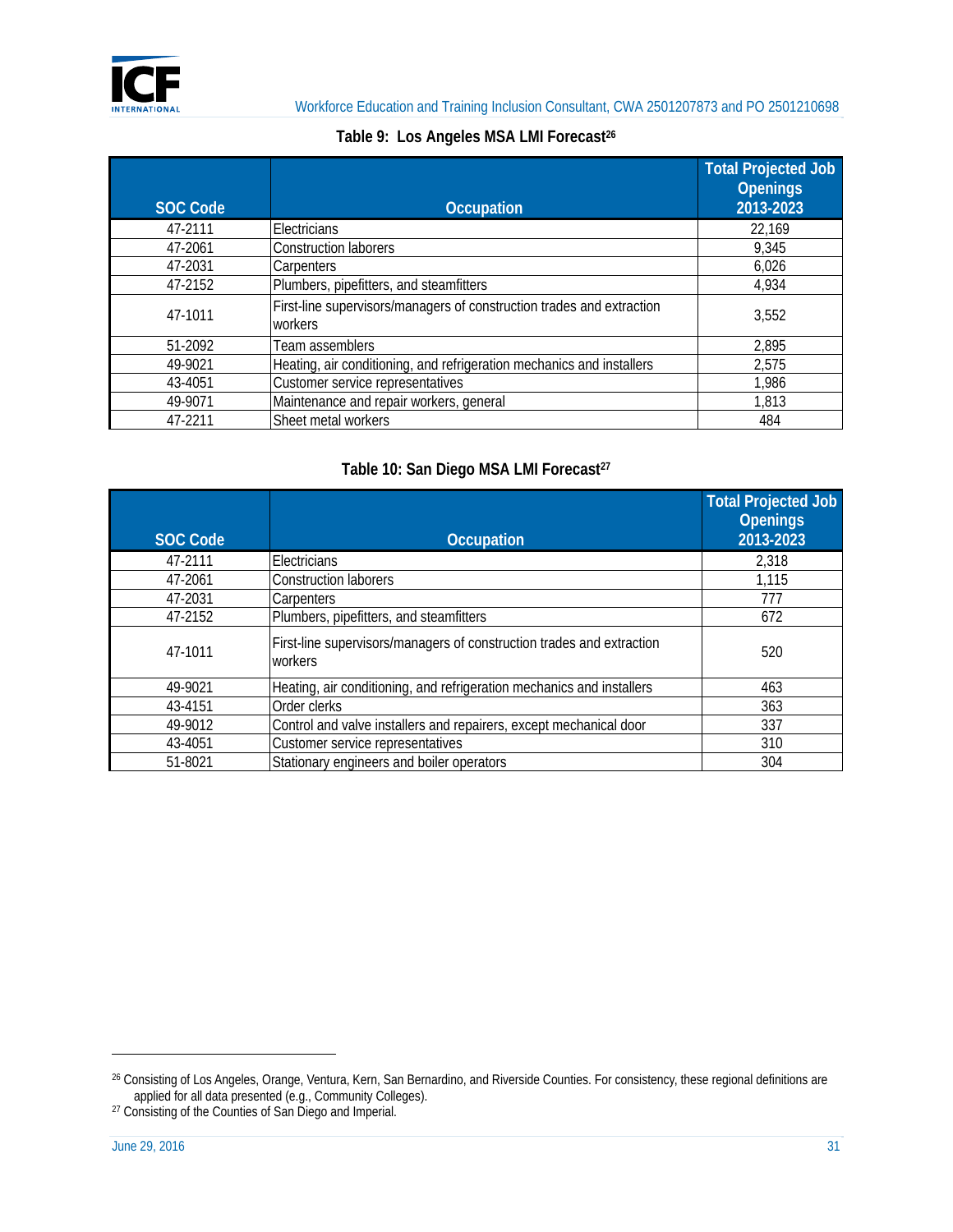**Table 9: Los Angeles MSA LMI Forecast[26]**

| SOC Code | Occupation | Total Projected Job Openings 2013-2023 |
|---|---|---|
| 47-2111 | Electricians | 22,169 |
| 47-2061 | Construction laborers | 9,345 |
| 47-2031 | Carpenters | 6,026 |
| 47-2152 | Plumbers, pipefitters, and steamfitters | 4,934 |
| 47-1011 | First-line supervisors/managers of construction trades and extraction workers | 3,552 |
| 51-2092 | Team assemblers | 2,895 |
| 49-9021 | Heating, air conditioning, and refrigeration mechanics and installers | 2,575 |
| 43-4051 | Customer service representatives | 1,986 |
| 49-9071 | Maintenance and repair workers, general | 1,813 |
| 47-2211 | Sheet metal workers | 484 |

**Table 10: San Diego MSA LMI Forecast[27]**

| SOC Code | Occupation | Total Projected Job Openings 2013-2023 |
|---|---|---|
| 47-2111 | Electricians | 2,318 |
| 47-2061 | Construction laborers | 1,115 |
| 47-2031 | Carpenters | 777 |
| 47-2152 | Plumbers, pipefitters, and steamfitters | 672 |
| 47-1011 | First-line supervisors/managers of construction trades and extraction workers | 520 |
| 49-9021 | Heating, air conditioning, and refrigeration mechanics and installers | 463 |
| 43-4151 | Order clerks | 363 |
| 49-9012 | Control and valve installers and repairers, except mechanical door | 337 |
| 43-4051 | Customer service representatives | 310 |
| 51-8021 | Stationary engineers and boiler operators | 304 |

[26] Consisting of Los Angeles, Orange, Ventura, Kern, San Bernardino, and Riverside Counties. For consistency, these regional definitions are applied for all data presented (e.g., Community Colleges).

[27] Consisting of the Counties of San Diego and Imperial.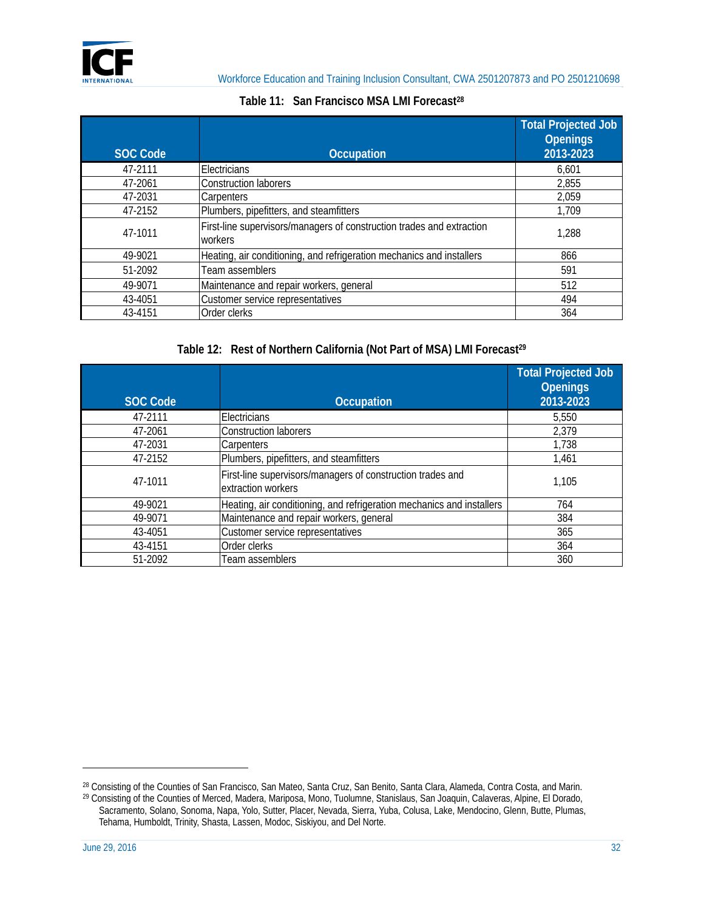**Table 11: San Francisco MSA LMI Forecast[28]**

| SOC Code | Occupation | Total Projected Job Openings 2013-2023 |
|---|---|---|
| 47-2111 | Electricians | 6,601 |
| 47-2061 | Construction laborers | 2,855 |
| 47-2031 | Carpenters | 2,059 |
| 47-2152 | Plumbers, pipefitters, and steamfitters | 1,709 |
| 47-1011 | First-line supervisors/managers of construction trades and extraction workers | 1,288 |
| 49-9021 | Heating, air conditioning, and refrigeration mechanics and installers | 866 |
| 51-2092 | Team assemblers | 591 |
| 49-9071 | Maintenance and repair workers, general | 512 |
| 43-4051 | Customer service representatives | 494 |
| 43-4151 | Order clerks | 364 |

**Table 12: Rest of Northern California (Not Part of MSA) LMI Forecast[29]**

| SOC Code | Occupation | Total Projected Job Openings 2013-2023 |
|---|---|---|
| 47-2111 | Electricians | 5,550 |
| 47-2061 | Construction laborers | 2,379 |
| 47-2031 | Carpenters | 1,738 |
| 47-2152 | Plumbers, pipefitters, and steamfitters | 1,461 |
| 47-1011 | First-line supervisors/managers of construction trades and extraction workers | 1,105 |
| 49-9021 | Heating, air conditioning, and refrigeration mechanics and installers | 764 |
| 49-9071 | Maintenance and repair workers, general | 384 |
| 43-4051 | Customer service representatives | 365 |
| 43-4151 | Order clerks | 364 |
| 51-2092 | Team assemblers | 360 |

[28] Consisting of the Counties of San Francisco, San Mateo, Santa Cruz, San Benito, Santa Clara, Alameda, Contra Costa, and Marin.

[29] Consisting of the Counties of Merced, Madera, Mariposa, Mono, Tuolumne, Stanislaus, San Joaquin, Calaveras, Alpine, El Dorado, Sacramento, Solano, Sonoma, Napa, Yolo, Sutter, Placer, Nevada, Sierra, Yuba, Colusa, Lake, Mendocino, Glenn, Butte, Plumas, Tehama, Humboldt, Trinity, Shasta, Lassen, Modoc, Siskiyou, and Del Norte.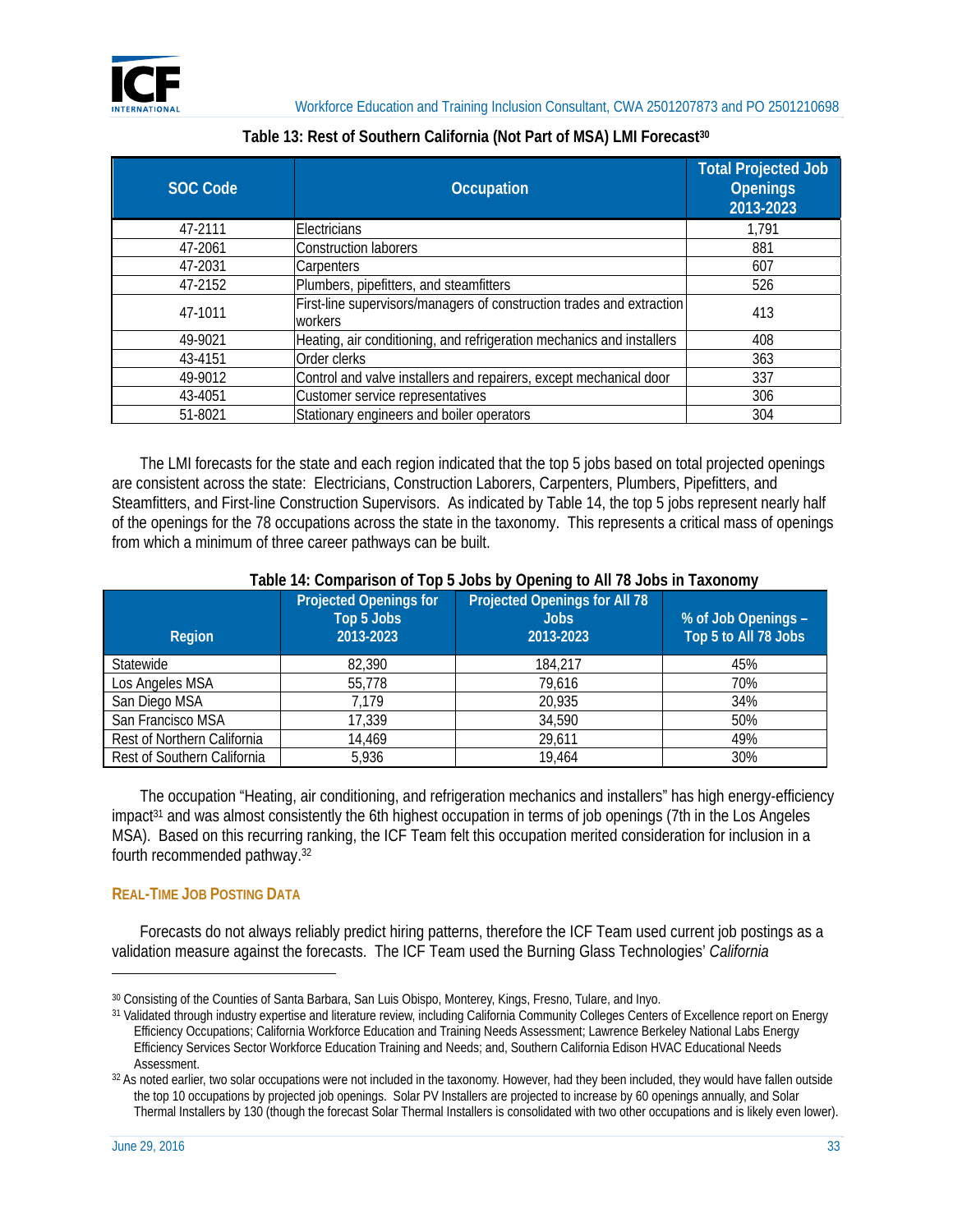**Table 13: Rest of Southern California (Not Part of MSA) LMI Forecast[30]**

| SOC Code | Occupation | Total Projected Job Openings 2013-2023 |
|---|---|---|
| 47-2111 | Electricians | 1,791 |
| 47-2061 | Construction laborers | 881 |
| 47-2031 | Carpenters | 607 |
| 47-2152 | Plumbers, pipefitters, and steamfitters | 526 |
| 47-1011 | First-line supervisors/managers of construction trades and extraction workers | 413 |
| 49-9021 | Heating, air conditioning, and refrigeration mechanics and installers | 408 |
| 43-4151 | Order clerks | 363 |
| 49-9012 | Control and valve installers and repairers, except mechanical door | 337 |
| 43-4051 | Customer service representatives | 306 |
| 51-8021 | Stationary engineers and boiler operators | 304 |

The LMI forecasts for the state and each region indicated that the top 5 jobs based on total projected openings are consistent across the state: Electricians, Construction Laborers, Carpenters, Plumbers, Pipefitters, and Steamfitters, and First-line Construction Supervisors. As indicated by Table 14, the top 5 jobs represent nearly half of the openings for the 78 occupations across the state in the taxonomy. This represents a critical mass of openings from which a minimum of three career pathways can be built.

**Table 14: Comparison of Top 5 Jobs by Opening to All 78 Jobs in Taxonomy**

| Region | Projected Openings for Top 5 Jobs 2013-2023 | Projected Openings for All 78 Jobs 2013-2023 | % of Job Openings – Top 5 to All 78 Jobs |
|---|---|---|---|
| Statewide | 82,390 | 184,217 | 45% |
| Los Angeles MSA | 55,778 | 79,616 | 70% |
| San Diego MSA | 7,179 | 20,935 | 34% |
| San Francisco MSA | 17,339 | 34,590 | 50% |
| Rest of Northern California | 14,469 | 29,611 | 49% |
| Rest of Southern California | 5,936 | 19,464 | 30% |

The occupation "Heating, air conditioning, and refrigeration mechanics and installers" has high energy-efficiency impact[31] and was almost consistently the 6th highest occupation in terms of job openings (7th in the Los Angeles MSA). Based on this recurring ranking, the ICF Team felt this occupation merited consideration for inclusion in a fourth recommended pathway.[32]

### REAL-TIME JOB POSTING DATA

Forecasts do not always reliably predict hiring patterns, therefore the ICF Team used current job postings as a validation measure against the forecasts. The ICF Team used the Burning Glass Technologies' *California*

---

[30] Consisting of the Counties of Santa Barbara, San Luis Obispo, Monterey, Kings, Fresno, Tulare, and Inyo.

[31] Validated through industry expertise and literature review, including California Community Colleges Centers of Excellence report on Energy Efficiency Occupations; California Workforce Education and Training Needs Assessment; Lawrence Berkeley National Labs Energy Efficiency Services Sector Workforce Education Training and Needs; and, Southern California Edison HVAC Educational Needs Assessment.

[32] As noted earlier, two solar occupations were not included in the taxonomy. However, had they been included, they would have fallen outside the top 10 occupations by projected job openings. Solar PV Installers are projected to increase by 60 openings annually, and Solar Thermal Installers by 130 (though the forecast Solar Thermal Installers is consolidated with two other occupations and is likely even lower).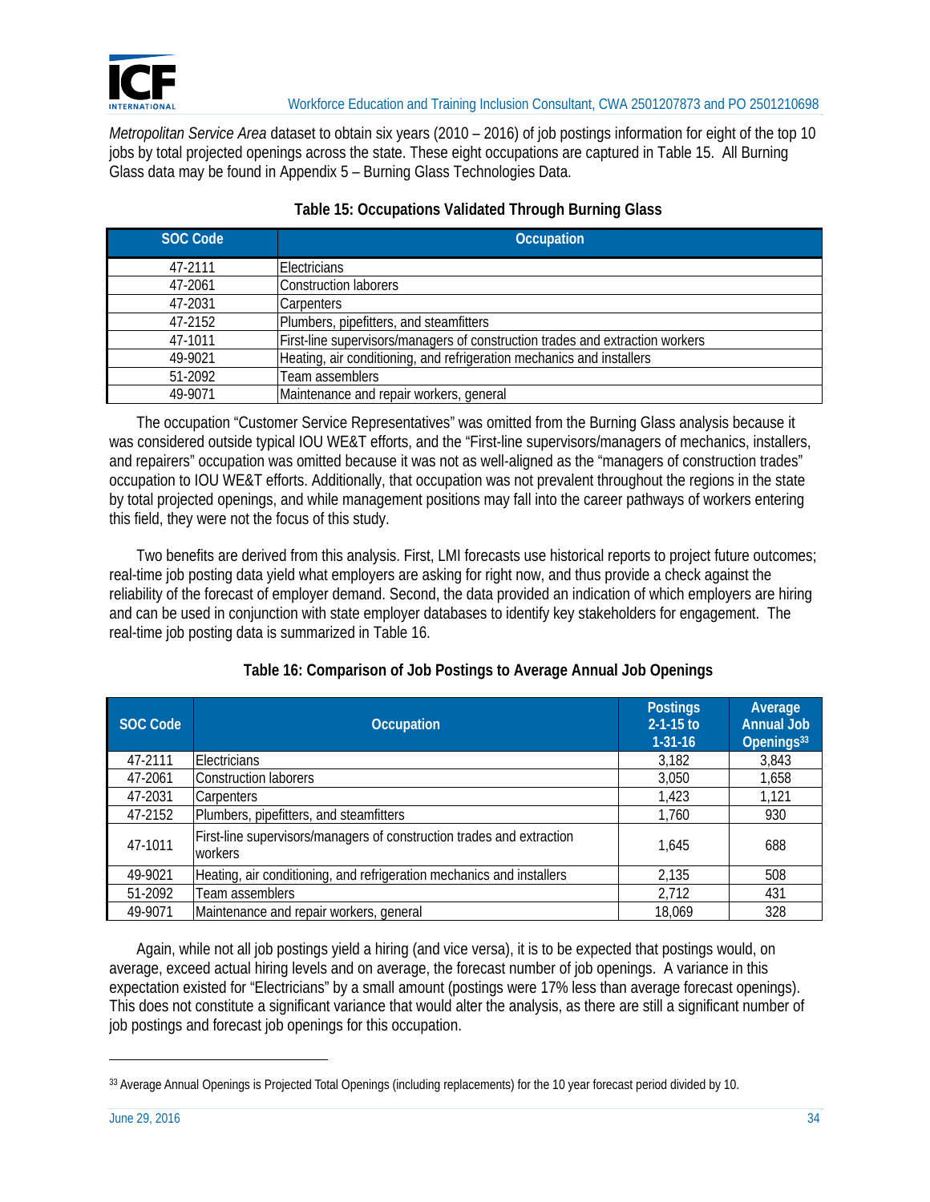*Metropolitan Service Area* dataset to obtain six years (2010 – 2016) of job postings information for eight of the top 10 jobs by total projected openings across the state. These eight occupations are captured in Table 15. All Burning Glass data may be found in Appendix 5 – Burning Glass Technologies Data.

**Table 15: Occupations Validated Through Burning Glass**

| SOC Code | Occupation |
|---|---|
| 47-2111 | Electricians |
| 47-2061 | Construction laborers |
| 47-2031 | Carpenters |
| 47-2152 | Plumbers, pipefitters, and steamfitters |
| 47-1011 | First-line supervisors/managers of construction trades and extraction workers |
| 49-9021 | Heating, air conditioning, and refrigeration mechanics and installers |
| 51-2092 | Team assemblers |
| 49-9071 | Maintenance and repair workers, general |

The occupation "Customer Service Representatives" was omitted from the Burning Glass analysis because it was considered outside typical IOU WE&T efforts, and the "First-line supervisors/managers of mechanics, installers, and repairers" occupation was omitted because it was not as well-aligned as the "managers of construction trades" occupation to IOU WE&T efforts. Additionally, that occupation was not prevalent throughout the regions in the state by total projected openings, and while management positions may fall into the career pathways of workers entering this field, they were not the focus of this study.

Two benefits are derived from this analysis. First, LMI forecasts use historical reports to project future outcomes; real-time job posting data yield what employers are asking for right now, and thus provide a check against the reliability of the forecast of employer demand. Second, the data provided an indication of which employers are hiring and can be used in conjunction with state employer databases to identify key stakeholders for engagement. The real-time job posting data is summarized in Table 16.

**Table 16: Comparison of Job Postings to Average Annual Job Openings**

| SOC Code | Occupation | Postings 2-1-15 to 1-31-16 | Average Annual Job Openings[33] |
|---|---|---|---|
| 47-2111 | Electricians | 3,182 | 3,843 |
| 47-2061 | Construction laborers | 3,050 | 1,658 |
| 47-2031 | Carpenters | 1,423 | 1,121 |
| 47-2152 | Plumbers, pipefitters, and steamfitters | 1,760 | 930 |
| 47-1011 | First-line supervisors/managers of construction trades and extraction workers | 1,645 | 688 |
| 49-9021 | Heating, air conditioning, and refrigeration mechanics and installers | 2,135 | 508 |
| 51-2092 | Team assemblers | 2,712 | 431 |
| 49-9071 | Maintenance and repair workers, general | 18,069 | 328 |

Again, while not all job postings yield a hiring (and vice versa), it is to be expected that postings would, on average, exceed actual hiring levels and on average, the forecast number of job openings. A variance in this expectation existed for "Electricians" by a small amount (postings were 17% less than average forecast openings). This does not constitute a significant variance that would alter the analysis, as there are still a significant number of job postings and forecast job openings for this occupation.

[33] Average Annual Openings is Projected Total Openings (including replacements) for the 10 year forecast period divided by 10.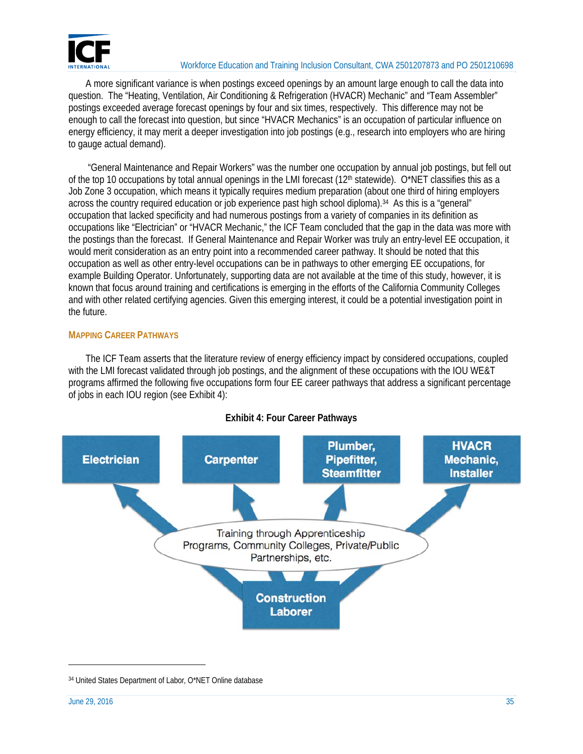A more significant variance is when postings exceed openings by an amount large enough to call the data into question. The "Heating, Ventilation, Air Conditioning & Refrigeration (HVACR) Mechanic" and "Team Assembler" postings exceeded average forecast openings by four and six times, respectively. This difference may not be enough to call the forecast into question, but since "HVACR Mechanics" is an occupation of particular influence on energy efficiency, it may merit a deeper investigation into job postings (e.g., research into employers who are hiring to gauge actual demand).

"General Maintenance and Repair Workers" was the number one occupation by annual job postings, but fell out of the top 10 occupations by total annual openings in the LMI forecast (12th statewide). O*NET classifies this as a Job Zone 3 occupation, which means it typically requires medium preparation (about one third of hiring employers across the country required education or job experience past high school diploma).[34] As this is a "general" occupation that lacked specificity and had numerous postings from a variety of companies in its definition as occupations like "Electrician" or "HVACR Mechanic," the ICF Team concluded that the gap in the data was more with the postings than the forecast. If General Maintenance and Repair Worker was truly an entry-level EE occupation, it would merit consideration as an entry point into a recommended career pathway. It should be noted that this occupation as well as other entry-level occupations can be in pathways to other emerging EE occupations, for example Building Operator. Unfortunately, supporting data are not available at the time of this study, however, it is known that focus around training and certifications is emerging in the efforts of the California Community Colleges and with other related certifying agencies. Given this emerging interest, it could be a potential investigation point in the future.

## Mapping Career Pathways

The ICF Team asserts that the literature review of energy efficiency impact by considered occupations, coupled with the LMI forecast validated through job postings, and the alignment of these occupations with the IOU WE&T programs affirmed the following five occupations form four EE career pathways that address a significant percentage of jobs in each IOU region (see Exhibit 4):

**Exhibit 4: Four Career Pathways**

Electrician

Carpenter

Plumber, Pipefitter, Steamfitter

HVACR Mechanic, Installer

Training through Apprenticeship Programs, Community Colleges, Private/Public Partnerships, etc.

Construction Laborer

---

[34] United States Department of Labor, O*NET Online database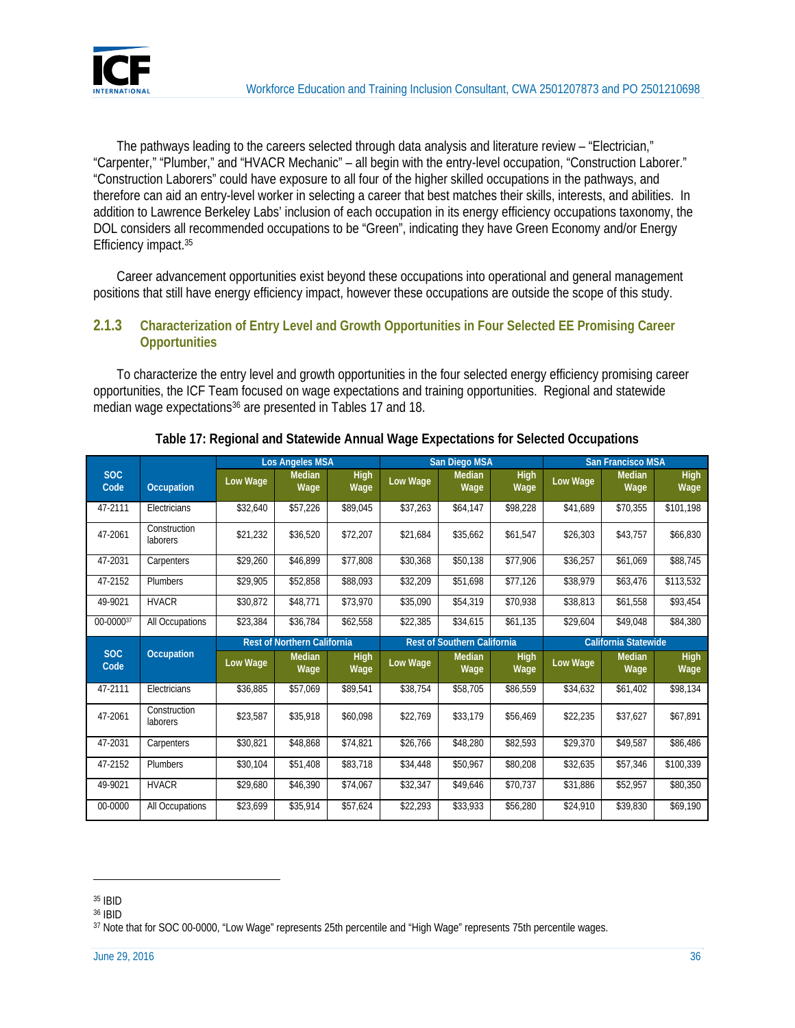The pathways leading to the careers selected through data analysis and literature review – "Electrician," "Carpenter," "Plumber," and "HVACR Mechanic" – all begin with the entry-level occupation, "Construction Laborer." "Construction Laborers" could have exposure to all four of the higher skilled occupations in the pathways, and therefore can aid an entry-level worker in selecting a career that best matches their skills, interests, and abilities. In addition to Lawrence Berkeley Labs' inclusion of each occupation in its energy efficiency occupations taxonomy, the DOL considers all recommended occupations to be "Green", indicating they have Green Economy and/or Energy Efficiency impact.[35]

Career advancement opportunities exist beyond these occupations into operational and general management positions that still have energy efficiency impact, however these occupations are outside the scope of this study.

### 2.1.3 Characterization of Entry Level and Growth Opportunities in Four Selected EE Promising Career Opportunities

To characterize the entry level and growth opportunities in the four selected energy efficiency promising career opportunities, the ICF Team focused on wage expectations and training opportunities. Regional and statewide median wage expectations[36] are presented in Tables 17 and 18.

**Table 17: Regional and Statewide Annual Wage Expectations for Selected Occupations**

| SOC Code | Occupation | Los Angeles MSA | | | San Diego MSA | | | San Francisco MSA | | |
|---|---|---|---|---|---|---|---|---|---|---|
| | | Low Wage | Median Wage | High Wage | Low Wage | Median Wage | High Wage | Low Wage | Median Wage | High Wage |
| 47-2111 | Electricians | $32,640 | $57,226 | $89,045 | $37,263 | $64,147 | $98,228 | $41,689 | $70,355 | $101,198 |
| 47-2061 | Construction laborers | $21,232 | $36,520 | $72,207 | $21,684 | $35,662 | $61,547 | $26,303 | $43,757 | $66,830 |
| 47-2031 | Carpenters | $29,260 | $46,899 | $77,808 | $30,368 | $50,138 | $77,906 | $36,257 | $61,069 | $88,745 |
| 47-2152 | Plumbers | $29,905 | $52,858 | $88,093 | $32,209 | $51,698 | $77,126 | $38,979 | $63,476 | $113,532 |
| 49-9021 | HVACR | $30,872 | $48,771 | $73,970 | $35,090 | $54,319 | $70,938 | $38,813 | $61,558 | $93,454 |
| 00-0000[37] | All Occupations | $23,384 | $36,784 | $62,558 | $22,385 | $34,615 | $61,135 | $29,604 | $49,048 | $84,380 |
| **SOC Code** | **Occupation** | **Rest of Northern California** | | | **Rest of Southern California** | | | **California Statewide** | | |
| | | **Low Wage** | **Median Wage** | **High Wage** | **Low Wage** | **Median Wage** | **High Wage** | **Low Wage** | **Median Wage** | **High Wage** |
| 47-2111 | Electricians | $36,885 | $57,069 | $89,541 | $38,754 | $58,705 | $86,559 | $34,632 | $61,402 | $98,134 |
| 47-2061 | Construction laborers | $23,587 | $35,918 | $60,098 | $22,769 | $33,179 | $56,469 | $22,235 | $37,627 | $67,891 |
| 47-2031 | Carpenters | $30,821 | $48,868 | $74,821 | $26,766 | $48,280 | $82,593 | $29,370 | $49,587 | $86,486 |
| 47-2152 | Plumbers | $30,104 | $51,408 | $83,718 | $34,448 | $50,967 | $80,208 | $32,635 | $57,346 | $100,339 |
| 49-9021 | HVACR | $29,680 | $46,390 | $74,067 | $32,347 | $49,646 | $70,737 | $31,886 | $52,957 | $80,350 |
| 00-0000 | All Occupations | $23,699 | $35,914 | $57,624 | $22,293 | $33,933 | $56,280 | $24,910 | $39,830 | $69,190 |

[35] IBID

[36] IBID

[37] Note that for SOC 00-0000, "Low Wage" represents 25th percentile and "High Wage" represents 75th percentile wages.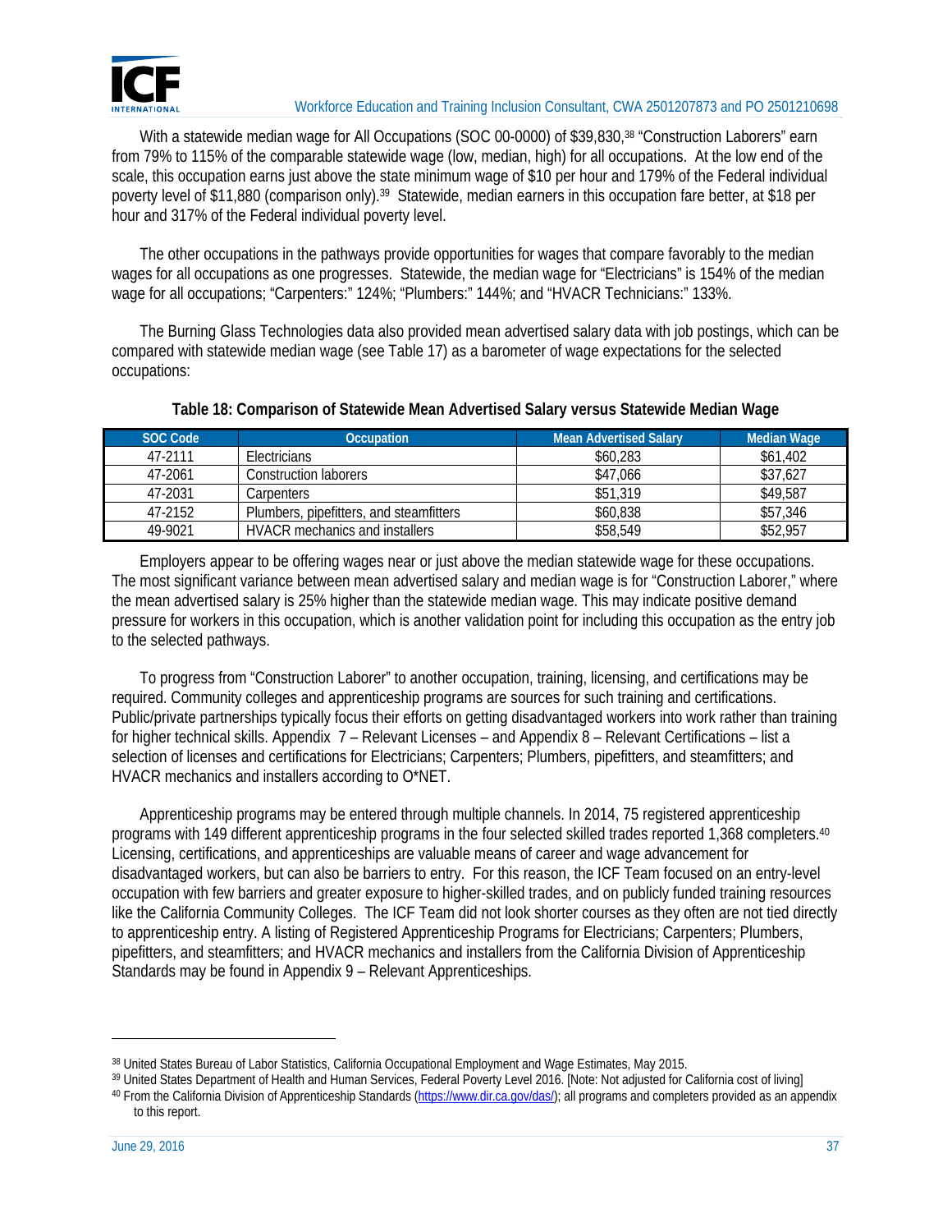With a statewide median wage for All Occupations (SOC 00-0000) of $39,830,[38] "Construction Laborers" earn from 79% to 115% of the comparable statewide wage (low, median, high) for all occupations. At the low end of the scale, this occupation earns just above the state minimum wage of $10 per hour and 179% of the Federal individual poverty level of $11,880 (comparison only).[39] Statewide, median earners in this occupation fare better, at $18 per hour and 317% of the Federal individual poverty level.

The other occupations in the pathways provide opportunities for wages that compare favorably to the median wages for all occupations as one progresses. Statewide, the median wage for "Electricians" is 154% of the median wage for all occupations; "Carpenters:" 124%; "Plumbers:" 144%; and "HVACR Technicians:" 133%.

The Burning Glass Technologies data also provided mean advertised salary data with job postings, which can be compared with statewide median wage (see Table 17) as a barometer of wage expectations for the selected occupations:

**Table 18: Comparison of Statewide Mean Advertised Salary versus Statewide Median Wage**

| SOC Code | Occupation | Mean Advertised Salary | Median Wage |
|---|---|---|---|
| 47-2111 | Electricians | $60,283 | $61,402 |
| 47-2061 | Construction laborers | $47,066 | $37,627 |
| 47-2031 | Carpenters | $51,319 | $49,587 |
| 47-2152 | Plumbers, pipefitters, and steamfitters | $60,838 | $57,346 |
| 49-9021 | HVACR mechanics and installers | $58,549 | $52,957 |

Employers appear to be offering wages near or just above the median statewide wage for these occupations. The most significant variance between mean advertised salary and median wage is for "Construction Laborer," where the mean advertised salary is 25% higher than the statewide median wage. This may indicate positive demand pressure for workers in this occupation, which is another validation point for including this occupation as the entry job to the selected pathways.

To progress from "Construction Laborer" to another occupation, training, licensing, and certifications may be required. Community colleges and apprenticeship programs are sources for such training and certifications. Public/private partnerships typically focus their efforts on getting disadvantaged workers into work rather than training for higher technical skills. Appendix 7 – Relevant Licenses – and Appendix 8 – Relevant Certifications – list a selection of licenses and certifications for Electricians; Carpenters; Plumbers, pipefitters, and steamfitters; and HVACR mechanics and installers according to O*NET.

Apprenticeship programs may be entered through multiple channels. In 2014, 75 registered apprenticeship programs with 149 different apprenticeship programs in the four selected skilled trades reported 1,368 completers.[40] Licensing, certifications, and apprenticeships are valuable means of career and wage advancement for disadvantaged workers, but can also be barriers to entry. For this reason, the ICF Team focused on an entry-level occupation with few barriers and greater exposure to higher-skilled trades, and on publicly funded training resources like the California Community Colleges. The ICF Team did not look shorter courses as they often are not tied directly to apprenticeship entry. A listing of Registered Apprenticeship Programs for Electricians; Carpenters; Plumbers, pipefitters, and steamfitters; and HVACR mechanics and installers from the California Division of Apprenticeship Standards may be found in Appendix 9 – Relevant Apprenticeships.

---

[38] United States Bureau of Labor Statistics, California Occupational Employment and Wage Estimates, May 2015.

[39] United States Department of Health and Human Services, Federal Poverty Level 2016. [Note: Not adjusted for California cost of living]

[40] From the California Division of Apprenticeship Standards (https://www.dir.ca.gov/das/); all programs and completers provided as an appendix to this report.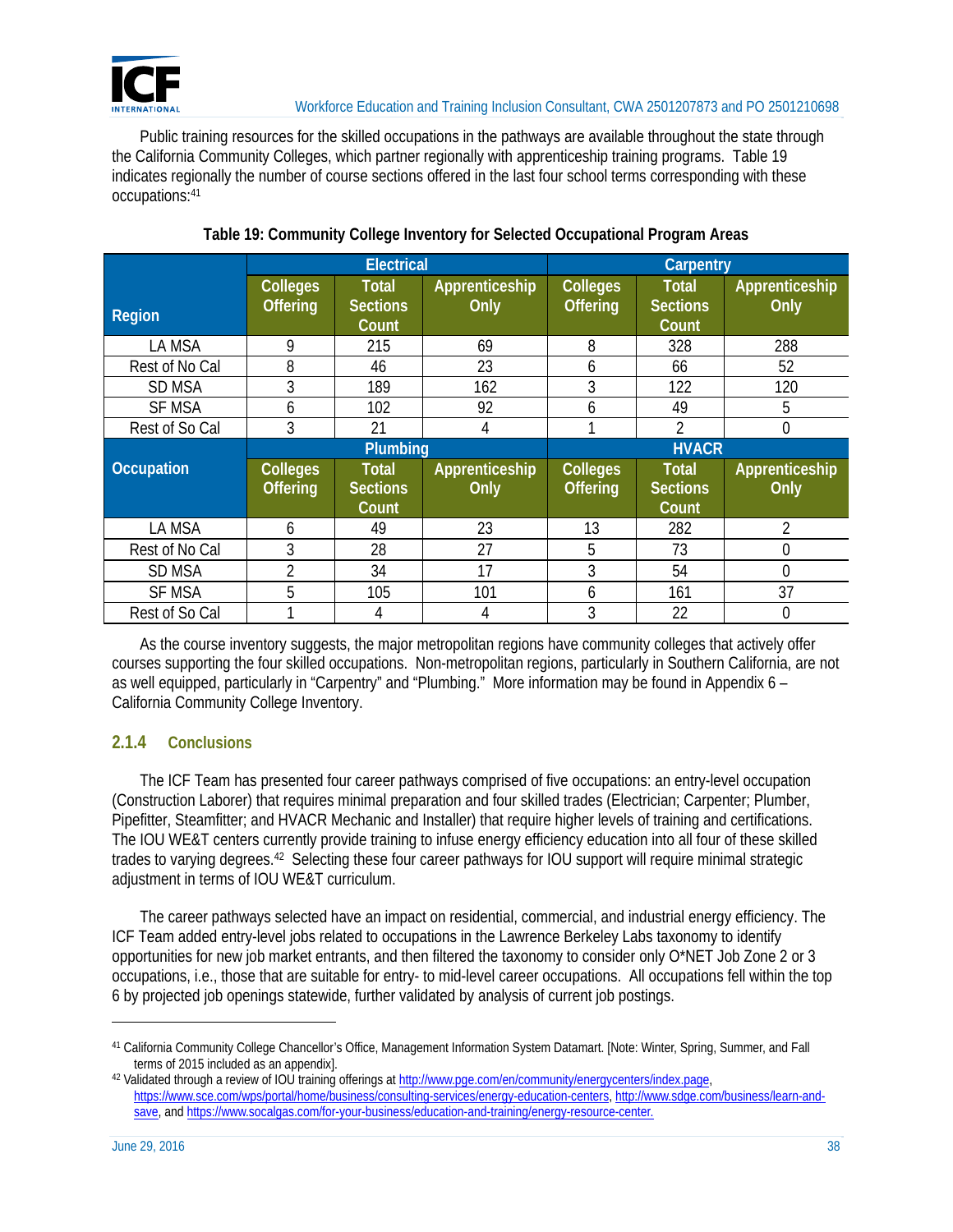Public training resources for the skilled occupations in the pathways are available throughout the state through the California Community Colleges, which partner regionally with apprenticeship training programs. Table 19 indicates regionally the number of course sections offered in the last four school terms corresponding with these occupations:[41]

**Table 19: Community College Inventory for Selected Occupational Program Areas**

| Region | Electrical | | | Carpentry | | |
|---|---|---|---|---|---|---|
| | Colleges Offering | Total Sections Count | Apprenticeship Only | Colleges Offering | Total Sections Count | Apprenticeship Only |
| LA MSA | 9 | 215 | 69 | 8 | 328 | 288 |
| Rest of No Cal | 8 | 46 | 23 | 6 | 66 | 52 |
| SD MSA | 3 | 189 | 162 | 3 | 122 | 120 |
| SF MSA | 6 | 102 | 92 | 6 | 49 | 5 |
| Rest of So Cal | 3 | 21 | 4 | 1 | 2 | 0 |
| **Occupation** | **Plumbing** | | | **HVACR** | | |
| | **Colleges Offering** | **Total Sections Count** | **Apprenticeship Only** | **Colleges Offering** | **Total Sections Count** | **Apprenticeship Only** |
| LA MSA | 6 | 49 | 23 | 13 | 282 | 2 |
| Rest of No Cal | 3 | 28 | 27 | 5 | 73 | 0 |
| SD MSA | 2 | 34 | 17 | 3 | 54 | 0 |
| SF MSA | 5 | 105 | 101 | 6 | 161 | 37 |
| Rest of So Cal | 1 | 4 | 4 | 3 | 22 | 0 |

As the course inventory suggests, the major metropolitan regions have community colleges that actively offer courses supporting the four skilled occupations. Non-metropolitan regions, particularly in Southern California, are not as well equipped, particularly in "Carpentry" and "Plumbing." More information may be found in Appendix 6 – California Community College Inventory.

### 2.1.4 Conclusions

The ICF Team has presented four career pathways comprised of five occupations: an entry-level occupation (Construction Laborer) that requires minimal preparation and four skilled trades (Electrician; Carpenter; Plumber, Pipefitter, Steamfitter; and HVACR Mechanic and Installer) that require higher levels of training and certifications. The IOU WE&T centers currently provide training to infuse energy efficiency education into all four of these skilled trades to varying degrees.[42] Selecting these four career pathways for IOU support will require minimal strategic adjustment in terms of IOU WE&T curriculum.

The career pathways selected have an impact on residential, commercial, and industrial energy efficiency. The ICF Team added entry-level jobs related to occupations in the Lawrence Berkeley Labs taxonomy to identify opportunities for new job market entrants, and then filtered the taxonomy to consider only O*NET Job Zone 2 or 3 occupations, i.e., those that are suitable for entry- to mid-level career occupations. All occupations fell within the top 6 by projected job openings statewide, further validated by analysis of current job postings.

---

[41] California Community College Chancellor's Office, Management Information System Datamart. [Note: Winter, Spring, Summer, and Fall terms of 2015 included as an appendix].

[42] Validated through a review of IOU training offerings at http://www.pge.com/en/community/energycenters/index.page, https://www.sce.com/wps/portal/home/business/consulting-services/energy-education-centers, http://www.sdge.com/business/learn-and-save, and https://www.socalgas.com/for-your-business/education-and-training/energy-resource-center.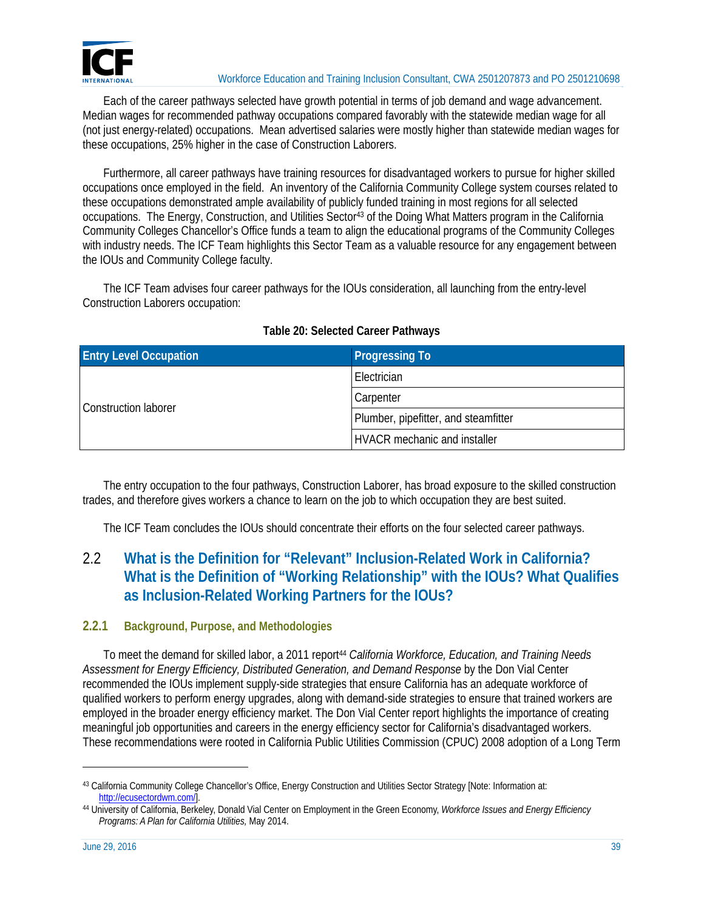Each of the career pathways selected have growth potential in terms of job demand and wage advancement. Median wages for recommended pathway occupations compared favorably with the statewide median wage for all (not just energy-related) occupations. Mean advertised salaries were mostly higher than statewide median wages for these occupations, 25% higher in the case of Construction Laborers.

Furthermore, all career pathways have training resources for disadvantaged workers to pursue for higher skilled occupations once employed in the field. An inventory of the California Community College system courses related to these occupations demonstrated ample availability of publicly funded training in most regions for all selected occupations. The Energy, Construction, and Utilities Sector[43] of the Doing What Matters program in the California Community Colleges Chancellor's Office funds a team to align the educational programs of the Community Colleges with industry needs. The ICF Team highlights this Sector Team as a valuable resource for any engagement between the IOUs and Community College faculty.

The ICF Team advises four career pathways for the IOUs consideration, all launching from the entry-level Construction Laborers occupation:

**Table 20: Selected Career Pathways**

| Entry Level Occupation | Progressing To |
|---|---|
| Construction laborer | Electrician |
| | Carpenter |
| | Plumber, pipefitter, and steamfitter |
| | HVACR mechanic and installer |

The entry occupation to the four pathways, Construction Laborer, has broad exposure to the skilled construction trades, and therefore gives workers a chance to learn on the job to which occupation they are best suited.

The ICF Team concludes the IOUs should concentrate their efforts on the four selected career pathways.

## 2.2 What is the Definition for "Relevant" Inclusion-Related Work in California? What is the Definition of "Working Relationship" with the IOUs? What Qualifies as Inclusion-Related Working Partners for the IOUs?

### 2.2.1 Background, Purpose, and Methodologies

To meet the demand for skilled labor, a 2011 report[44] *California Workforce, Education, and Training Needs Assessment for Energy Efficiency, Distributed Generation, and Demand Response* by the Don Vial Center recommended the IOUs implement supply-side strategies that ensure California has an adequate workforce of qualified workers to perform energy upgrades, along with demand-side strategies to ensure that trained workers are employed in the broader energy efficiency market. The Don Vial Center report highlights the importance of creating meaningful job opportunities and careers in the energy efficiency sector for California's disadvantaged workers. These recommendations were rooted in California Public Utilities Commission (CPUC) 2008 adoption of a Long Term

---

[43] California Community College Chancellor's Office, Energy Construction and Utilities Sector Strategy [Note: Information at: http://ecusectordwm.com/].

[44] University of California, Berkeley, Donald Vial Center on Employment in the Green Economy, *Workforce Issues and Energy Efficiency Programs: A Plan for California Utilities,* May 2014.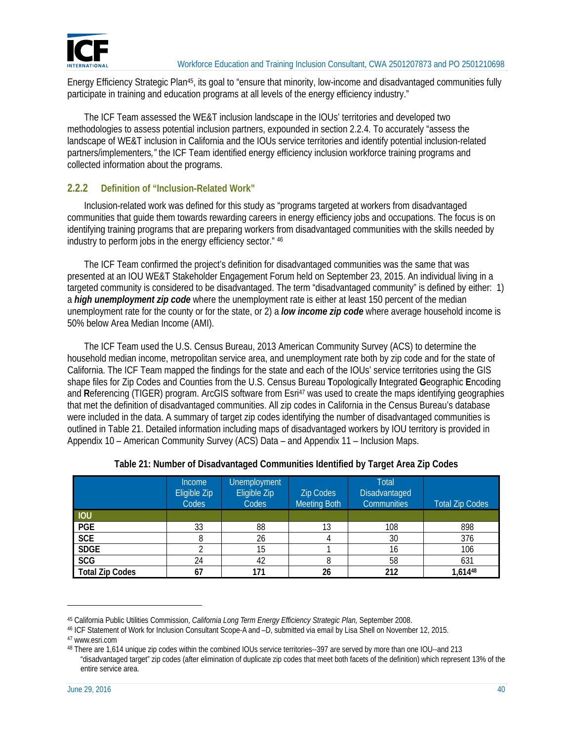Energy Efficiency Strategic Plan[45], its goal to "ensure that minority, low-income and disadvantaged communities fully participate in training and education programs at all levels of the energy efficiency industry."

The ICF Team assessed the WE&T inclusion landscape in the IOUs' territories and developed two methodologies to assess potential inclusion partners, expounded in section 2.2.4. To accurately "assess the landscape of WE&T inclusion in California and the IOUs service territories and identify potential inclusion-related partners/implementers," the ICF Team identified energy efficiency inclusion workforce training programs and collected information about the programs.

### 2.2.2 Definition of "Inclusion-Related Work"

Inclusion-related work was defined for this study as "programs targeted at workers from disadvantaged communities that guide them towards rewarding careers in energy efficiency jobs and occupations. The focus is on identifying training programs that are preparing workers from disadvantaged communities with the skills needed by industry to perform jobs in the energy efficiency sector." [46]

The ICF Team confirmed the project's definition for disadvantaged communities was the same that was presented at an IOU WE&T Stakeholder Engagement Forum held on September 23, 2015. An individual living in a targeted community is considered to be disadvantaged. The term "disadvantaged community" is defined by either: 1) a ***high unemployment zip code*** where the unemployment rate is either at least 150 percent of the median unemployment rate for the county or for the state, or 2) a ***low income zip code*** where average household income is 50% below Area Median Income (AMI).

The ICF Team used the U.S. Census Bureau, 2013 American Community Survey (ACS) to determine the household median income, metropolitan service area, and unemployment rate both by zip code and for the state of California. The ICF Team mapped the findings for the state and each of the IOUs' service territories using the GIS shape files for Zip Codes and Counties from the U.S. Census Bureau **T**opologically **I**ntegrated **G**eographic **E**ncoding and **R**eferencing (TIGER) program. ArcGIS software from Esri[47] was used to create the maps identifying geographies that met the definition of disadvantaged communities. All zip codes in California in the Census Bureau's database were included in the data. A summary of target zip codes identifying the number of disadvantaged communities is outlined in Table 21. Detailed information including maps of disadvantaged workers by IOU territory is provided in Appendix 10 – American Community Survey (ACS) Data – and Appendix 11 – Inclusion Maps.

**Table 21: Number of Disadvantaged Communities Identified by Target Area Zip Codes**

| | Income Eligible Zip Codes | Unemployment Eligible Zip Codes | Zip Codes Meeting Both | Total Disadvantaged Communities | Total Zip Codes |
|---|---|---|---|---|---|
| **IOU** | | | | | |
| **PGE** | 33 | 88 | 13 | 108 | 898 |
| **SCE** | 8 | 26 | 4 | 30 | 376 |
| **SDGE** | 2 | 15 | 1 | 16 | 106 |
| **SCG** | 24 | 42 | 8 | 58 | 631 |
| **Total Zip Codes** | **67** | **171** | **26** | **212** | **1,614[48]** |

---

[45] California Public Utilities Commission, *California Long Term Energy Efficiency Strategic Plan,* September 2008.

[46] ICF Statement of Work for Inclusion Consultant Scope-A and –D, submitted via email by Lisa Shell on November 12, 2015.

[47] www.esri.com

[48] There are 1,614 unique zip codes within the combined IOUs service territories--397 are served by more than one IOU--and 213 "disadvantaged target" zip codes (after elimination of duplicate zip codes that meet both facets of the definition) which represent 13% of the entire service area.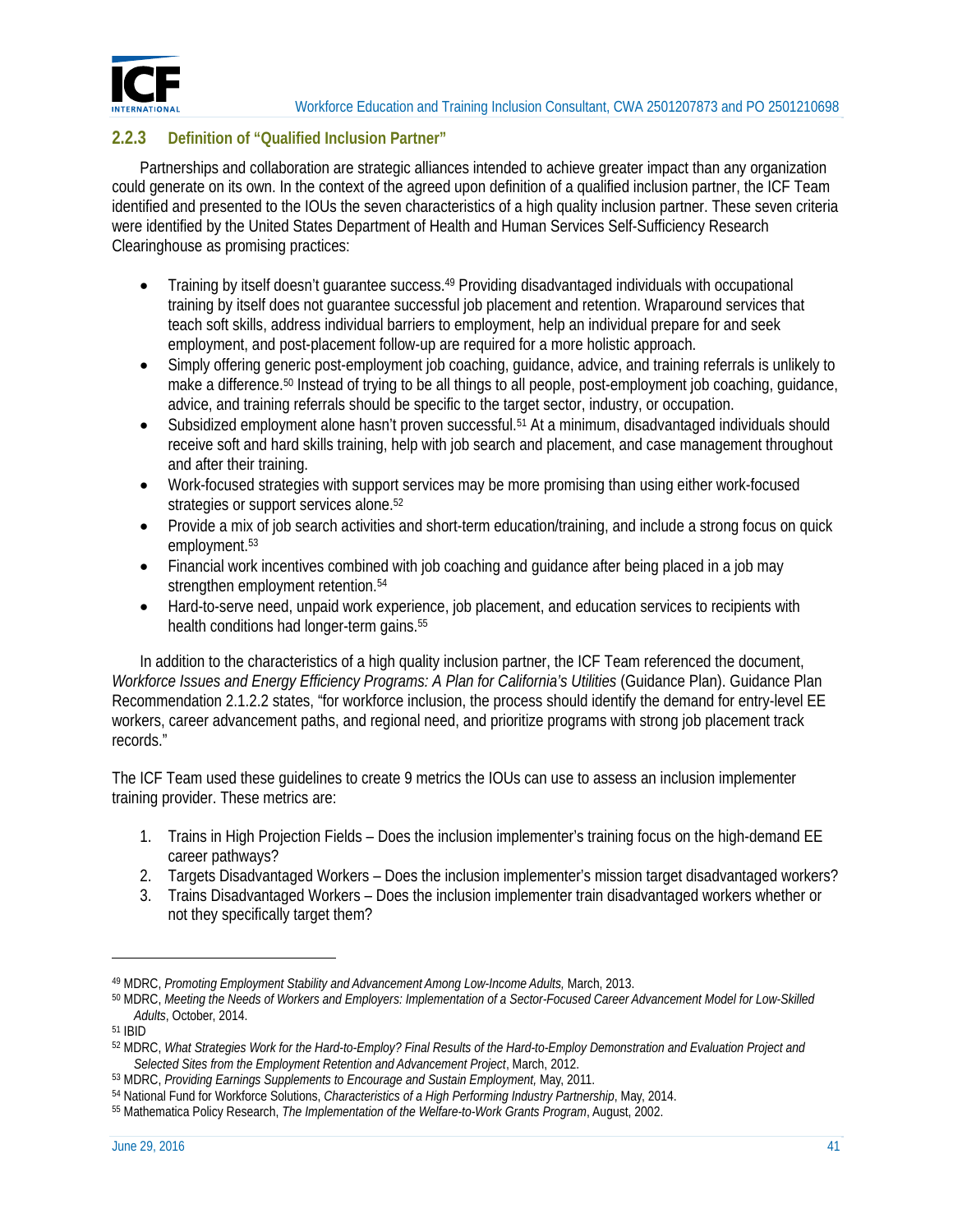### 2.2.3 Definition of "Qualified Inclusion Partner"

Partnerships and collaboration are strategic alliances intended to achieve greater impact than any organization could generate on its own. In the context of the agreed upon definition of a qualified inclusion partner, the ICF Team identified and presented to the IOUs the seven characteristics of a high quality inclusion partner. These seven criteria were identified by the United States Department of Health and Human Services Self-Sufficiency Research Clearinghouse as promising practices:

- Training by itself doesn't guarantee success.[49] Providing disadvantaged individuals with occupational training by itself does not guarantee successful job placement and retention. Wraparound services that teach soft skills, address individual barriers to employment, help an individual prepare for and seek employment, and post-placement follow-up are required for a more holistic approach.
- Simply offering generic post-employment job coaching, guidance, advice, and training referrals is unlikely to make a difference.[50] Instead of trying to be all things to all people, post-employment job coaching, guidance, advice, and training referrals should be specific to the target sector, industry, or occupation.
- Subsidized employment alone hasn't proven successful.[51] At a minimum, disadvantaged individuals should receive soft and hard skills training, help with job search and placement, and case management throughout and after their training.
- Work-focused strategies with support services may be more promising than using either work-focused strategies or support services alone.[52]
- Provide a mix of job search activities and short-term education/training, and include a strong focus on quick employment.[53]
- Financial work incentives combined with job coaching and guidance after being placed in a job may strengthen employment retention.[54]
- Hard-to-serve need, unpaid work experience, job placement, and education services to recipients with health conditions had longer-term gains.[55]

In addition to the characteristics of a high quality inclusion partner, the ICF Team referenced the document, *Workforce Issues and Energy Efficiency Programs: A Plan for California's Utilities* (Guidance Plan). Guidance Plan Recommendation 2.1.2.2 states, "for workforce inclusion, the process should identify the demand for entry-level EE workers, career advancement paths, and regional need, and prioritize programs with strong job placement track records."

The ICF Team used these guidelines to create 9 metrics the IOUs can use to assess an inclusion implementer training provider. These metrics are:

1. Trains in High Projection Fields – Does the inclusion implementer's training focus on the high-demand EE career pathways?
2. Targets Disadvantaged Workers – Does the inclusion implementer's mission target disadvantaged workers?
3. Trains Disadvantaged Workers – Does the inclusion implementer train disadvantaged workers whether or not they specifically target them?

---

[49] MDRC, *Promoting Employment Stability and Advancement Among Low-Income Adults,* March, 2013.

[50] MDRC, *Meeting the Needs of Workers and Employers: Implementation of a Sector-Focused Career Advancement Model for Low-Skilled Adults*, October, 2014.

[51] IBID

[52] MDRC, *What Strategies Work for the Hard-to-Employ? Final Results of the Hard-to-Employ Demonstration and Evaluation Project and Selected Sites from the Employment Retention and Advancement Project*, March, 2012.

[53] MDRC, *Providing Earnings Supplements to Encourage and Sustain Employment,* May, 2011.

[54] National Fund for Workforce Solutions, *Characteristics of a High Performing Industry Partnership*, May, 2014.

[55] Mathematica Policy Research, *The Implementation of the Welfare-to-Work Grants Program*, August, 2002.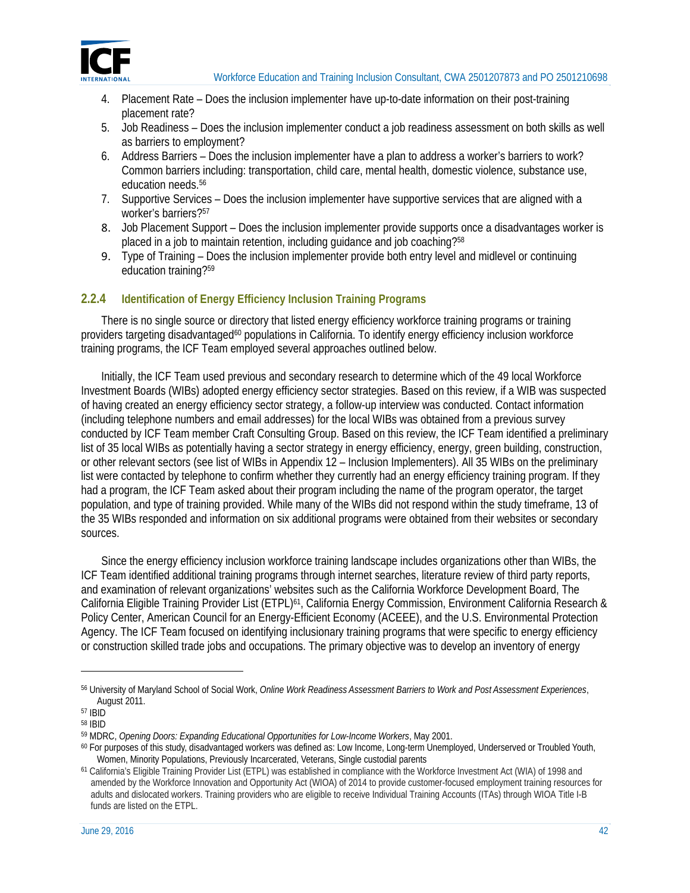4. Placement Rate – Does the inclusion implementer have up-to-date information on their post-training placement rate?
5. Job Readiness – Does the inclusion implementer conduct a job readiness assessment on both skills as well as barriers to employment?
6. Address Barriers – Does the inclusion implementer have a plan to address a worker's barriers to work? Common barriers including: transportation, child care, mental health, domestic violence, substance use, education needs.[56]
7. Supportive Services – Does the inclusion implementer have supportive services that are aligned with a worker's barriers?[57]
8. Job Placement Support – Does the inclusion implementer provide supports once a disadvantages worker is placed in a job to maintain retention, including guidance and job coaching?[58]
9. Type of Training – Does the inclusion implementer provide both entry level and midlevel or continuing education training?[59]

### 2.2.4 Identification of Energy Efficiency Inclusion Training Programs

There is no single source or directory that listed energy efficiency workforce training programs or training providers targeting disadvantaged[60] populations in California. To identify energy efficiency inclusion workforce training programs, the ICF Team employed several approaches outlined below.

Initially, the ICF Team used previous and secondary research to determine which of the 49 local Workforce Investment Boards (WIBs) adopted energy efficiency sector strategies. Based on this review, if a WIB was suspected of having created an energy efficiency sector strategy, a follow-up interview was conducted. Contact information (including telephone numbers and email addresses) for the local WIBs was obtained from a previous survey conducted by ICF Team member Craft Consulting Group. Based on this review, the ICF Team identified a preliminary list of 35 local WIBs as potentially having a sector strategy in energy efficiency, energy, green building, construction, or other relevant sectors (see list of WIBs in Appendix 12 – Inclusion Implementers). All 35 WIBs on the preliminary list were contacted by telephone to confirm whether they currently had an energy efficiency training program. If they had a program, the ICF Team asked about their program including the name of the program operator, the target population, and type of training provided. While many of the WIBs did not respond within the study timeframe, 13 of the 35 WIBs responded and information on six additional programs were obtained from their websites or secondary sources.

Since the energy efficiency inclusion workforce training landscape includes organizations other than WIBs, the ICF Team identified additional training programs through internet searches, literature review of third party reports, and examination of relevant organizations' websites such as the California Workforce Development Board, The California Eligible Training Provider List (ETPL)[61], California Energy Commission, Environment California Research & Policy Center, American Council for an Energy-Efficient Economy (ACEEE), and the U.S. Environmental Protection Agency. The ICF Team focused on identifying inclusionary training programs that were specific to energy efficiency or construction skilled trade jobs and occupations. The primary objective was to develop an inventory of energy

---

[56] University of Maryland School of Social Work, *Online Work Readiness Assessment Barriers to Work and Post Assessment Experiences*, August 2011.

[57] IBID

[58] IBID

[59] MDRC, *Opening Doors: Expanding Educational Opportunities for Low-Income Workers*, May 2001.

[60] For purposes of this study, disadvantaged workers was defined as: Low Income, Long-term Unemployed, Underserved or Troubled Youth, Women, Minority Populations, Previously Incarcerated, Veterans, Single custodial parents

[61] California's Eligible Training Provider List (ETPL) was established in compliance with the Workforce Investment Act (WIA) of 1998 and amended by the Workforce Innovation and Opportunity Act (WIOA) of 2014 to provide customer-focused employment training resources for adults and dislocated workers. Training providers who are eligible to receive Individual Training Accounts (ITAs) through WIOA Title I-B funds are listed on the ETPL.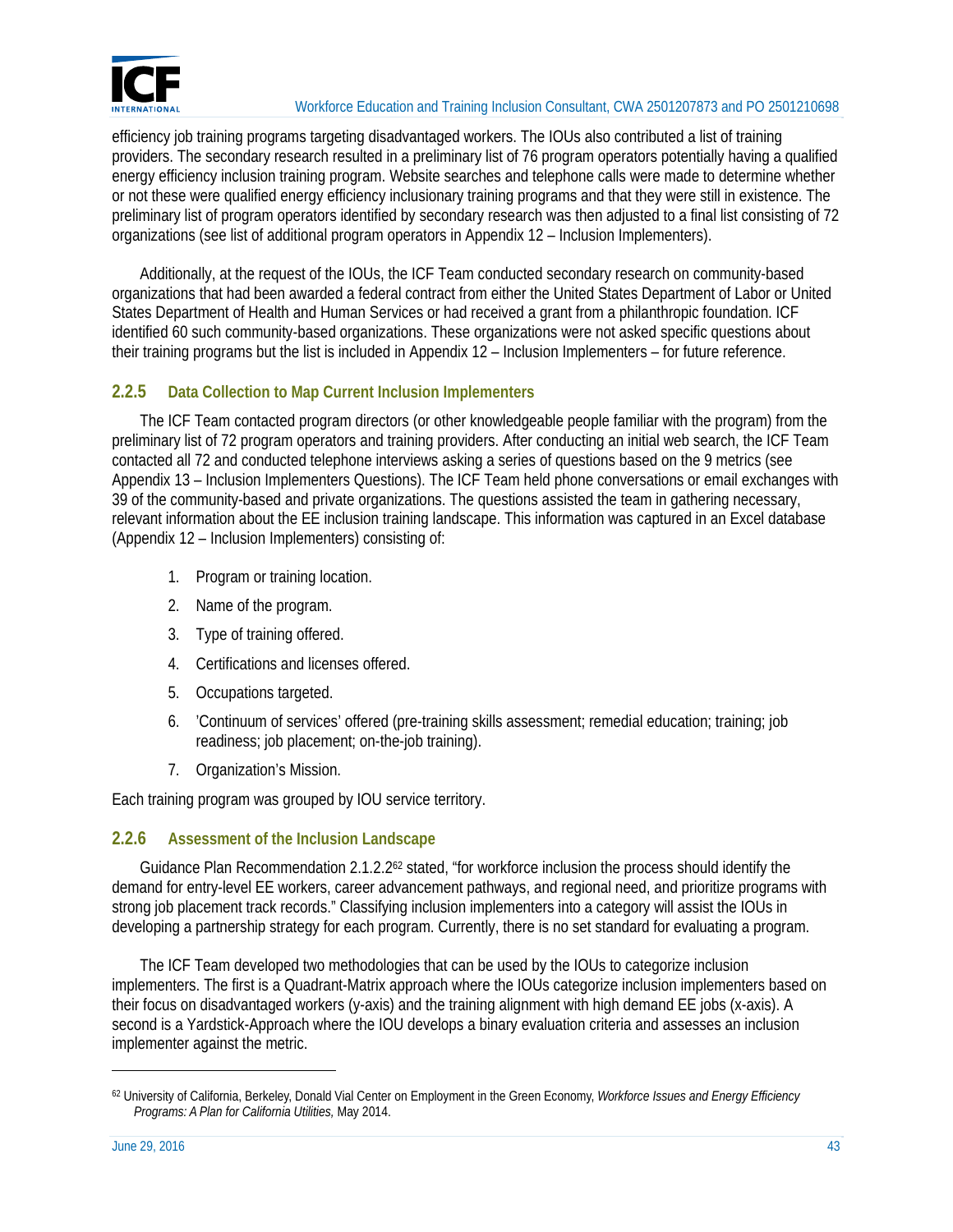efficiency job training programs targeting disadvantaged workers. The IOUs also contributed a list of training providers. The secondary research resulted in a preliminary list of 76 program operators potentially having a qualified energy efficiency inclusion training program. Website searches and telephone calls were made to determine whether or not these were qualified energy efficiency inclusionary training programs and that they were still in existence. The preliminary list of program operators identified by secondary research was then adjusted to a final list consisting of 72 organizations (see list of additional program operators in Appendix 12 – Inclusion Implementers).

Additionally, at the request of the IOUs, the ICF Team conducted secondary research on community-based organizations that had been awarded a federal contract from either the United States Department of Labor or United States Department of Health and Human Services or had received a grant from a philanthropic foundation. ICF identified 60 such community-based organizations. These organizations were not asked specific questions about their training programs but the list is included in Appendix 12 – Inclusion Implementers – for future reference.

### 2.2.5 Data Collection to Map Current Inclusion Implementers

The ICF Team contacted program directors (or other knowledgeable people familiar with the program) from the preliminary list of 72 program operators and training providers. After conducting an initial web search, the ICF Team contacted all 72 and conducted telephone interviews asking a series of questions based on the 9 metrics (see Appendix 13 – Inclusion Implementers Questions). The ICF Team held phone conversations or email exchanges with 39 of the community-based and private organizations. The questions assisted the team in gathering necessary, relevant information about the EE inclusion training landscape. This information was captured in an Excel database (Appendix 12 – Inclusion Implementers) consisting of:

1. Program or training location.
2. Name of the program.
3. Type of training offered.
4. Certifications and licenses offered.
5. Occupations targeted.
6. 'Continuum of services' offered (pre-training skills assessment; remedial education; training; job readiness; job placement; on-the-job training).
7. Organization's Mission.

Each training program was grouped by IOU service territory.

### 2.2.6 Assessment of the Inclusion Landscape

Guidance Plan Recommendation 2.1.2.2[62] stated, "for workforce inclusion the process should identify the demand for entry-level EE workers, career advancement pathways, and regional need, and prioritize programs with strong job placement track records." Classifying inclusion implementers into a category will assist the IOUs in developing a partnership strategy for each program. Currently, there is no set standard for evaluating a program.

The ICF Team developed two methodologies that can be used by the IOUs to categorize inclusion implementers. The first is a Quadrant-Matrix approach where the IOUs categorize inclusion implementers based on their focus on disadvantaged workers (y-axis) and the training alignment with high demand EE jobs (x-axis). A second is a Yardstick-Approach where the IOU develops a binary evaluation criteria and assesses an inclusion implementer against the metric.

---

[62] University of California, Berkeley, Donald Vial Center on Employment in the Green Economy, *Workforce Issues and Energy Efficiency Programs: A Plan for California Utilities,* May 2014.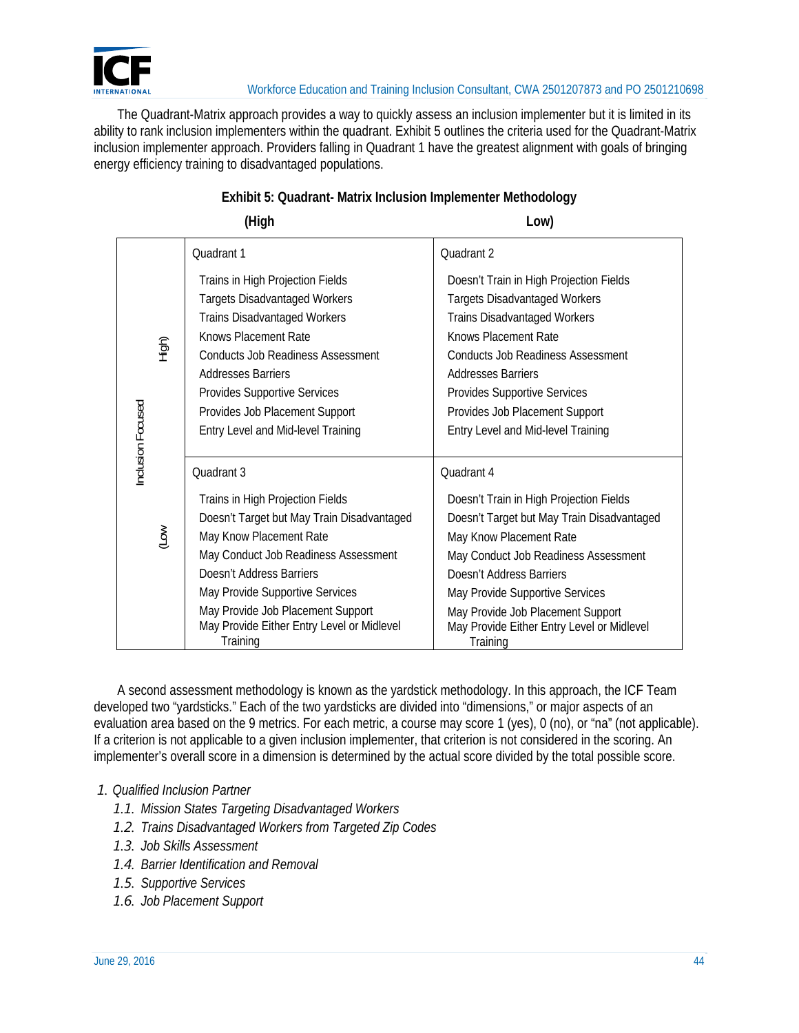The Quadrant-Matrix approach provides a way to quickly assess an inclusion implementer but it is limited in its ability to rank inclusion implementers within the quadrant. Exhibit 5 outlines the criteria used for the Quadrant-Matrix inclusion implementer approach. Providers falling in Quadrant 1 have the greatest alignment with goals of bringing energy efficiency training to disadvantaged populations.

**Exhibit 5: Quadrant- Matrix Inclusion Implementer Methodology**

| | (High | Low) |
|---|---|---|
| Inclusion Focused (High) | Quadrant 1<br><br>Trains in High Projection Fields<br>Targets Disadvantaged Workers<br>Trains Disadvantaged Workers<br>Knows Placement Rate<br>Conducts Job Readiness Assessment<br>Addresses Barriers<br>Provides Supportive Services<br>Provides Job Placement Support<br>Entry Level and Mid-level Training | Quadrant 2<br><br>Doesn't Train in High Projection Fields<br>Targets Disadvantaged Workers<br>Trains Disadvantaged Workers<br>Knows Placement Rate<br>Conducts Job Readiness Assessment<br>Addresses Barriers<br>Provides Supportive Services<br>Provides Job Placement Support<br>Entry Level and Mid-level Training |
| Inclusion Focused (Low) | Quadrant 3<br><br>Trains in High Projection Fields<br>Doesn't Target but May Train Disadvantaged<br>May Know Placement Rate<br>May Conduct Job Readiness Assessment<br>Doesn't Address Barriers<br>May Provide Supportive Services<br>May Provide Job Placement Support<br>May Provide Either Entry Level or Midlevel Training | Quadrant 4<br><br>Doesn't Train in High Projection Fields<br>Doesn't Target but May Train Disadvantaged<br>May Know Placement Rate<br>May Conduct Job Readiness Assessment<br>Doesn't Address Barriers<br>May Provide Supportive Services<br>May Provide Job Placement Support<br>May Provide Either Entry Level or Midlevel Training |

A second assessment methodology is known as the yardstick methodology. In this approach, the ICF Team developed two "yardsticks." Each of the two yardsticks are divided into "dimensions," or major aspects of an evaluation area based on the 9 metrics. For each metric, a course may score 1 (yes), 0 (no), or "na" (not applicable). If a criterion is not applicable to a given inclusion implementer, that criterion is not considered in the scoring. An implementer's overall score in a dimension is determined by the actual score divided by the total possible score.

1. *Qualified Inclusion Partner*
   1.1. *Mission States Targeting Disadvantaged Workers*
   1.2. *Trains Disadvantaged Workers from Targeted Zip Codes*
   1.3. *Job Skills Assessment*
   1.4. *Barrier Identification and Removal*
   1.5. *Supportive Services*
   1.6. *Job Placement Support*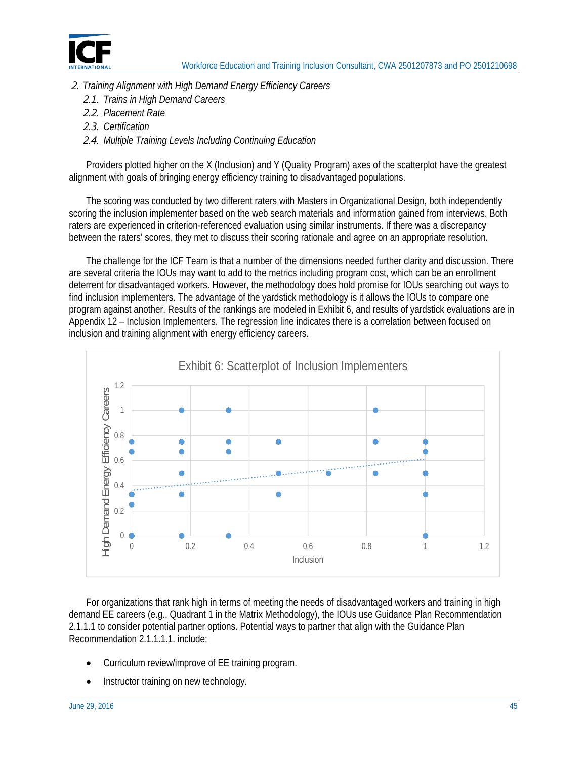2. *Training Alignment with High Demand Energy Efficiency Careers*
   - 2.1. *Trains in High Demand Careers*
   - 2.2. *Placement Rate*
   - 2.3. *Certification*
   - 2.4. *Multiple Training Levels Including Continuing Education*

Providers plotted higher on the X (Inclusion) and Y (Quality Program) axes of the scatterplot have the greatest alignment with goals of bringing energy efficiency training to disadvantaged populations.

The scoring was conducted by two different raters with Masters in Organizational Design, both independently scoring the inclusion implementer based on the web search materials and information gained from interviews. Both raters are experienced in criterion-referenced evaluation using similar instruments. If there was a discrepancy between the raters' scores, they met to discuss their scoring rationale and agree on an appropriate resolution.

The challenge for the ICF Team is that a number of the dimensions needed further clarity and discussion. There are several criteria the IOUs may want to add to the metrics including program cost, which can be an enrollment deterrent for disadvantaged workers. However, the methodology does hold promise for IOUs searching out ways to find inclusion implementers. The advantage of the yardstick methodology is it allows the IOUs to compare one program against another. Results of the rankings are modeled in Exhibit 6, and results of yardstick evaluations are in Appendix 12 – Inclusion Implementers. The regression line indicates there is a correlation between focused on inclusion and training alignment with energy efficiency careers.

Exhibit 6: Scatterplot of Inclusion Implementers

High Demand Energy Efficiency Careers

1.2
1
0.8
0.6
0.4
0.2
0

0
0.2
0.4
0.6
0.8
1
1.2

Inclusion

For organizations that rank high in terms of meeting the needs of disadvantaged workers and training in high demand EE careers (e.g., Quadrant 1 in the Matrix Methodology), the IOUs use Guidance Plan Recommendation 2.1.1.1 to consider potential partner options. Potential ways to partner that align with the Guidance Plan Recommendation 2.1.1.1.1. include:

- Curriculum review/improve of EE training program.
- Instructor training on new technology.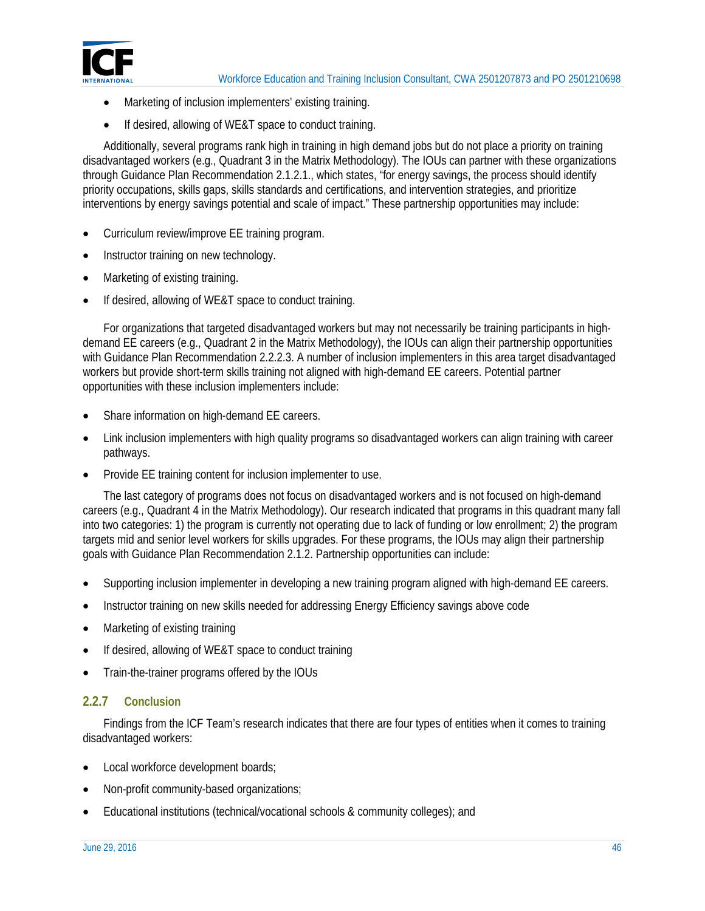- Marketing of inclusion implementers' existing training.
- If desired, allowing of WE&T space to conduct training.

Additionally, several programs rank high in training in high demand jobs but do not place a priority on training disadvantaged workers (e.g., Quadrant 3 in the Matrix Methodology). The IOUs can partner with these organizations through Guidance Plan Recommendation 2.1.2.1., which states, "for energy savings, the process should identify priority occupations, skills gaps, skills standards and certifications, and intervention strategies, and prioritize interventions by energy savings potential and scale of impact." These partnership opportunities may include:

- Curriculum review/improve EE training program.
- Instructor training on new technology.
- Marketing of existing training.
- If desired, allowing of WE&T space to conduct training.

For organizations that targeted disadvantaged workers but may not necessarily be training participants in high-demand EE careers (e.g., Quadrant 2 in the Matrix Methodology), the IOUs can align their partnership opportunities with Guidance Plan Recommendation 2.2.2.3. A number of inclusion implementers in this area target disadvantaged workers but provide short-term skills training not aligned with high-demand EE careers. Potential partner opportunities with these inclusion implementers include:

- Share information on high-demand EE careers.
- Link inclusion implementers with high quality programs so disadvantaged workers can align training with career pathways.
- Provide EE training content for inclusion implementer to use.

The last category of programs does not focus on disadvantaged workers and is not focused on high-demand careers (e.g., Quadrant 4 in the Matrix Methodology). Our research indicated that programs in this quadrant many fall into two categories: 1) the program is currently not operating due to lack of funding or low enrollment; 2) the program targets mid and senior level workers for skills upgrades. For these programs, the IOUs may align their partnership goals with Guidance Plan Recommendation 2.1.2. Partnership opportunities can include:

- Supporting inclusion implementer in developing a new training program aligned with high-demand EE careers.
- Instructor training on new skills needed for addressing Energy Efficiency savings above code
- Marketing of existing training
- If desired, allowing of WE&T space to conduct training
- Train-the-trainer programs offered by the IOUs

### 2.2.7 Conclusion

Findings from the ICF Team's research indicates that there are four types of entities when it comes to training disadvantaged workers:

- Local workforce development boards;
- Non-profit community-based organizations;
- Educational institutions (technical/vocational schools & community colleges); and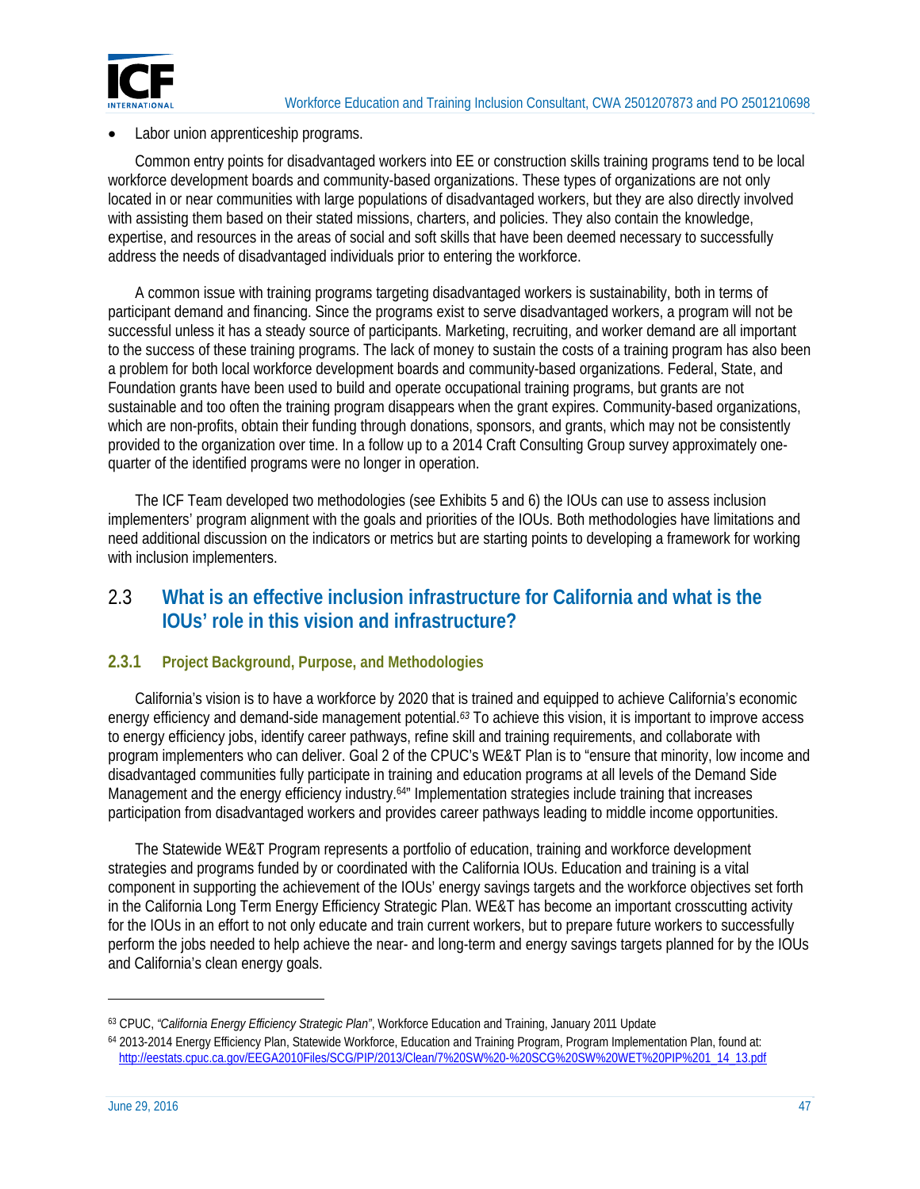- Labor union apprenticeship programs.

Common entry points for disadvantaged workers into EE or construction skills training programs tend to be local workforce development boards and community-based organizations. These types of organizations are not only located in or near communities with large populations of disadvantaged workers, but they are also directly involved with assisting them based on their stated missions, charters, and policies. They also contain the knowledge, expertise, and resources in the areas of social and soft skills that have been deemed necessary to successfully address the needs of disadvantaged individuals prior to entering the workforce.

A common issue with training programs targeting disadvantaged workers is sustainability, both in terms of participant demand and financing. Since the programs exist to serve disadvantaged workers, a program will not be successful unless it has a steady source of participants. Marketing, recruiting, and worker demand are all important to the success of these training programs. The lack of money to sustain the costs of a training program has also been a problem for both local workforce development boards and community-based organizations. Federal, State, and Foundation grants have been used to build and operate occupational training programs, but grants are not sustainable and too often the training program disappears when the grant expires. Community-based organizations, which are non-profits, obtain their funding through donations, sponsors, and grants, which may not be consistently provided to the organization over time. In a follow up to a 2014 Craft Consulting Group survey approximately one-quarter of the identified programs were no longer in operation.

The ICF Team developed two methodologies (see Exhibits 5 and 6) the IOUs can use to assess inclusion implementers' program alignment with the goals and priorities of the IOUs. Both methodologies have limitations and need additional discussion on the indicators or metrics but are starting points to developing a framework for working with inclusion implementers.

## 2.3 What is an effective inclusion infrastructure for California and what is the IOUs' role in this vision and infrastructure?

### 2.3.1 Project Background, Purpose, and Methodologies

California's vision is to have a workforce by 2020 that is trained and equipped to achieve California's economic energy efficiency and demand-side management potential.[63] To achieve this vision, it is important to improve access to energy efficiency jobs, identify career pathways, refine skill and training requirements, and collaborate with program implementers who can deliver. Goal 2 of the CPUC's WE&T Plan is to "ensure that minority, low income and disadvantaged communities fully participate in training and education programs at all levels of the Demand Side Management and the energy efficiency industry.[64]" Implementation strategies include training that increases participation from disadvantaged workers and provides career pathways leading to middle income opportunities.

The Statewide WE&T Program represents a portfolio of education, training and workforce development strategies and programs funded by or coordinated with the California IOUs. Education and training is a vital component in supporting the achievement of the IOUs' energy savings targets and the workforce objectives set forth in the California Long Term Energy Efficiency Strategic Plan. WE&T has become an important crosscutting activity for the IOUs in an effort to not only educate and train current workers, but to prepare future workers to successfully perform the jobs needed to help achieve the near- and long-term and energy savings targets planned for by the IOUs and California's clean energy goals.

---

[63] CPUC, *"California Energy Efficiency Strategic Plan"*, Workforce Education and Training, January 2011 Update

[64] 2013-2014 Energy Efficiency Plan, Statewide Workforce, Education and Training Program, Program Implementation Plan, found at: http://eestats.cpuc.ca.gov/EEGA2010Files/SCG/PIP/2013/Clean/7%20SW%20-%20SCG%20SW%20WET%20PIP%201_14_13.pdf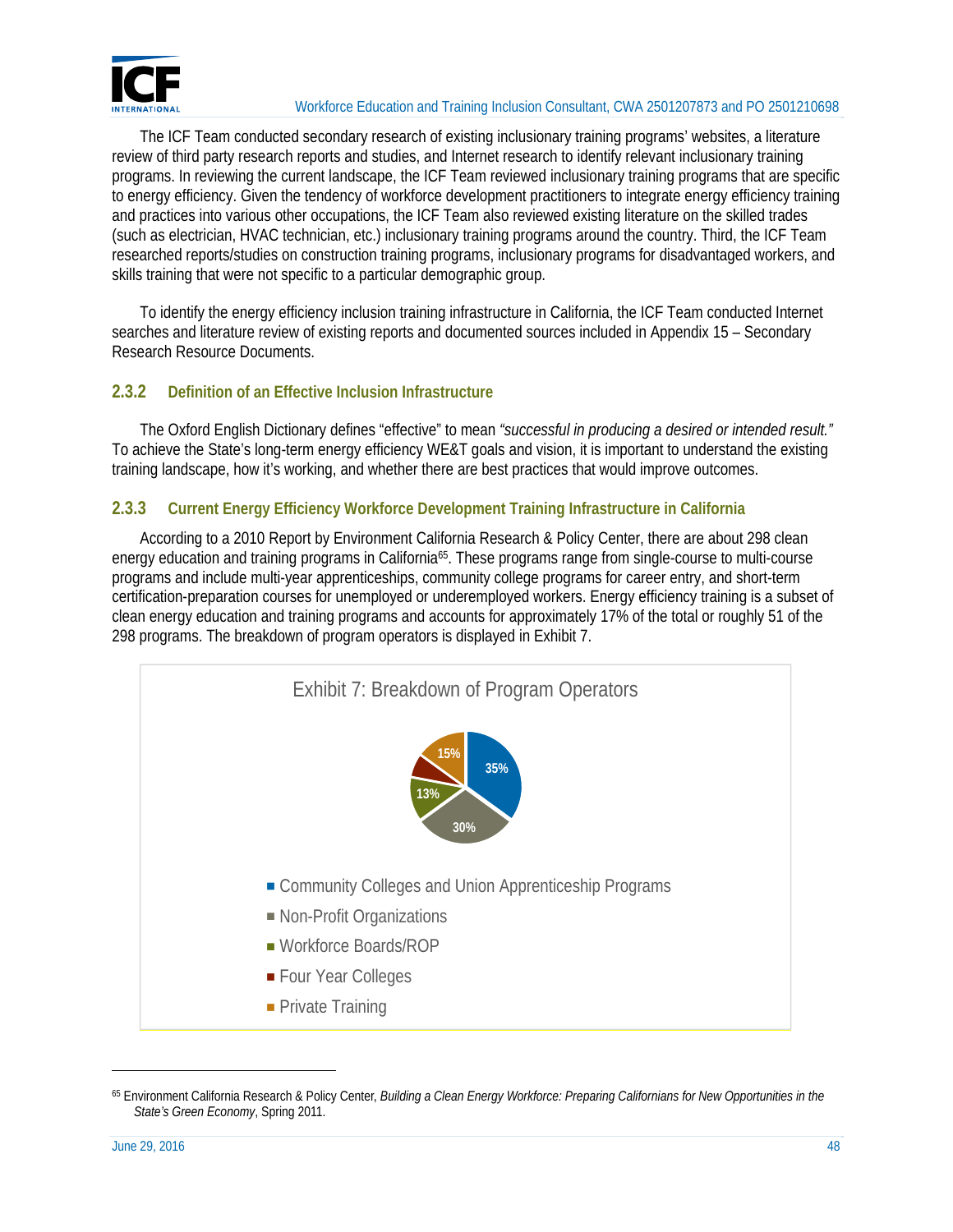The ICF Team conducted secondary research of existing inclusionary training programs' websites, a literature review of third party research reports and studies, and Internet research to identify relevant inclusionary training programs. In reviewing the current landscape, the ICF Team reviewed inclusionary training programs that are specific to energy efficiency. Given the tendency of workforce development practitioners to integrate energy efficiency training and practices into various other occupations, the ICF Team also reviewed existing literature on the skilled trades (such as electrician, HVAC technician, etc.) inclusionary training programs around the country. Third, the ICF Team researched reports/studies on construction training programs, inclusionary programs for disadvantaged workers, and skills training that were not specific to a particular demographic group.

To identify the energy efficiency inclusion training infrastructure in California, the ICF Team conducted Internet searches and literature review of existing reports and documented sources included in Appendix 15 – Secondary Research Resource Documents.

### 2.3.2 Definition of an Effective Inclusion Infrastructure

The Oxford English Dictionary defines "effective" to mean *"successful in producing a desired or intended result."* To achieve the State's long-term energy efficiency WE&T goals and vision, it is important to understand the existing training landscape, how it's working, and whether there are best practices that would improve outcomes.

### 2.3.3 Current Energy Efficiency Workforce Development Training Infrastructure in California

According to a 2010 Report by Environment California Research & Policy Center, there are about 298 clean energy education and training programs in California[65]. These programs range from single-course to multi-course programs and include multi-year apprenticeships, community college programs for career entry, and short-term certification-preparation courses for unemployed or underemployed workers. Energy efficiency training is a subset of clean energy education and training programs and accounts for approximately 17% of the total or roughly 51 of the 298 programs. The breakdown of program operators is displayed in Exhibit 7.

Exhibit 7: Breakdown of Program Operators

35%
30%
13%
15%

- Community Colleges and Union Apprenticeship Programs
- Non-Profit Organizations
- Workforce Boards/ROP
- Four Year Colleges
- Private Training

---

[65] Environment California Research & Policy Center, *Building a Clean Energy Workforce: Preparing Californians for New Opportunities in the State's Green Economy*, Spring 2011.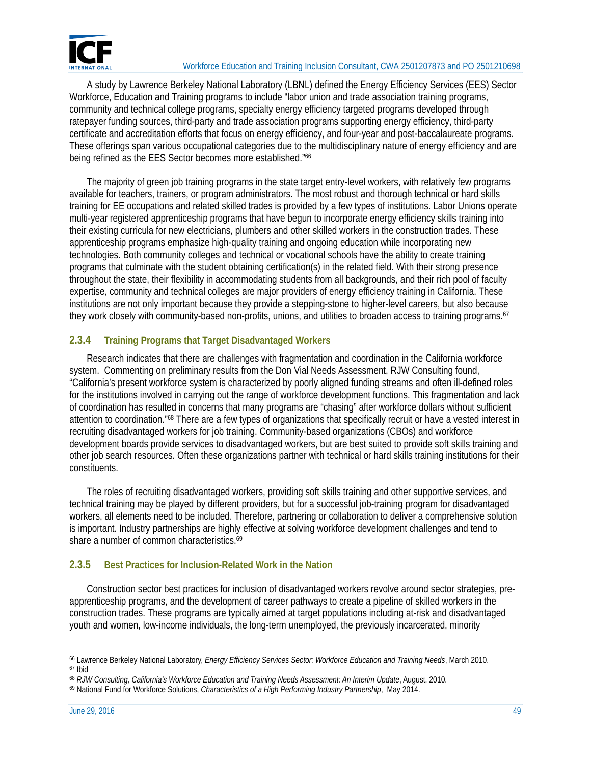A study by Lawrence Berkeley National Laboratory (LBNL) defined the Energy Efficiency Services (EES) Sector Workforce, Education and Training programs to include "labor union and trade association training programs, community and technical college programs, specialty energy efficiency targeted programs developed through ratepayer funding sources, third-party and trade association programs supporting energy efficiency, third-party certificate and accreditation efforts that focus on energy efficiency, and four-year and post-baccalaureate programs. These offerings span various occupational categories due to the multidisciplinary nature of energy efficiency and are being refined as the EES Sector becomes more established."[66]

The majority of green job training programs in the state target entry-level workers, with relatively few programs available for teachers, trainers, or program administrators. The most robust and thorough technical or hard skills training for EE occupations and related skilled trades is provided by a few types of institutions. Labor Unions operate multi-year registered apprenticeship programs that have begun to incorporate energy efficiency skills training into their existing curricula for new electricians, plumbers and other skilled workers in the construction trades. These apprenticeship programs emphasize high-quality training and ongoing education while incorporating new technologies. Both community colleges and technical or vocational schools have the ability to create training programs that culminate with the student obtaining certification(s) in the related field. With their strong presence throughout the state, their flexibility in accommodating students from all backgrounds, and their rich pool of faculty expertise, community and technical colleges are major providers of energy efficiency training in California. These institutions are not only important because they provide a stepping-stone to higher-level careers, but also because they work closely with community-based non-profits, unions, and utilities to broaden access to training programs.[67]

### 2.3.4 Training Programs that Target Disadvantaged Workers

Research indicates that there are challenges with fragmentation and coordination in the California workforce system. Commenting on preliminary results from the Don Vial Needs Assessment, RJW Consulting found, "California's present workforce system is characterized by poorly aligned funding streams and often ill-defined roles for the institutions involved in carrying out the range of workforce development functions. This fragmentation and lack of coordination has resulted in concerns that many programs are "chasing" after workforce dollars without sufficient attention to coordination."[68] There are a few types of organizations that specifically recruit or have a vested interest in recruiting disadvantaged workers for job training. Community-based organizations (CBOs) and workforce development boards provide services to disadvantaged workers, but are best suited to provide soft skills training and other job search resources. Often these organizations partner with technical or hard skills training institutions for their constituents.

The roles of recruiting disadvantaged workers, providing soft skills training and other supportive services, and technical training may be played by different providers, but for a successful job-training program for disadvantaged workers, all elements need to be included. Therefore, partnering or collaboration to deliver a comprehensive solution is important. Industry partnerships are highly effective at solving workforce development challenges and tend to share a number of common characteristics.[69]

### 2.3.5 Best Practices for Inclusion-Related Work in the Nation

Construction sector best practices for inclusion of disadvantaged workers revolve around sector strategies, pre-apprenticeship programs, and the development of career pathways to create a pipeline of skilled workers in the construction trades. These programs are typically aimed at target populations including at-risk and disadvantaged youth and women, low-income individuals, the long-term unemployed, the previously incarcerated, minority

---

[66] Lawrence Berkeley National Laboratory, *Energy Efficiency Services Sector: Workforce Education and Training Needs*, March 2010.
[67] Ibid
[68] *RJW Consulting, California's Workforce Education and Training Needs Assessment: An Interim Update*, August, 2010.
[69] National Fund for Workforce Solutions, *Characteristics of a High Performing Industry Partnership*, May 2014.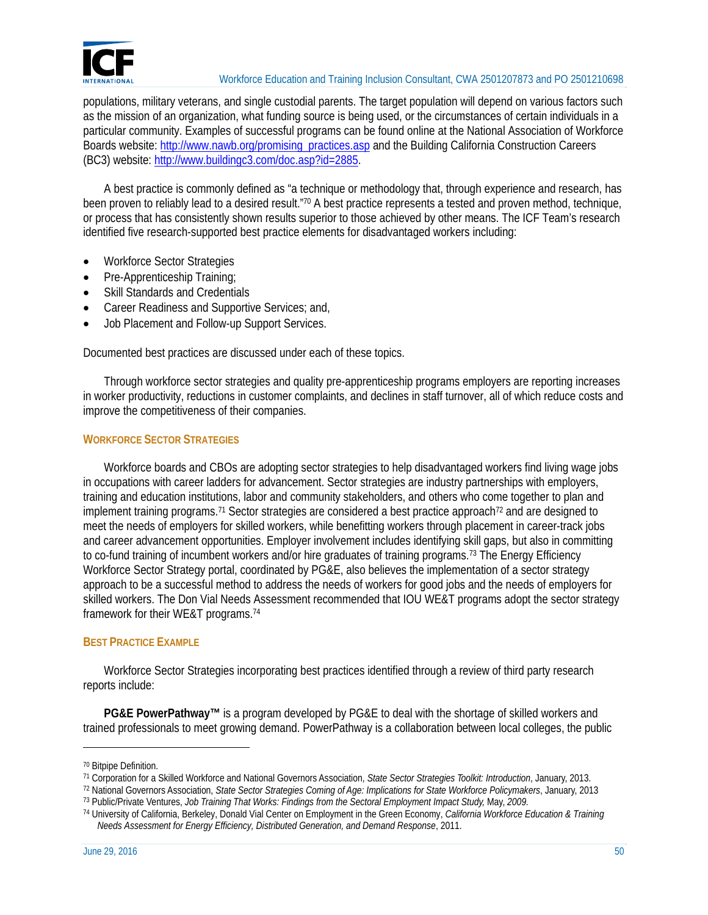populations, military veterans, and single custodial parents. The target population will depend on various factors such as the mission of an organization, what funding source is being used, or the circumstances of certain individuals in a particular community. Examples of successful programs can be found online at the National Association of Workforce Boards website: http://www.nawb.org/promising_practices.asp and the Building California Construction Careers (BC3) website: http://www.buildingc3.com/doc.asp?id=2885.

A best practice is commonly defined as "a technique or methodology that, through experience and research, has been proven to reliably lead to a desired result."[70] A best practice represents a tested and proven method, technique, or process that has consistently shown results superior to those achieved by other means. The ICF Team's research identified five research-supported best practice elements for disadvantaged workers including:

- Workforce Sector Strategies
- Pre-Apprenticeship Training;
- Skill Standards and Credentials
- Career Readiness and Supportive Services; and,
- Job Placement and Follow-up Support Services.

Documented best practices are discussed under each of these topics.

Through workforce sector strategies and quality pre-apprenticeship programs employers are reporting increases in worker productivity, reductions in customer complaints, and declines in staff turnover, all of which reduce costs and improve the competitiveness of their companies.

### Workforce Sector Strategies

Workforce boards and CBOs are adopting sector strategies to help disadvantaged workers find living wage jobs in occupations with career ladders for advancement. Sector strategies are industry partnerships with employers, training and education institutions, labor and community stakeholders, and others who come together to plan and implement training programs.[71] Sector strategies are considered a best practice approach[72] and are designed to meet the needs of employers for skilled workers, while benefitting workers through placement in career-track jobs and career advancement opportunities. Employer involvement includes identifying skill gaps, but also in committing to co-fund training of incumbent workers and/or hire graduates of training programs.[73] The Energy Efficiency Workforce Sector Strategy portal, coordinated by PG&E, also believes the implementation of a sector strategy approach to be a successful method to address the needs of workers for good jobs and the needs of employers for skilled workers. The Don Vial Needs Assessment recommended that IOU WE&T programs adopt the sector strategy framework for their WE&T programs.[74]

### Best Practice Example

Workforce Sector Strategies incorporating best practices identified through a review of third party research reports include:

**PG&E PowerPathway™** is a program developed by PG&E to deal with the shortage of skilled workers and trained professionals to meet growing demand. PowerPathway is a collaboration between local colleges, the public

---

[70] Bitpipe Definition.

[71] Corporation for a Skilled Workforce and National Governors Association, *State Sector Strategies Toolkit: Introduction*, January, 2013.

[72] National Governors Association, *State Sector Strategies Coming of Age: Implications for State Workforce Policymakers*, January, 2013

[73] Public/Private Ventures, *Job Training That Works: Findings from the Sectoral Employment Impact Study,* May, *2009.*

[74] University of California, Berkeley, Donald Vial Center on Employment in the Green Economy, *California Workforce Education & Training Needs Assessment for Energy Efficiency, Distributed Generation, and Demand Response*, 2011.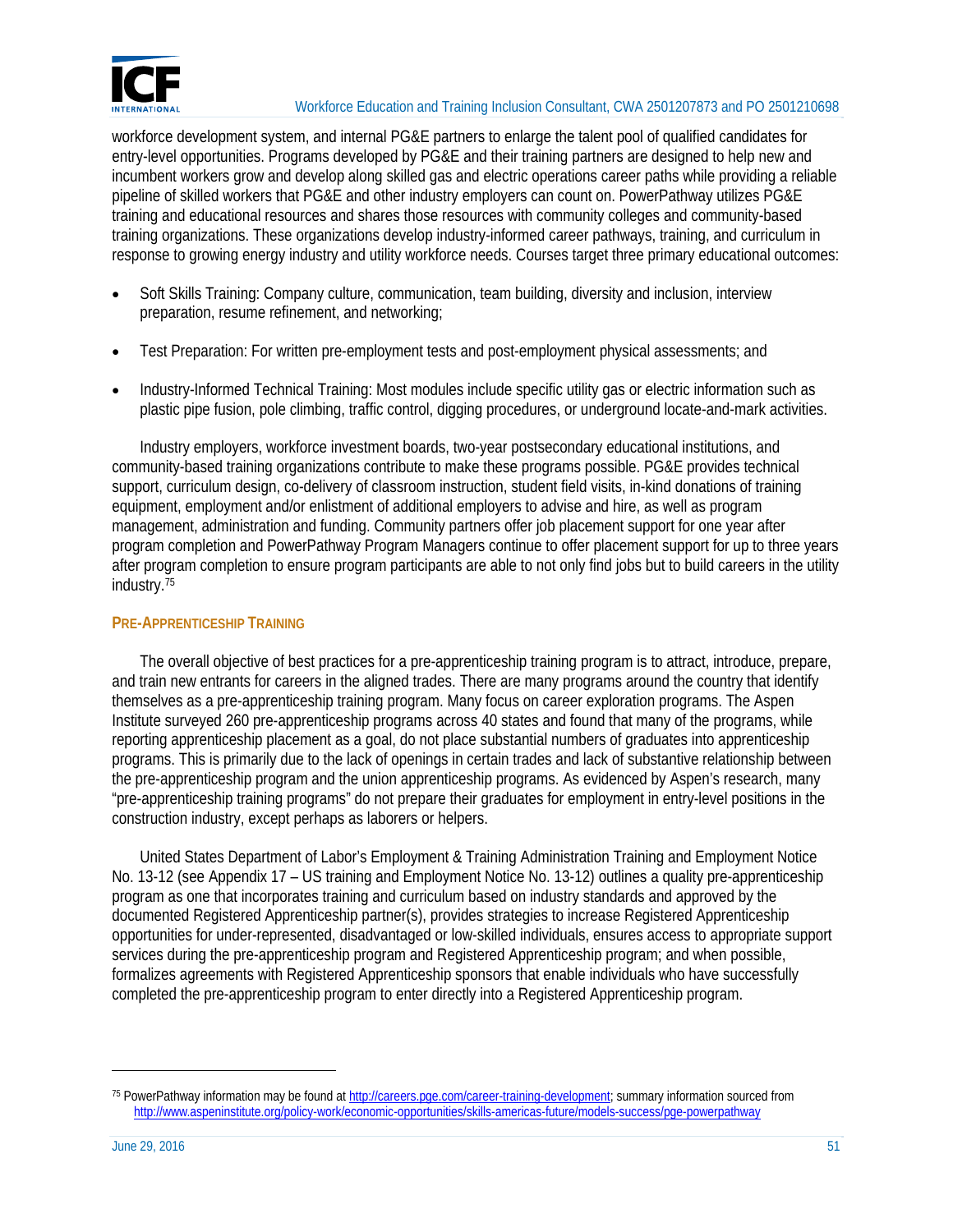workforce development system, and internal PG&E partners to enlarge the talent pool of qualified candidates for entry-level opportunities. Programs developed by PG&E and their training partners are designed to help new and incumbent workers grow and develop along skilled gas and electric operations career paths while providing a reliable pipeline of skilled workers that PG&E and other industry employers can count on. PowerPathway utilizes PG&E training and educational resources and shares those resources with community colleges and community-based training organizations. These organizations develop industry-informed career pathways, training, and curriculum in response to growing energy industry and utility workforce needs. Courses target three primary educational outcomes:

- Soft Skills Training: Company culture, communication, team building, diversity and inclusion, interview preparation, resume refinement, and networking;
- Test Preparation: For written pre-employment tests and post-employment physical assessments; and
- Industry-Informed Technical Training: Most modules include specific utility gas or electric information such as plastic pipe fusion, pole climbing, traffic control, digging procedures, or underground locate-and-mark activities.

Industry employers, workforce investment boards, two-year postsecondary educational institutions, and community-based training organizations contribute to make these programs possible. PG&E provides technical support, curriculum design, co-delivery of classroom instruction, student field visits, in-kind donations of training equipment, employment and/or enlistment of additional employers to advise and hire, as well as program management, administration and funding. Community partners offer job placement support for one year after program completion and PowerPathway Program Managers continue to offer placement support for up to three years after program completion to ensure program participants are able to not only find jobs but to build careers in the utility industry.[75]

### Pre-Apprenticeship Training

The overall objective of best practices for a pre-apprenticeship training program is to attract, introduce, prepare, and train new entrants for careers in the aligned trades. There are many programs around the country that identify themselves as a pre-apprenticeship training program. Many focus on career exploration programs. The Aspen Institute surveyed 260 pre-apprenticeship programs across 40 states and found that many of the programs, while reporting apprenticeship placement as a goal, do not place substantial numbers of graduates into apprenticeship programs. This is primarily due to the lack of openings in certain trades and lack of substantive relationship between the pre-apprenticeship program and the union apprenticeship programs. As evidenced by Aspen's research, many "pre-apprenticeship training programs" do not prepare their graduates for employment in entry-level positions in the construction industry, except perhaps as laborers or helpers.

United States Department of Labor's Employment & Training Administration Training and Employment Notice No. 13-12 (see Appendix 17 – US training and Employment Notice No. 13-12) outlines a quality pre-apprenticeship program as one that incorporates training and curriculum based on industry standards and approved by the documented Registered Apprenticeship partner(s), provides strategies to increase Registered Apprenticeship opportunities for under-represented, disadvantaged or low-skilled individuals, ensures access to appropriate support services during the pre-apprenticeship program and Registered Apprenticeship program; and when possible, formalizes agreements with Registered Apprenticeship sponsors that enable individuals who have successfully completed the pre-apprenticeship program to enter directly into a Registered Apprenticeship program.

---

[75] PowerPathway information may be found at http://careers.pge.com/career-training-development; summary information sourced from http://www.aspeninstitute.org/policy-work/economic-opportunities/skills-americas-future/models-success/pge-powerpathway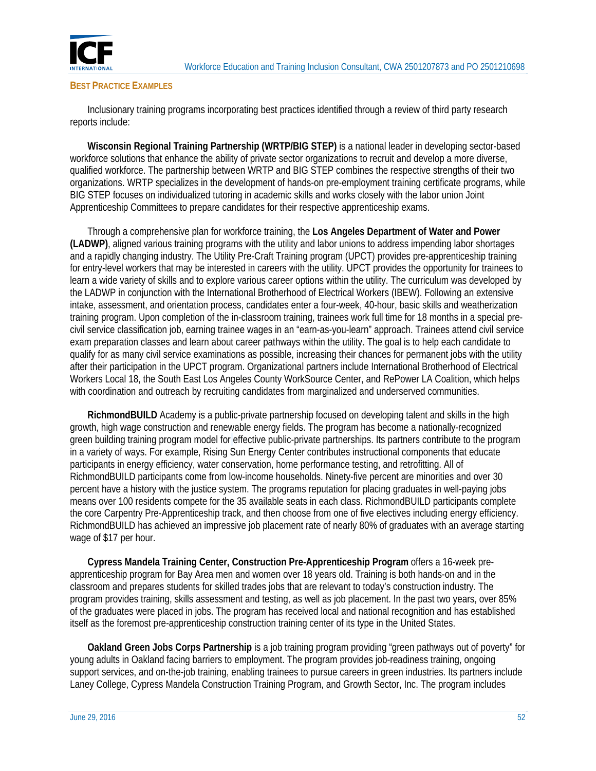## Best Practice Examples

Inclusionary training programs incorporating best practices identified through a review of third party research reports include:

**Wisconsin Regional Training Partnership (WRTP/BIG STEP)** is a national leader in developing sector-based workforce solutions that enhance the ability of private sector organizations to recruit and develop a more diverse, qualified workforce. The partnership between WRTP and BIG STEP combines the respective strengths of their two organizations. WRTP specializes in the development of hands-on pre-employment training certificate programs, while BIG STEP focuses on individualized tutoring in academic skills and works closely with the labor union Joint Apprenticeship Committees to prepare candidates for their respective apprenticeship exams.

Through a comprehensive plan for workforce training, the **Los Angeles Department of Water and Power (LADWP)**, aligned various training programs with the utility and labor unions to address impending labor shortages and a rapidly changing industry. The Utility Pre-Craft Training program (UPCT) provides pre-apprenticeship training for entry-level workers that may be interested in careers with the utility. UPCT provides the opportunity for trainees to learn a wide variety of skills and to explore various career options within the utility. The curriculum was developed by the LADWP in conjunction with the International Brotherhood of Electrical Workers (IBEW). Following an extensive intake, assessment, and orientation process, candidates enter a four-week, 40-hour, basic skills and weatherization training program. Upon completion of the in-classroom training, trainees work full time for 18 months in a special pre-civil service classification job, earning trainee wages in an "earn-as-you-learn" approach. Trainees attend civil service exam preparation classes and learn about career pathways within the utility. The goal is to help each candidate to qualify for as many civil service examinations as possible, increasing their chances for permanent jobs with the utility after their participation in the UPCT program. Organizational partners include International Brotherhood of Electrical Workers Local 18, the South East Los Angeles County WorkSource Center, and RePower LA Coalition, which helps with coordination and outreach by recruiting candidates from marginalized and underserved communities.

**RichmondBUILD** Academy is a public-private partnership focused on developing talent and skills in the high growth, high wage construction and renewable energy fields. The program has become a nationally-recognized green building training program model for effective public-private partnerships. Its partners contribute to the program in a variety of ways. For example, Rising Sun Energy Center contributes instructional components that educate participants in energy efficiency, water conservation, home performance testing, and retrofitting. All of RichmondBUILD participants come from low-income households. Ninety-five percent are minorities and over 30 percent have a history with the justice system. The programs reputation for placing graduates in well-paying jobs means over 100 residents compete for the 35 available seats in each class. RichmondBUILD participants complete the core Carpentry Pre-Apprenticeship track, and then choose from one of five electives including energy efficiency. RichmondBUILD has achieved an impressive job placement rate of nearly 80% of graduates with an average starting wage of $17 per hour.

**Cypress Mandela Training Center, Construction Pre-Apprenticeship Program** offers a 16-week pre-apprenticeship program for Bay Area men and women over 18 years old. Training is both hands-on and in the classroom and prepares students for skilled trades jobs that are relevant to today's construction industry. The program provides training, skills assessment and testing, as well as job placement. In the past two years, over 85% of the graduates were placed in jobs. The program has received local and national recognition and has established itself as the foremost pre-apprenticeship construction training center of its type in the United States.

**Oakland Green Jobs Corps Partnership** is a job training program providing "green pathways out of poverty" for young adults in Oakland facing barriers to employment. The program provides job-readiness training, ongoing support services, and on-the-job training, enabling trainees to pursue careers in green industries. Its partners include Laney College, Cypress Mandela Construction Training Program, and Growth Sector, Inc. The program includes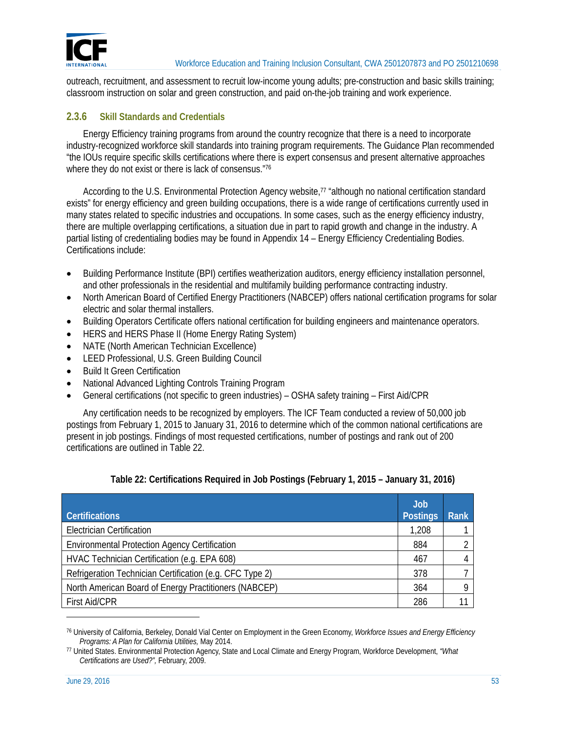outreach, recruitment, and assessment to recruit low-income young adults; pre-construction and basic skills training; classroom instruction on solar and green construction, and paid on-the-job training and work experience.

### 2.3.6 Skill Standards and Credentials

Energy Efficiency training programs from around the country recognize that there is a need to incorporate industry-recognized workforce skill standards into training program requirements. The Guidance Plan recommended "the IOUs require specific skills certifications where there is expert consensus and present alternative approaches where they do not exist or there is lack of consensus."[76]

According to the U.S. Environmental Protection Agency website,[77] "although no national certification standard exists" for energy efficiency and green building occupations, there is a wide range of certifications currently used in many states related to specific industries and occupations. In some cases, such as the energy efficiency industry, there are multiple overlapping certifications, a situation due in part to rapid growth and change in the industry. A partial listing of credentialing bodies may be found in Appendix 14 – Energy Efficiency Credentialing Bodies. Certifications include:

- Building Performance Institute (BPI) certifies weatherization auditors, energy efficiency installation personnel, and other professionals in the residential and multifamily building performance contracting industry.
- North American Board of Certified Energy Practitioners (NABCEP) offers national certification programs for solar electric and solar thermal installers.
- Building Operators Certificate offers national certification for building engineers and maintenance operators.
- HERS and HERS Phase II (Home Energy Rating System)
- NATE (North American Technician Excellence)
- LEED Professional, U.S. Green Building Council
- Build It Green Certification
- National Advanced Lighting Controls Training Program
- General certifications (not specific to green industries) – OSHA safety training – First Aid/CPR

Any certification needs to be recognized by employers. The ICF Team conducted a review of 50,000 job postings from February 1, 2015 to January 31, 2016 to determine which of the common national certifications are present in job postings. Findings of most requested certifications, number of postings and rank out of 200 certifications are outlined in Table 22.

**Table 22: Certifications Required in Job Postings (February 1, 2015 – January 31, 2016)**

| Certifications | Job Postings | Rank |
|---|---|---|
| Electrician Certification | 1,208 | 1 |
| Environmental Protection Agency Certification | 884 | 2 |
| HVAC Technician Certification (e.g. EPA 608) | 467 | 4 |
| Refrigeration Technician Certification (e.g. CFC Type 2) | 378 | 7 |
| North American Board of Energy Practitioners (NABCEP) | 364 | 9 |
| First Aid/CPR | 286 | 11 |

[76] University of California, Berkeley, Donald Vial Center on Employment in the Green Economy, *Workforce Issues and Energy Efficiency Programs: A Plan for California Utilities,* May 2014.

[77] United States. Environmental Protection Agency, State and Local Climate and Energy Program, Workforce Development, *"What Certifications are Used?",* February, 2009.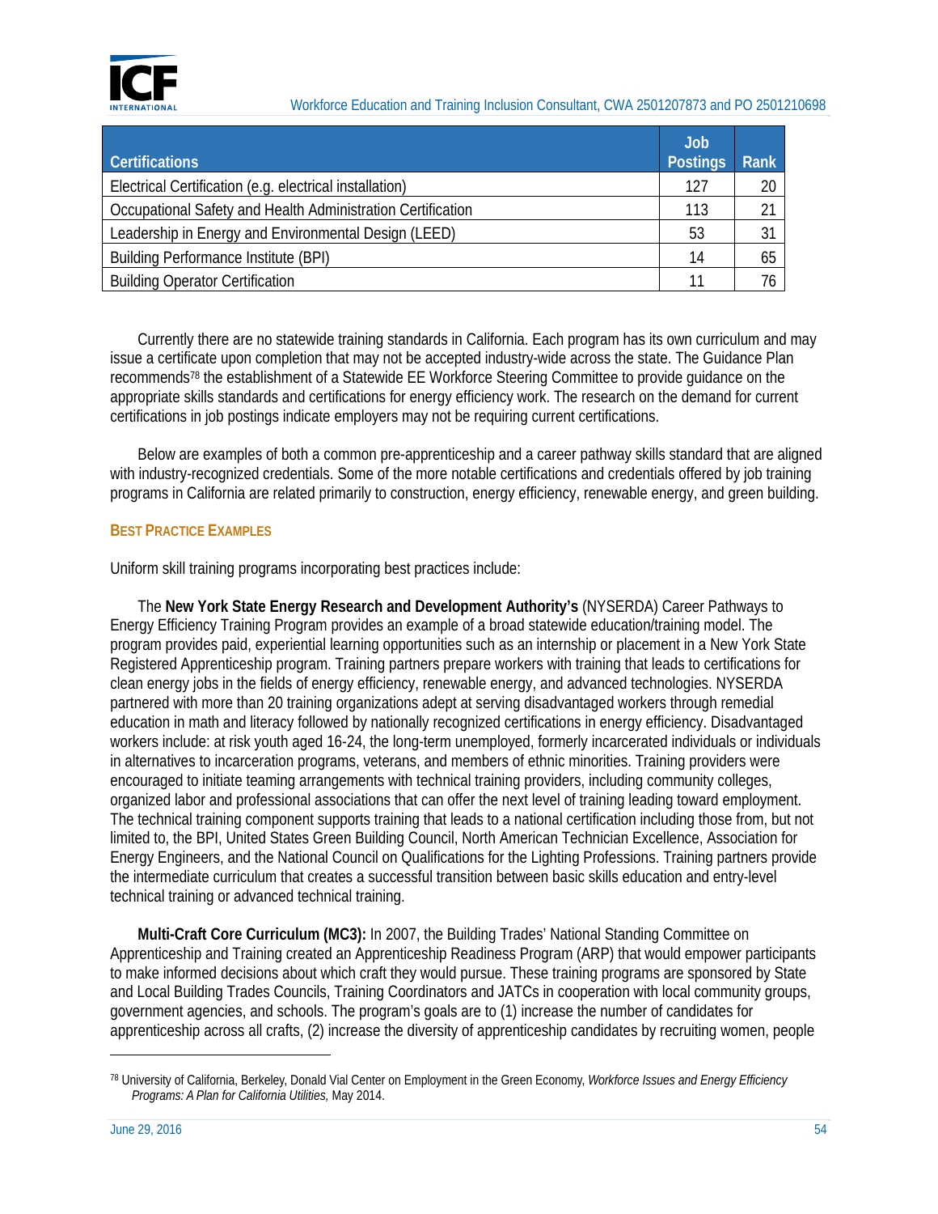| Certifications | Job Postings | Rank |
|---|---|---|
| Electrical Certification (e.g. electrical installation) | 127 | 20 |
| Occupational Safety and Health Administration Certification | 113 | 21 |
| Leadership in Energy and Environmental Design (LEED) | 53 | 31 |
| Building Performance Institute (BPI) | 14 | 65 |
| Building Operator Certification | 11 | 76 |

Currently there are no statewide training standards in California. Each program has its own curriculum and may issue a certificate upon completion that may not be accepted industry-wide across the state. The Guidance Plan recommends[78] the establishment of a Statewide EE Workforce Steering Committee to provide guidance on the appropriate skills standards and certifications for energy efficiency work. The research on the demand for current certifications in job postings indicate employers may not be requiring current certifications.

Below are examples of both a common pre-apprenticeship and a career pathway skills standard that are aligned with industry-recognized credentials. Some of the more notable certifications and credentials offered by job training programs in California are related primarily to construction, energy efficiency, renewable energy, and green building.

### Best Practice Examples

Uniform skill training programs incorporating best practices include:

The **New York State Energy Research and Development Authority's** (NYSERDA) Career Pathways to Energy Efficiency Training Program provides an example of a broad statewide education/training model. The program provides paid, experiential learning opportunities such as an internship or placement in a New York State Registered Apprenticeship program. Training partners prepare workers with training that leads to certifications for clean energy jobs in the fields of energy efficiency, renewable energy, and advanced technologies. NYSERDA partnered with more than 20 training organizations adept at serving disadvantaged workers through remedial education in math and literacy followed by nationally recognized certifications in energy efficiency. Disadvantaged workers include: at risk youth aged 16-24, the long-term unemployed, formerly incarcerated individuals or individuals in alternatives to incarceration programs, veterans, and members of ethnic minorities. Training providers were encouraged to initiate teaming arrangements with technical training providers, including community colleges, organized labor and professional associations that can offer the next level of training leading toward employment. The technical training component supports training that leads to a national certification including those from, but not limited to, the BPI, United States Green Building Council, North American Technician Excellence, Association for Energy Engineers, and the National Council on Qualifications for the Lighting Professions. Training partners provide the intermediate curriculum that creates a successful transition between basic skills education and entry-level technical training or advanced technical training.

**Multi-Craft Core Curriculum (MC3):** In 2007, the Building Trades' National Standing Committee on Apprenticeship and Training created an Apprenticeship Readiness Program (ARP) that would empower participants to make informed decisions about which craft they would pursue. These training programs are sponsored by State and Local Building Trades Councils, Training Coordinators and JATCs in cooperation with local community groups, government agencies, and schools. The program's goals are to (1) increase the number of candidates for apprenticeship across all crafts, (2) increase the diversity of apprenticeship candidates by recruiting women, people

[78] University of California, Berkeley, Donald Vial Center on Employment in the Green Economy, *Workforce Issues and Energy Efficiency Programs: A Plan for California Utilities,* May 2014.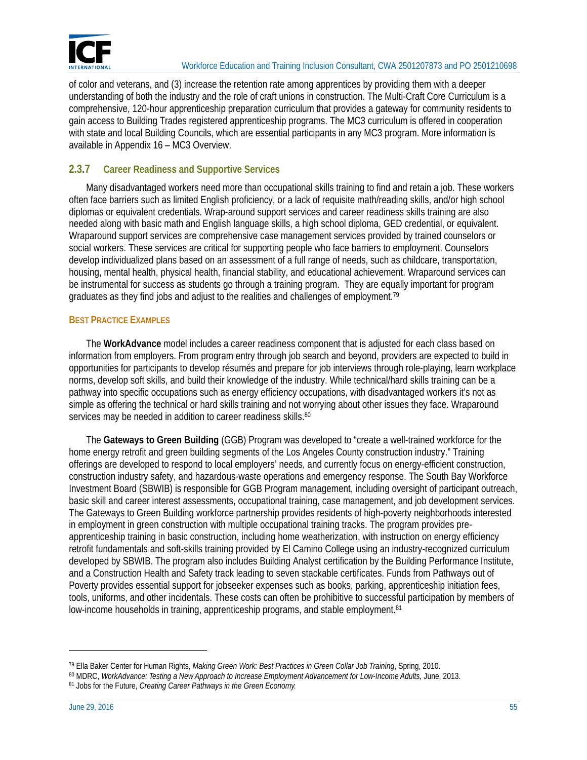of color and veterans, and (3) increase the retention rate among apprentices by providing them with a deeper understanding of both the industry and the role of craft unions in construction. The Multi-Craft Core Curriculum is a comprehensive, 120-hour apprenticeship preparation curriculum that provides a gateway for community residents to gain access to Building Trades registered apprenticeship programs. The MC3 curriculum is offered in cooperation with state and local Building Councils, which are essential participants in any MC3 program. More information is available in Appendix 16 – MC3 Overview.

### 2.3.7 Career Readiness and Supportive Services

Many disadvantaged workers need more than occupational skills training to find and retain a job. These workers often face barriers such as limited English proficiency, or a lack of requisite math/reading skills, and/or high school diplomas or equivalent credentials. Wrap-around support services and career readiness skills training are also needed along with basic math and English language skills, a high school diploma, GED credential, or equivalent. Wraparound support services are comprehensive case management services provided by trained counselors or social workers. These services are critical for supporting people who face barriers to employment. Counselors develop individualized plans based on an assessment of a full range of needs, such as childcare, transportation, housing, mental health, physical health, financial stability, and educational achievement. Wraparound services can be instrumental for success as students go through a training program. They are equally important for program graduates as they find jobs and adjust to the realities and challenges of employment.[79]

#### Best Practice Examples

The **WorkAdvance** model includes a career readiness component that is adjusted for each class based on information from employers. From program entry through job search and beyond, providers are expected to build in opportunities for participants to develop résumés and prepare for job interviews through role-playing, learn workplace norms, develop soft skills, and build their knowledge of the industry. While technical/hard skills training can be a pathway into specific occupations such as energy efficiency occupations, with disadvantaged workers it's not as simple as offering the technical or hard skills training and not worrying about other issues they face. Wraparound services may be needed in addition to career readiness skills.[80]

The **Gateways to Green Building** (GGB) Program was developed to "create a well-trained workforce for the home energy retrofit and green building segments of the Los Angeles County construction industry." Training offerings are developed to respond to local employers' needs, and currently focus on energy-efficient construction, construction industry safety, and hazardous-waste operations and emergency response. The South Bay Workforce Investment Board (SBWIB) is responsible for GGB Program management, including oversight of participant outreach, basic skill and career interest assessments, occupational training, case management, and job development services. The Gateways to Green Building workforce partnership provides residents of high-poverty neighborhoods interested in employment in green construction with multiple occupational training tracks. The program provides pre-apprenticeship training in basic construction, including home weatherization, with instruction on energy efficiency retrofit fundamentals and soft-skills training provided by El Camino College using an industry-recognized curriculum developed by SBWIB. The program also includes Building Analyst certification by the Building Performance Institute, and a Construction Health and Safety track leading to seven stackable certificates. Funds from Pathways out of Poverty provides essential support for jobseeker expenses such as books, parking, apprenticeship initiation fees, tools, uniforms, and other incidentals. These costs can often be prohibitive to successful participation by members of low-income households in training, apprenticeship programs, and stable employment.[81]

---

[79] Ella Baker Center for Human Rights, *Making Green Work: Best Practices in Green Collar Job Training*, Spring, 2010.

[80] MDRC, *WorkAdvance: Testing a New Approach to Increase Employment Advancement for Low-Income Adults,* June, 2013.

[81] Jobs for the Future, *Creating Career Pathways in the Green Economy.*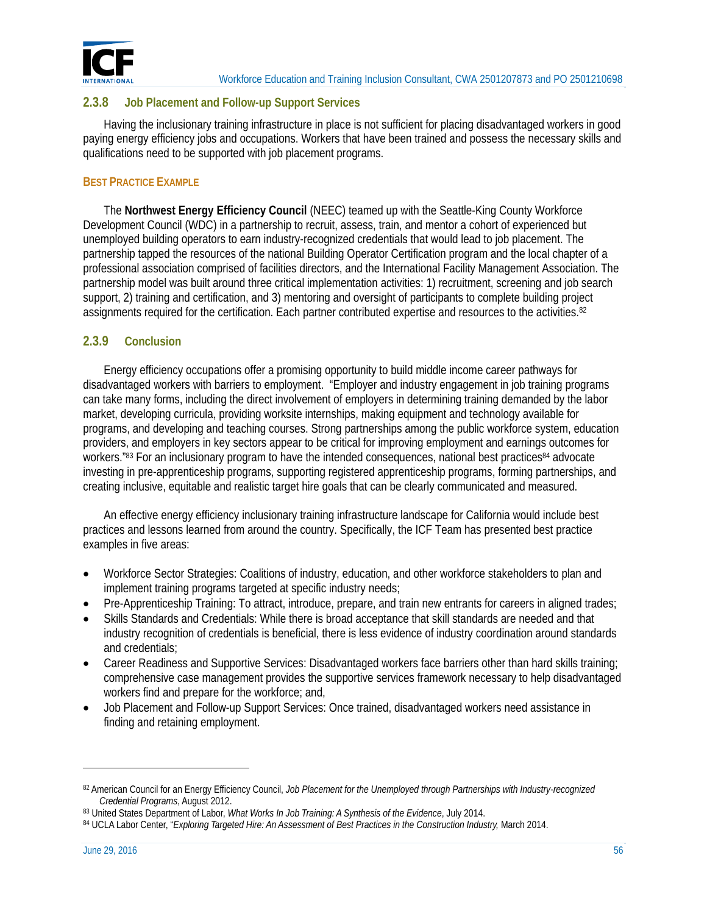### 2.3.8 Job Placement and Follow-up Support Services

Having the inclusionary training infrastructure in place is not sufficient for placing disadvantaged workers in good paying energy efficiency jobs and occupations. Workers that have been trained and possess the necessary skills and qualifications need to be supported with job placement programs.

**BEST PRACTICE EXAMPLE**

The **Northwest Energy Efficiency Council** (NEEC) teamed up with the Seattle-King County Workforce Development Council (WDC) in a partnership to recruit, assess, train, and mentor a cohort of experienced but unemployed building operators to earn industry-recognized credentials that would lead to job placement. The partnership tapped the resources of the national Building Operator Certification program and the local chapter of a professional association comprised of facilities directors, and the International Facility Management Association. The partnership model was built around three critical implementation activities: 1) recruitment, screening and job search support, 2) training and certification, and 3) mentoring and oversight of participants to complete building project assignments required for the certification. Each partner contributed expertise and resources to the activities.[82]

### 2.3.9 Conclusion

Energy efficiency occupations offer a promising opportunity to build middle income career pathways for disadvantaged workers with barriers to employment. "Employer and industry engagement in job training programs can take many forms, including the direct involvement of employers in determining training demanded by the labor market, developing curricula, providing worksite internships, making equipment and technology available for programs, and developing and teaching courses. Strong partnerships among the public workforce system, education providers, and employers in key sectors appear to be critical for improving employment and earnings outcomes for workers."[83] For an inclusionary program to have the intended consequences, national best practices[84] advocate investing in pre-apprenticeship programs, supporting registered apprenticeship programs, forming partnerships, and creating inclusive, equitable and realistic target hire goals that can be clearly communicated and measured.

An effective energy efficiency inclusionary training infrastructure landscape for California would include best practices and lessons learned from around the country. Specifically, the ICF Team has presented best practice examples in five areas:

- Workforce Sector Strategies: Coalitions of industry, education, and other workforce stakeholders to plan and implement training programs targeted at specific industry needs;
- Pre-Apprenticeship Training: To attract, introduce, prepare, and train new entrants for careers in aligned trades;
- Skills Standards and Credentials: While there is broad acceptance that skill standards are needed and that industry recognition of credentials is beneficial, there is less evidence of industry coordination around standards and credentials;
- Career Readiness and Supportive Services: Disadvantaged workers face barriers other than hard skills training; comprehensive case management provides the supportive services framework necessary to help disadvantaged workers find and prepare for the workforce; and,
- Job Placement and Follow-up Support Services: Once trained, disadvantaged workers need assistance in finding and retaining employment.

---

[82] American Council for an Energy Efficiency Council, *Job Placement for the Unemployed through Partnerships with Industry-recognized Credential Programs*, August 2012.

[83] United States Department of Labor, *What Works In Job Training: A Synthesis of the Evidence*, July 2014.

[84] UCLA Labor Center, "*Exploring Targeted Hire: An Assessment of Best Practices in the Construction Industry,* March 2014.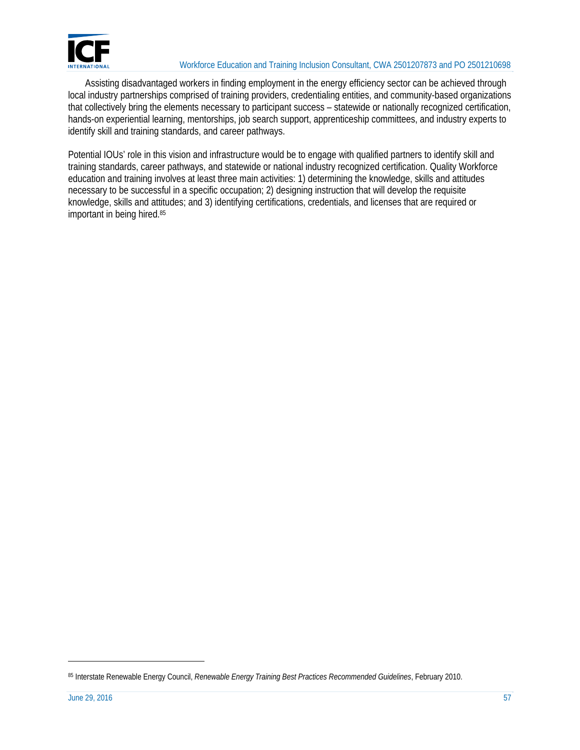Assisting disadvantaged workers in finding employment in the energy efficiency sector can be achieved through local industry partnerships comprised of training providers, credentialing entities, and community-based organizations that collectively bring the elements necessary to participant success – statewide or nationally recognized certification, hands-on experiential learning, mentorships, job search support, apprenticeship committees, and industry experts to identify skill and training standards, and career pathways.

Potential IOUs' role in this vision and infrastructure would be to engage with qualified partners to identify skill and training standards, career pathways, and statewide or national industry recognized certification. Quality Workforce education and training involves at least three main activities: 1) determining the knowledge, skills and attitudes necessary to be successful in a specific occupation; 2) designing instruction that will develop the requisite knowledge, skills and attitudes; and 3) identifying certifications, credentials, and licenses that are required or important in being hired.[85]

[85] Interstate Renewable Energy Council, *Renewable Energy Training Best Practices Recommended Guidelines*, February 2010.